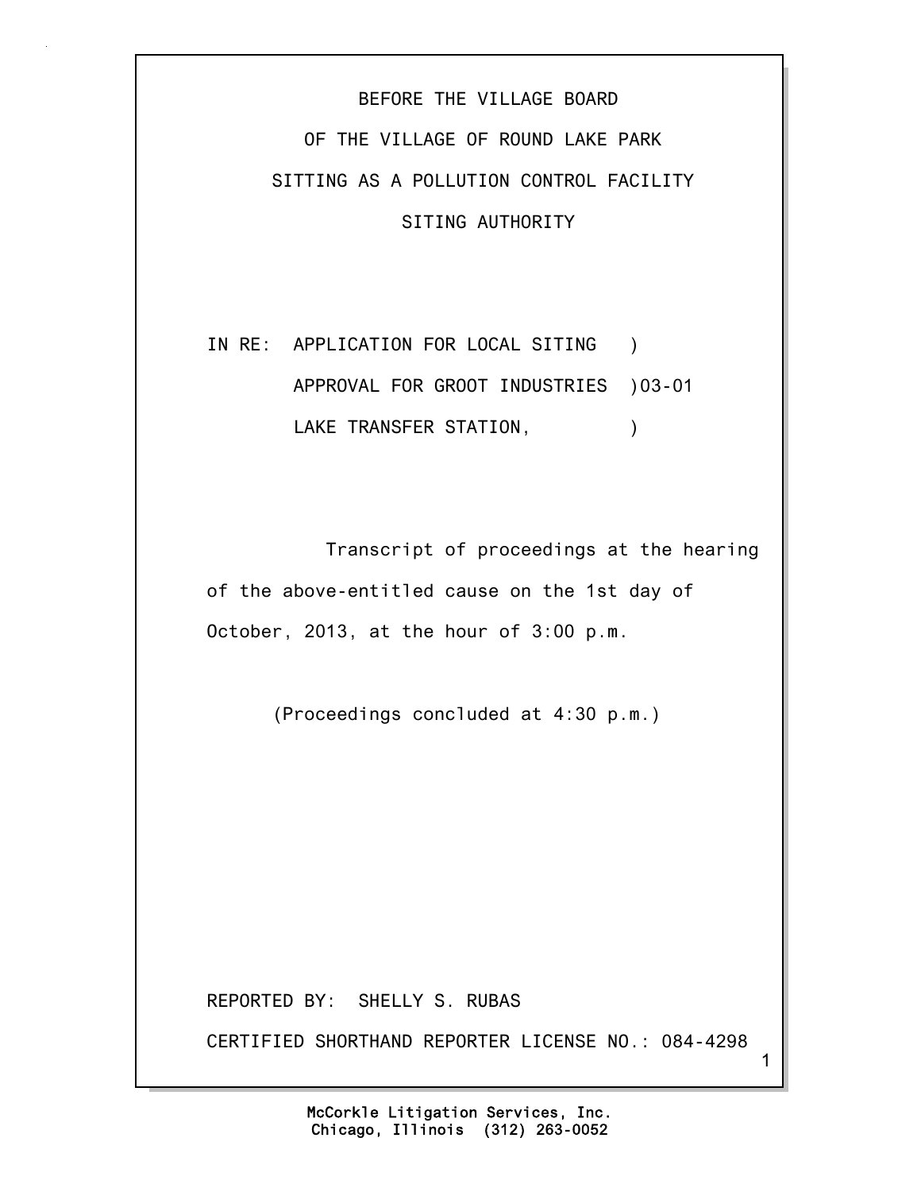BEFORE THE VILLAGE BOARD

OF THE VILLAGE OF ROUND LAKE PARK

SITTING AS A POLLUTION CONTROL FACILITY

SITING AUTHORITY

IN RE: APPLICATION FOR LOCAL SITING )
APPROVAL FOR GROOT INDUSTRIES )03-01
LAKE TRANSFER STATION, )

Transcript of proceedings at the hearing of the above-entitled cause on the 1st day of October, 2013, at the hour of 3:00 p.m.

(Proceedings concluded at 4:30 p.m.)

REPORTED BY: SHELLY S. RUBAS

CERTIFIED SHORTHAND REPORTER LICENSE NO.: 084-4298

McCorkle Litigation Services, Inc.
Chicago, Illinois (312) 263-0052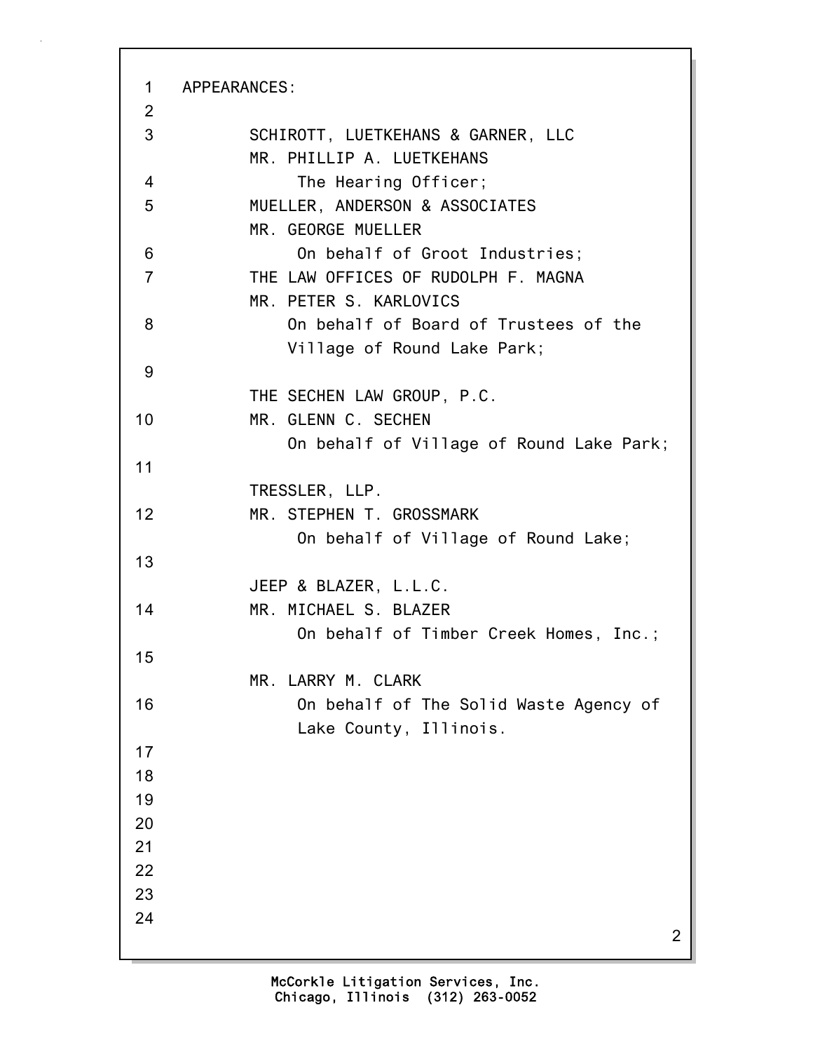APPEARANCES:

SCHIROTT, LUETKEHANS & GARNER, LLC
MR. PHILLIP A. LUETKEHANS
The Hearing Officer;

MUELLER, ANDERSON & ASSOCIATES
MR. GEORGE MUELLER
On behalf of Groot Industries;

THE LAW OFFICES OF RUDOLPH F. MAGNA
MR. PETER S. KARLOVICS
On behalf of Board of Trustees of the Village of Round Lake Park;

THE SECHEN LAW GROUP, P.C.
MR. GLENN C. SECHEN
On behalf of Village of Round Lake Park;

TRESSLER, LLP.
MR. STEPHEN T. GROSSMARK
On behalf of Village of Round Lake;

JEEP & BLAZER, L.L.C.
MR. MICHAEL S. BLAZER
On behalf of Timber Creek Homes, Inc.;

MR. LARRY M. CLARK
On behalf of The Solid Waste Agency of Lake County, Illinois.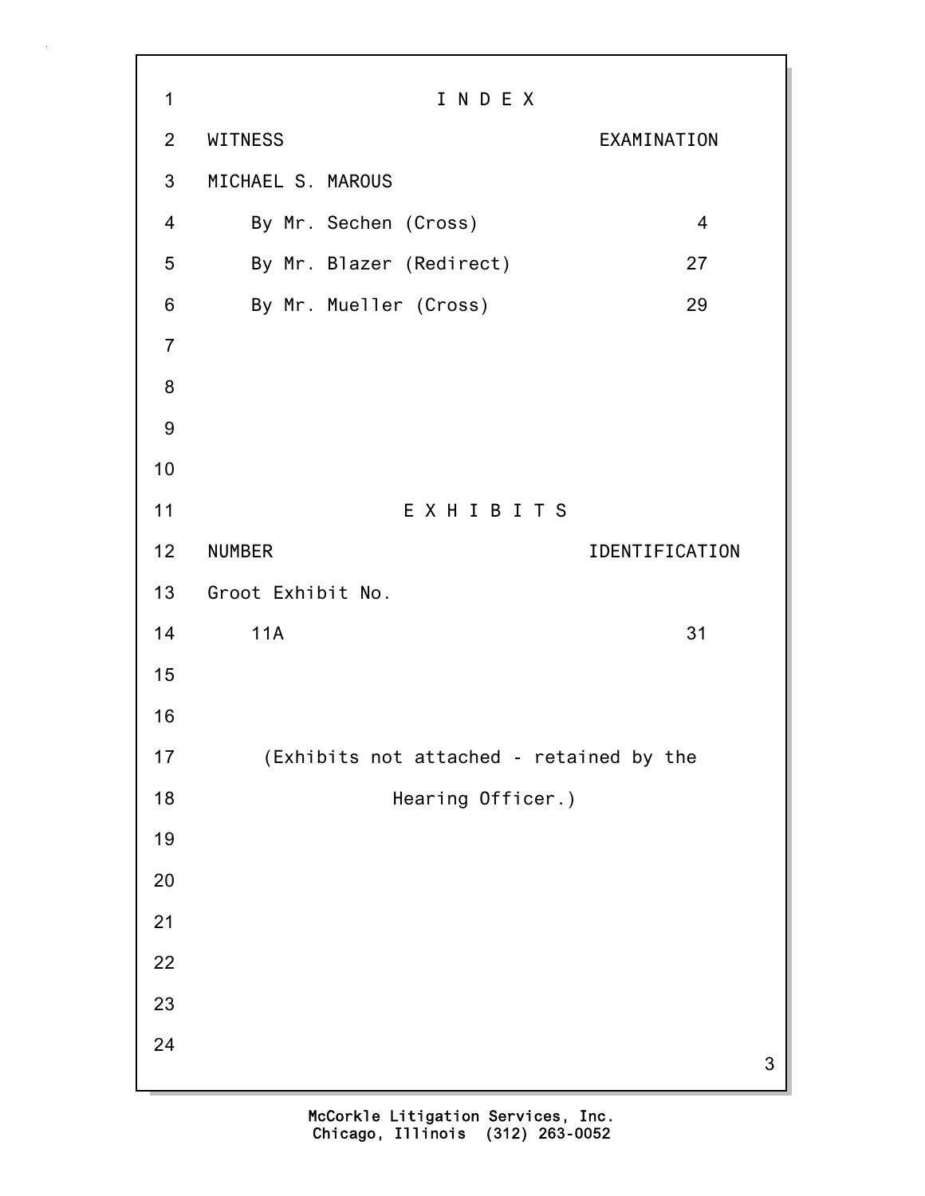# I N D E X

| WITNESS | EXAMINATION |
|---|---|
| MICHAEL S. MAROUS | |
| By Mr. Sechen (Cross) | 4 |
| By Mr. Blazer (Redirect) | 27 |
| By Mr. Mueller (Cross) | 29 |

# E X H I B I T S

| NUMBER | IDENTIFICATION |
|---|---|
| Groot Exhibit No. | |
| 11A | 31 |

(Exhibits not attached - retained by the Hearing Officer.)

McCorkle Litigation Services, Inc.
Chicago, Illinois (312) 263-0052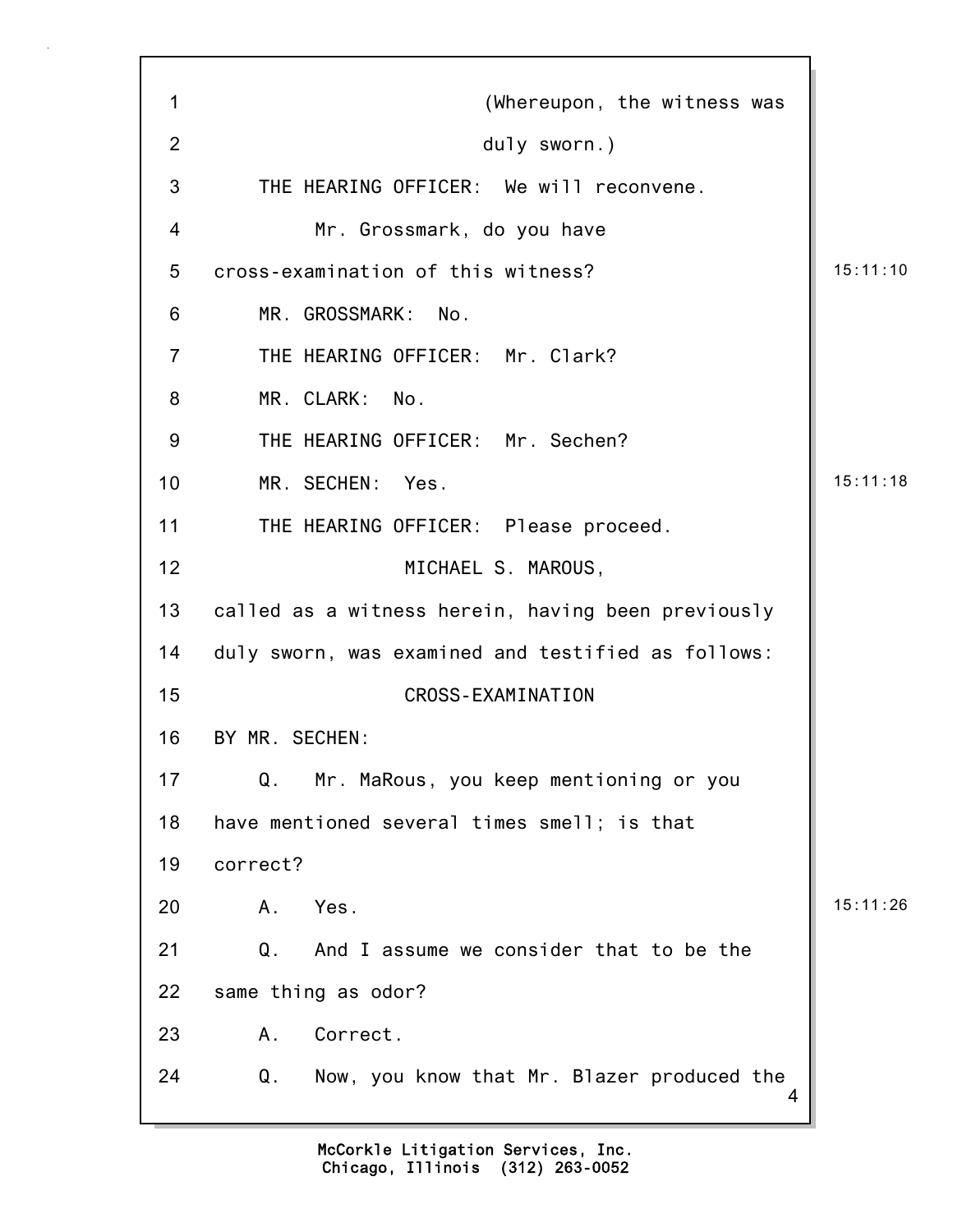(Whereupon, the witness was duly sworn.)

THE HEARING OFFICER: We will reconvene.

Mr. Grossmark, do you have cross-examination of this witness?

MR. GROSSMARK: No.

THE HEARING OFFICER: Mr. Clark?

MR. CLARK: No.

THE HEARING OFFICER: Mr. Sechen?

MR. SECHEN: Yes.

THE HEARING OFFICER: Please proceed.

MICHAEL S. MAROUS,

called as a witness herein, having been previously duly sworn, was examined and testified as follows:

CROSS-EXAMINATION

BY MR. SECHEN:

Q. Mr. MaRous, you keep mentioning or you have mentioned several times smell; is that correct?

A. Yes.

Q. And I assume we consider that to be the same thing as odor?

A. Correct.

Q. Now, you know that Mr. Blazer produced the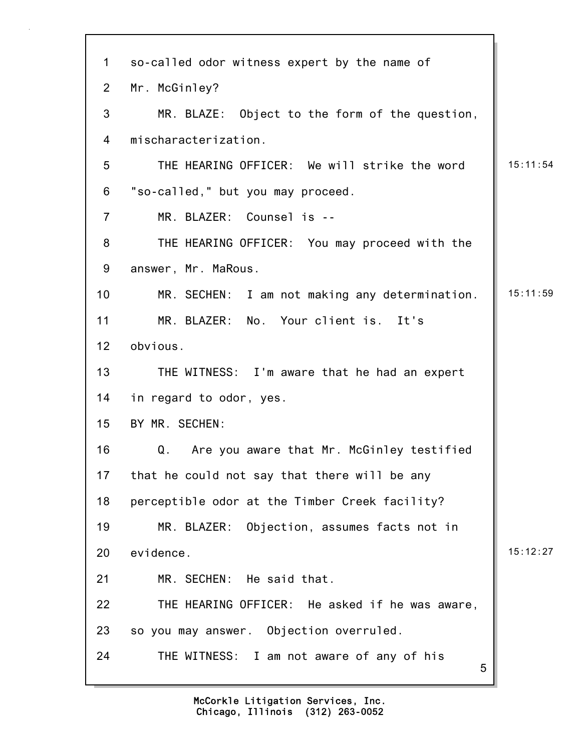1 so-called odor witness expert by the name of

2 Mr. McGinley?

3 MR. BLAZE: Object to the form of the question,

4 mischaracterization.

5 THE HEARING OFFICER: We will strike the word 15:11:54

6 "so-called," but you may proceed.

7 MR. BLAZER: Counsel is --

8 THE HEARING OFFICER: You may proceed with the

9 answer, Mr. MaRous.

10 MR. SECHEN: I am not making any determination. 15:11:59

11 MR. BLAZER: No. Your client is. It's

12 obvious.

13 THE WITNESS: I'm aware that he had an expert

14 in regard to odor, yes.

15 BY MR. SECHEN:

16 Q. Are you aware that Mr. McGinley testified

17 that he could not say that there will be any

18 perceptible odor at the Timber Creek facility?

19 MR. BLAZER: Objection, assumes facts not in

20 evidence. 15:12:27

21 MR. SECHEN: He said that.

22 THE HEARING OFFICER: He asked if he was aware,

23 so you may answer. Objection overruled.

24 THE WITNESS: I am not aware of any of his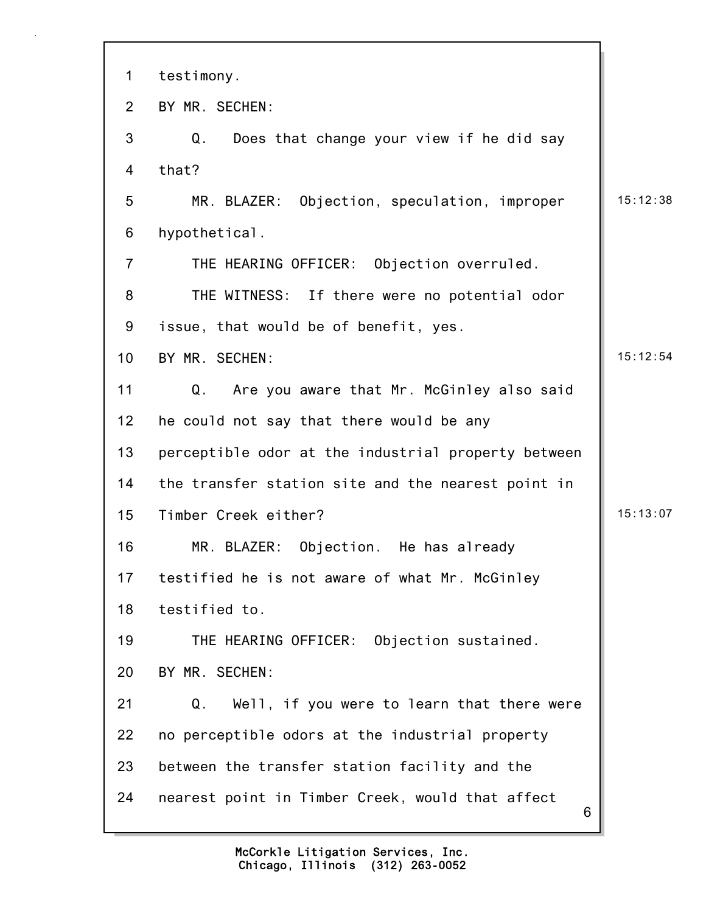1 testimony.

2 BY MR. SECHEN:

3 Q. Does that change your view if he did say

4 that?

5 MR. BLAZER: Objection, speculation, improper 15:12:38

6 hypothetical.

7 THE HEARING OFFICER: Objection overruled.

8 THE WITNESS: If there were no potential odor

9 issue, that would be of benefit, yes.

10 BY MR. SECHEN: 15:12:54

11 Q. Are you aware that Mr. McGinley also said

12 he could not say that there would be any

13 perceptible odor at the industrial property between

14 the transfer station site and the nearest point in

15 Timber Creek either? 15:13:07

16 MR. BLAZER: Objection. He has already

17 testified he is not aware of what Mr. McGinley

18 testified to.

19 THE HEARING OFFICER: Objection sustained.

20 BY MR. SECHEN:

21 Q. Well, if you were to learn that there were

22 no perceptible odors at the industrial property

23 between the transfer station facility and the

24 nearest point in Timber Creek, would that affect

McCorkle Litigation Services, Inc.
Chicago, Illinois (312) 263-0052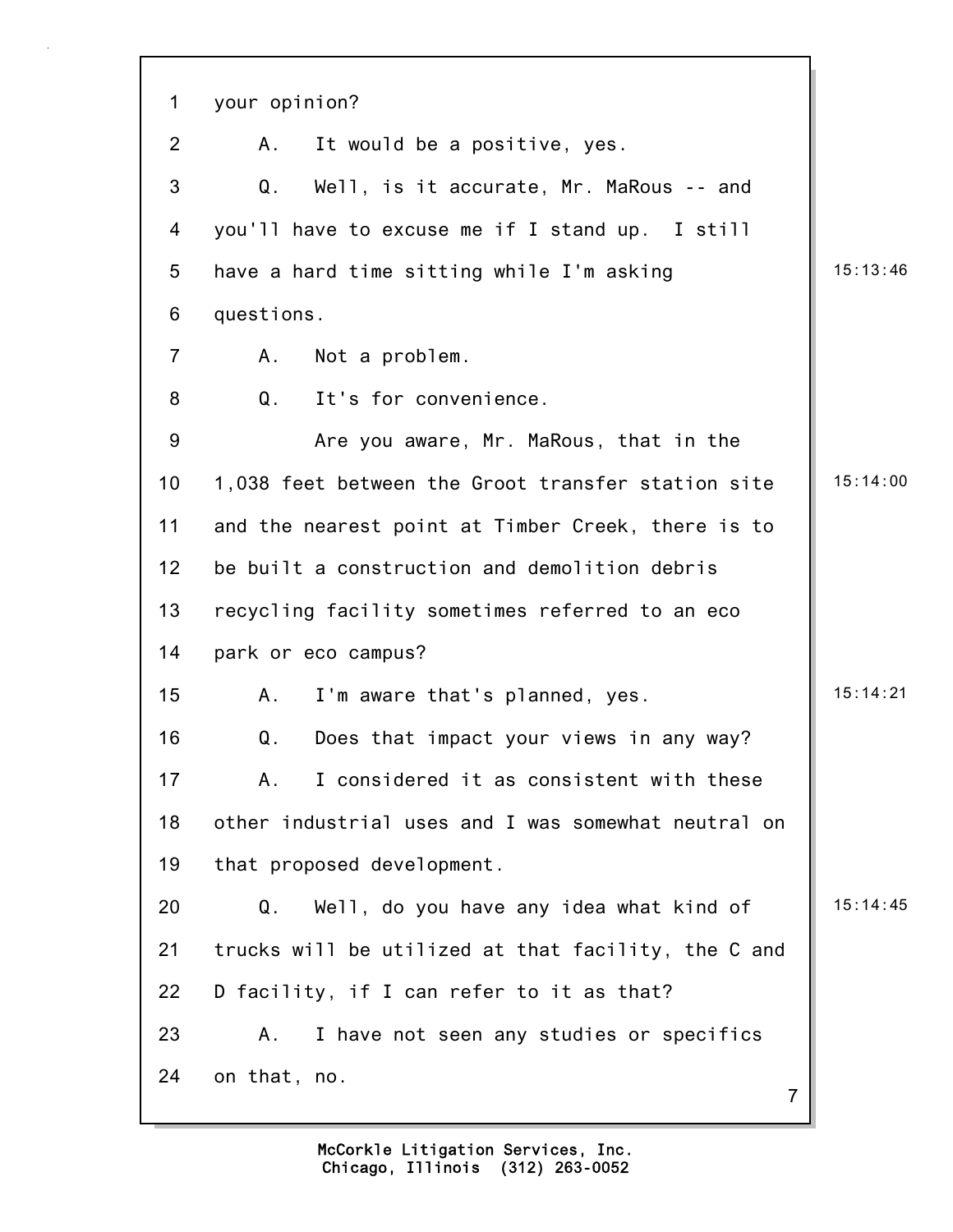your opinion?

A. It would be a positive, yes.

Q. Well, is it accurate, Mr. MaRous -- and you'll have to excuse me if I stand up. I still have a hard time sitting while I'm asking questions.

A. Not a problem.

Q. It's for convenience.

Are you aware, Mr. MaRous, that in the 1,038 feet between the Groot transfer station site and the nearest point at Timber Creek, there is to be built a construction and demolition debris recycling facility sometimes referred to an eco park or eco campus?

A. I'm aware that's planned, yes.

Q. Does that impact your views in any way?

A. I considered it as consistent with these other industrial uses and I was somewhat neutral on that proposed development.

Q. Well, do you have any idea what kind of trucks will be utilized at that facility, the C and D facility, if I can refer to it as that?

A. I have not seen any studies or specifics on that, no.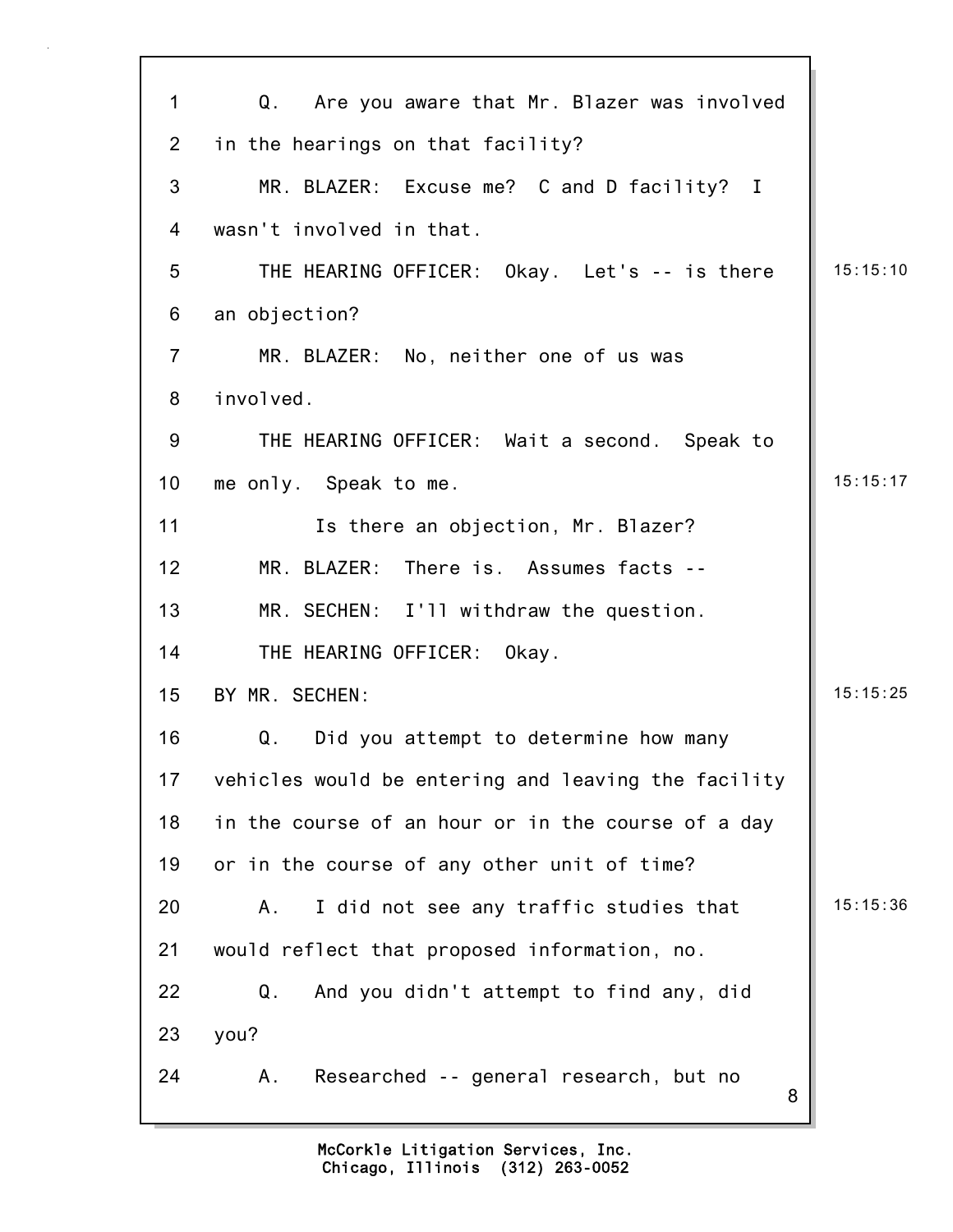Q. Are you aware that Mr. Blazer was involved in the hearings on that facility?

MR. BLAZER: Excuse me? C and D facility? I wasn't involved in that.

THE HEARING OFFICER: Okay. Let's -- is there an objection?

MR. BLAZER: No, neither one of us was involved.

THE HEARING OFFICER: Wait a second. Speak to me only. Speak to me.

Is there an objection, Mr. Blazer?

MR. BLAZER: There is. Assumes facts --

MR. SECHEN: I'll withdraw the question.

THE HEARING OFFICER: Okay.

BY MR. SECHEN:

Q. Did you attempt to determine how many vehicles would be entering and leaving the facility in the course of an hour or in the course of a day or in the course of any other unit of time?

A. I did not see any traffic studies that would reflect that proposed information, no.

Q. And you didn't attempt to find any, did you?

A. Researched -- general research, but no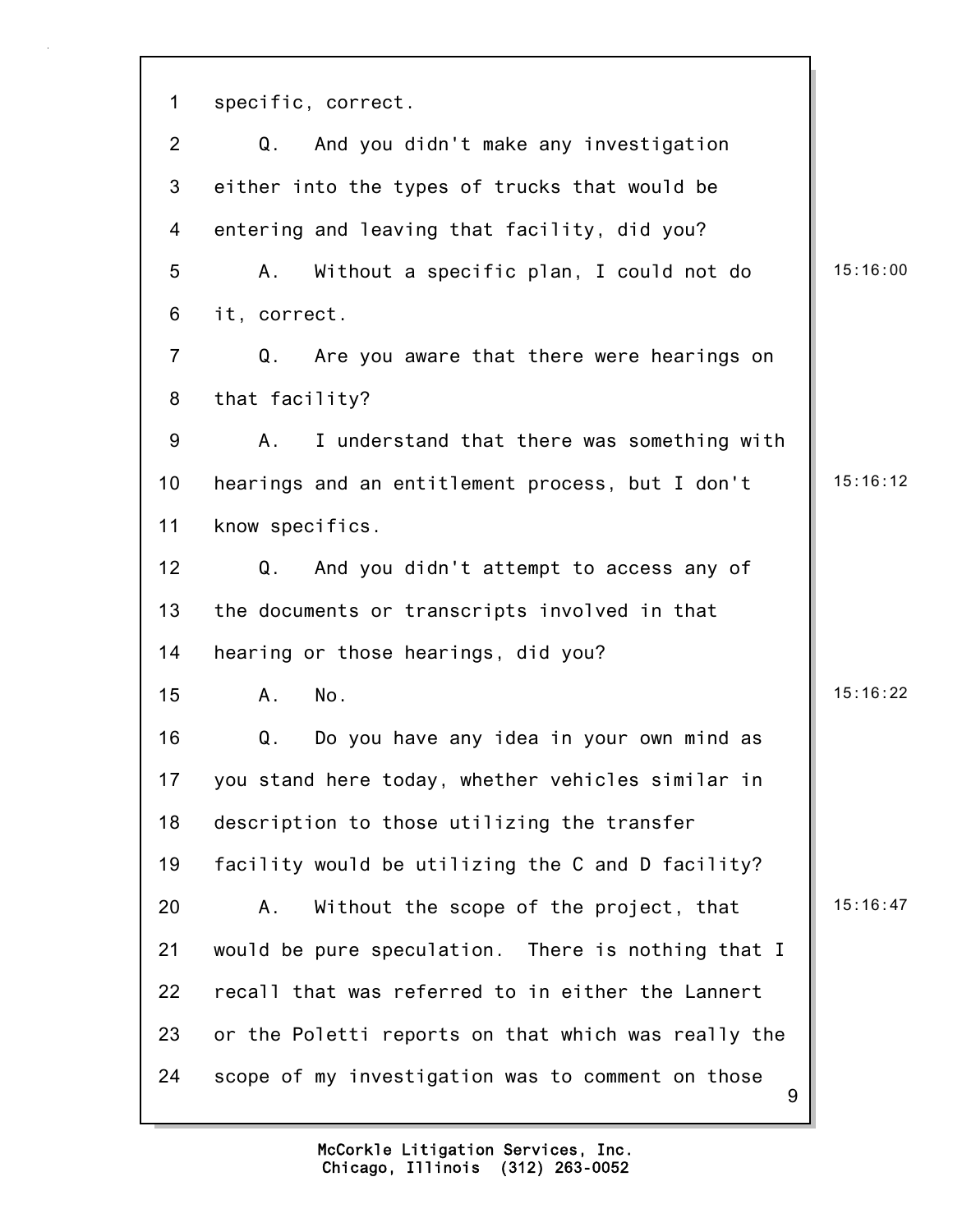1 specific, correct.

2 Q. And you didn't make any investigation

3 either into the types of trucks that would be

4 entering and leaving that facility, did you?

5 A. Without a specific plan, I could not do 15:16:00

6 it, correct.

7 Q. Are you aware that there were hearings on

8 that facility?

9 A. I understand that there was something with

10 hearings and an entitlement process, but I don't 15:16:12

11 know specifics.

12 Q. And you didn't attempt to access any of

13 the documents or transcripts involved in that

14 hearing or those hearings, did you?

15 A. No. 15:16:22

16 Q. Do you have any idea in your own mind as

17 you stand here today, whether vehicles similar in

18 description to those utilizing the transfer

19 facility would be utilizing the C and D facility?

20 A. Without the scope of the project, that 15:16:47

21 would be pure speculation. There is nothing that I

22 recall that was referred to in either the Lannert

23 or the Poletti reports on that which was really the

24 scope of my investigation was to comment on those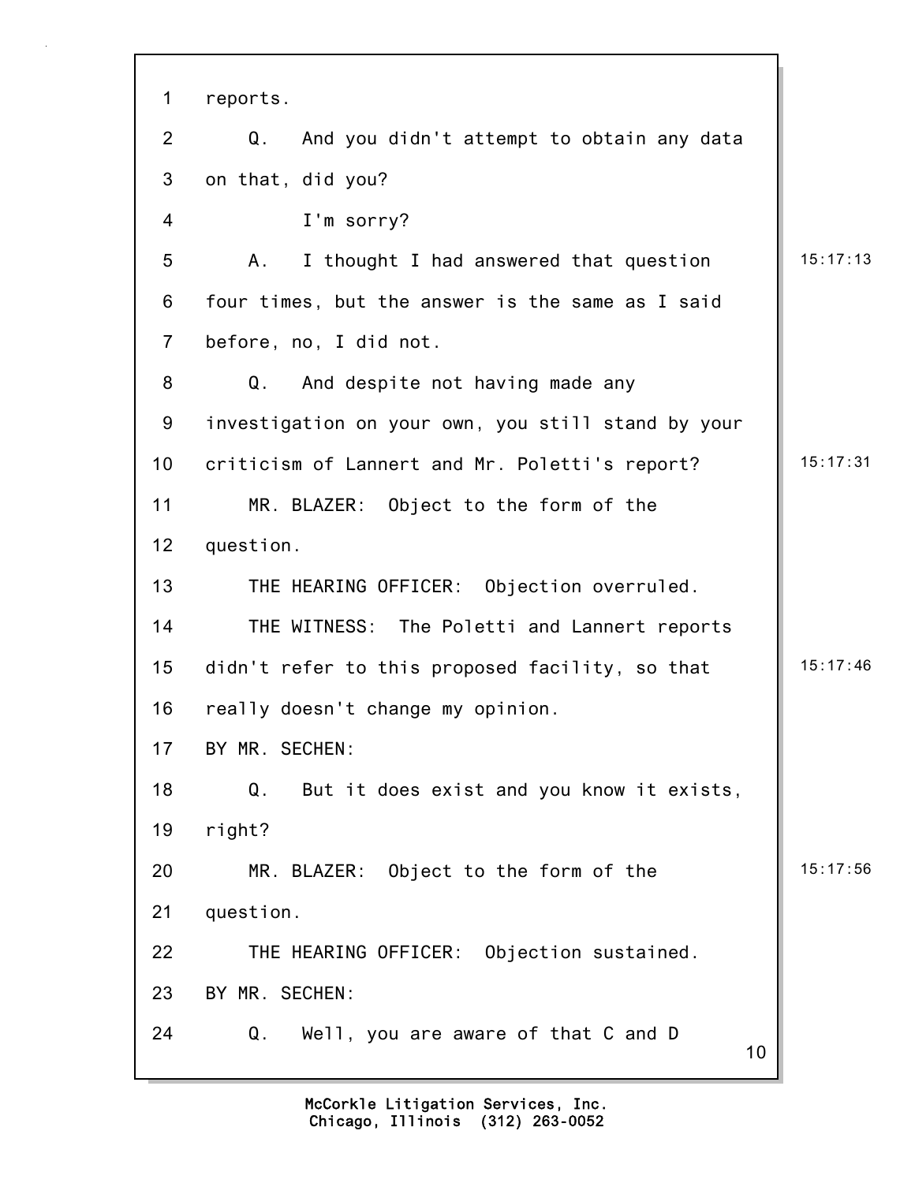reports.

Q. And you didn't attempt to obtain any data on that, did you?

I'm sorry?

A. I thought I had answered that question four times, but the answer is the same as I said before, no, I did not.

Q. And despite not having made any investigation on your own, you still stand by your criticism of Lannert and Mr. Poletti's report?

MR. BLAZER: Object to the form of the question.

THE HEARING OFFICER: Objection overruled.

THE WITNESS: The Poletti and Lannert reports didn't refer to this proposed facility, so that really doesn't change my opinion.

BY MR. SECHEN:

Q. But it does exist and you know it exists, right?

MR. BLAZER: Object to the form of the question.

THE HEARING OFFICER: Objection sustained.

BY MR. SECHEN:

Q. Well, you are aware of that C and D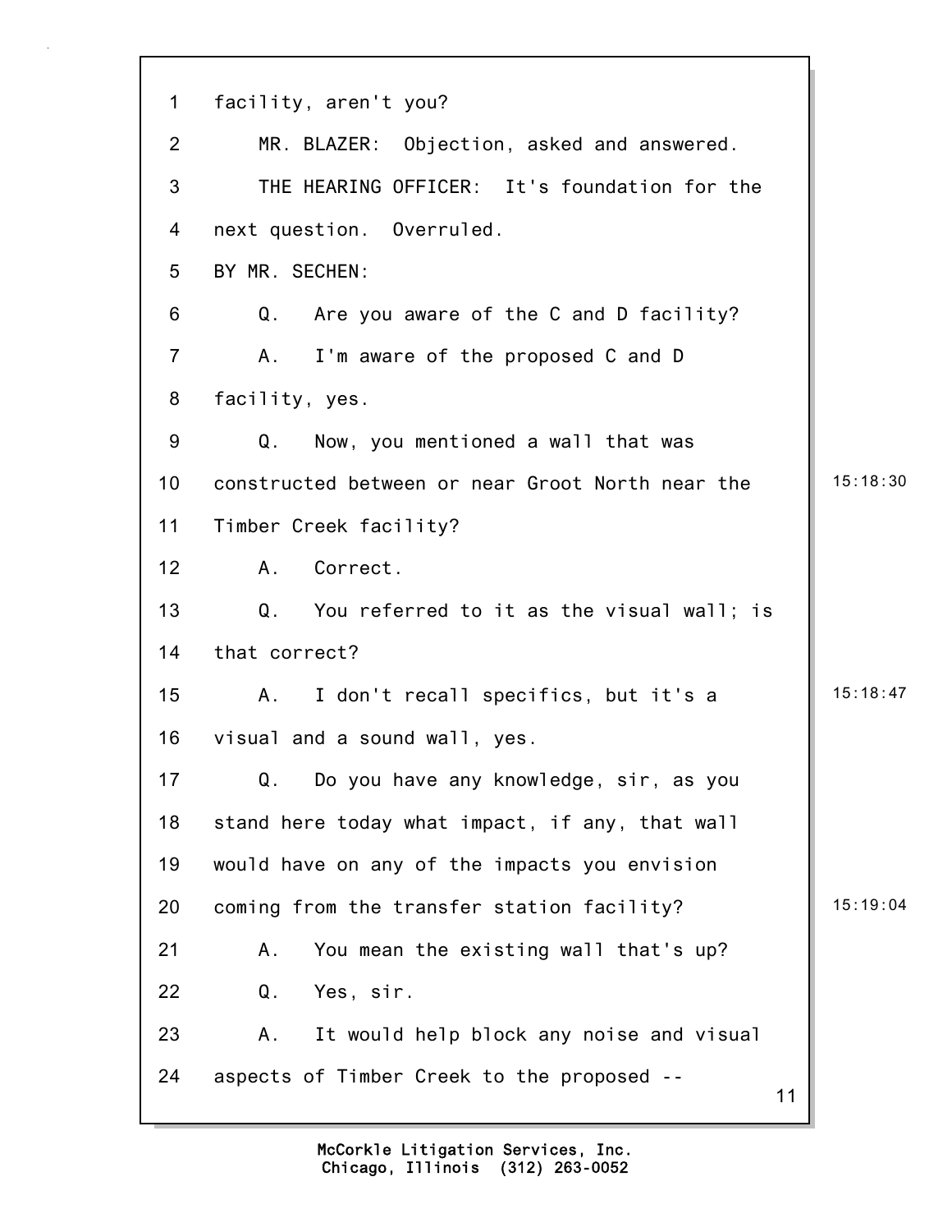1 facility, aren't you?

2 MR. BLAZER: Objection, asked and answered.

3 THE HEARING OFFICER: It's foundation for the

4 next question. Overruled.

5 BY MR. SECHEN:

6 Q. Are you aware of the C and D facility?

7 A. I'm aware of the proposed C and D

8 facility, yes.

9 Q. Now, you mentioned a wall that was

10 constructed between or near Groot North near the 15:18:30

11 Timber Creek facility?

12 A. Correct.

13 Q. You referred to it as the visual wall; is

14 that correct?

15 A. I don't recall specifics, but it's a 15:18:47

16 visual and a sound wall, yes.

17 Q. Do you have any knowledge, sir, as you

18 stand here today what impact, if any, that wall

19 would have on any of the impacts you envision

20 coming from the transfer station facility? 15:19:04

21 A. You mean the existing wall that's up?

22 Q. Yes, sir.

23 A. It would help block any noise and visual

24 aspects of Timber Creek to the proposed --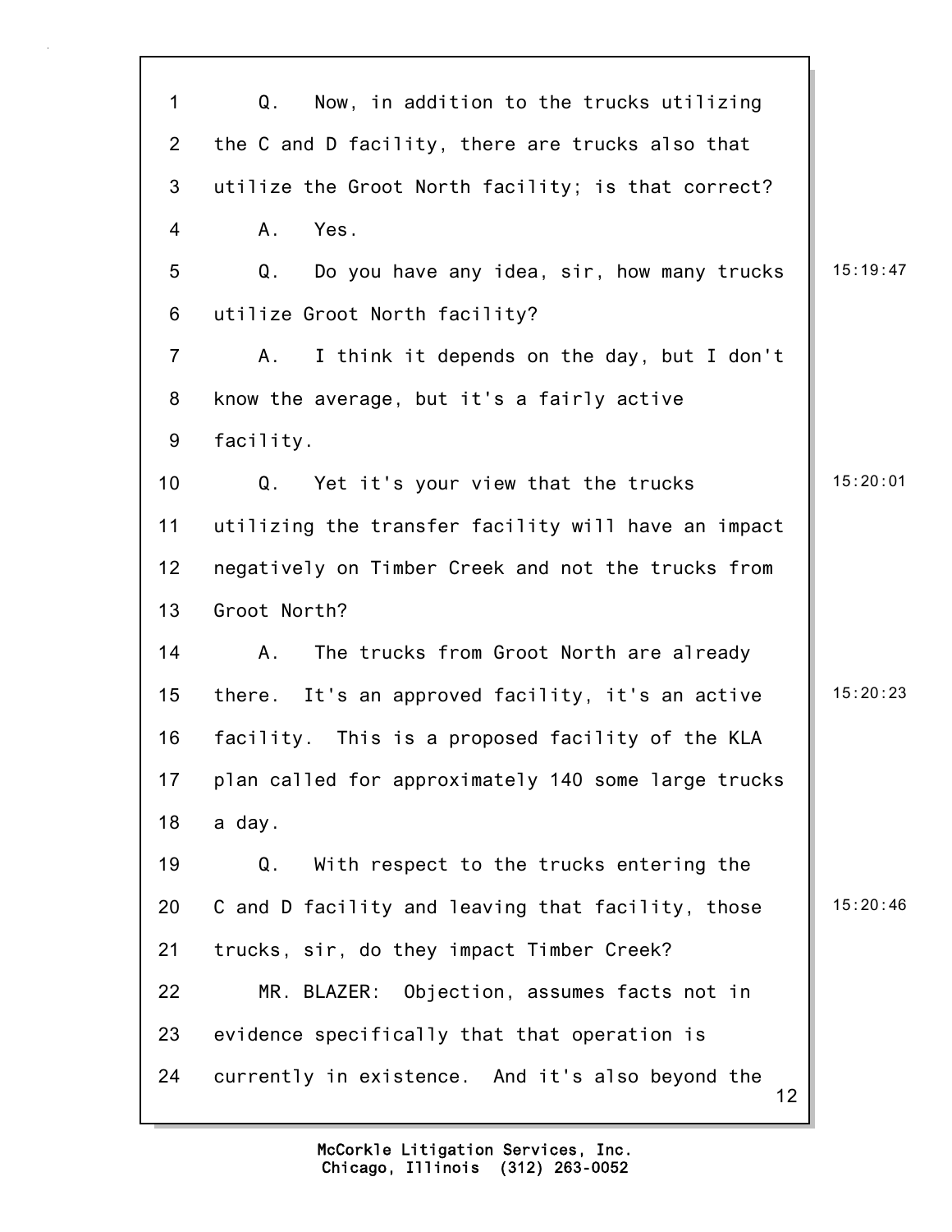Q. Now, in addition to the trucks utilizing the C and D facility, there are trucks also that utilize the Groot North facility; is that correct?

A. Yes.

Q. Do you have any idea, sir, how many trucks utilize Groot North facility?

A. I think it depends on the day, but I don't know the average, but it's a fairly active facility.

Q. Yet it's your view that the trucks utilizing the transfer facility will have an impact negatively on Timber Creek and not the trucks from Groot North?

A. The trucks from Groot North are already there. It's an approved facility, it's an active facility. This is a proposed facility of the KLA plan called for approximately 140 some large trucks a day.

Q. With respect to the trucks entering the C and D facility and leaving that facility, those trucks, sir, do they impact Timber Creek?

MR. BLAZER: Objection, assumes facts not in evidence specifically that that operation is currently in existence. And it's also beyond the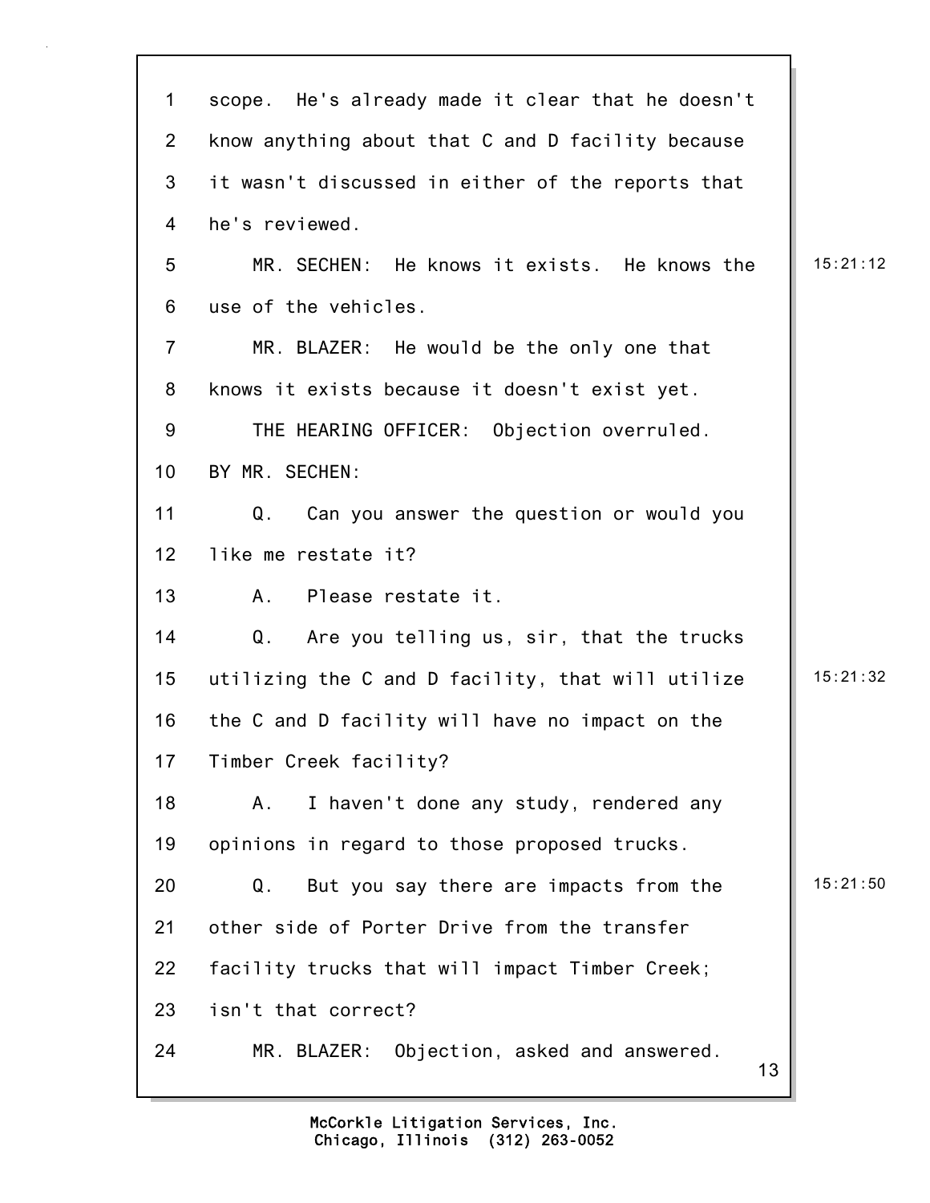1 scope. He's already made it clear that he doesn't
2 know anything about that C and D facility because
3 it wasn't discussed in either of the reports that
4 he's reviewed.
5 MR. SECHEN: He knows it exists. He knows the 15:21:12
6 use of the vehicles.
7 MR. BLAZER: He would be the only one that
8 knows it exists because it doesn't exist yet.
9 THE HEARING OFFICER: Objection overruled.
10 BY MR. SECHEN:
11 Q. Can you answer the question or would you
12 like me restate it?
13 A. Please restate it.
14 Q. Are you telling us, sir, that the trucks
15 utilizing the C and D facility, that will utilize 15:21:32
16 the C and D facility will have no impact on the
17 Timber Creek facility?
18 A. I haven't done any study, rendered any
19 opinions in regard to those proposed trucks.
20 Q. But you say there are impacts from the 15:21:50
21 other side of Porter Drive from the transfer
22 facility trucks that will impact Timber Creek;
23 isn't that correct?
24 MR. BLAZER: Objection, asked and answered.

McCorkle Litigation Services, Inc.
Chicago, Illinois (312) 263-0052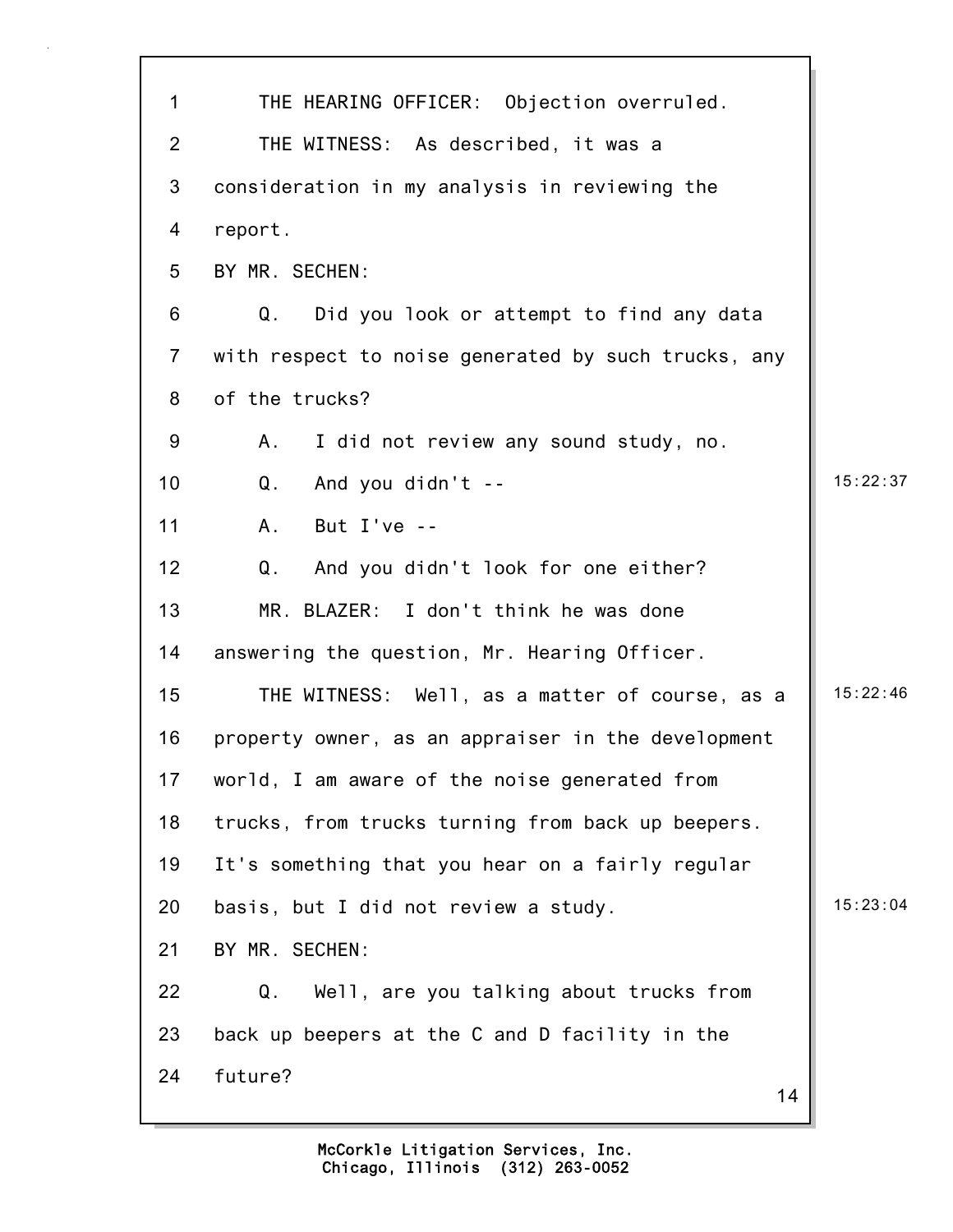THE HEARING OFFICER: Objection overruled.

THE WITNESS: As described, it was a consideration in my analysis in reviewing the report.

BY MR. SECHEN:

Q. Did you look or attempt to find any data with respect to noise generated by such trucks, any of the trucks?

A. I did not review any sound study, no.

Q. And you didn't --

A. But I've --

Q. And you didn't look for one either?

MR. BLAZER: I don't think he was done answering the question, Mr. Hearing Officer.

THE WITNESS: Well, as a matter of course, as a property owner, as an appraiser in the development world, I am aware of the noise generated from trucks, from trucks turning from back up beepers. It's something that you hear on a fairly regular basis, but I did not review a study.

BY MR. SECHEN:

Q. Well, are you talking about trucks from back up beepers at the C and D facility in the future?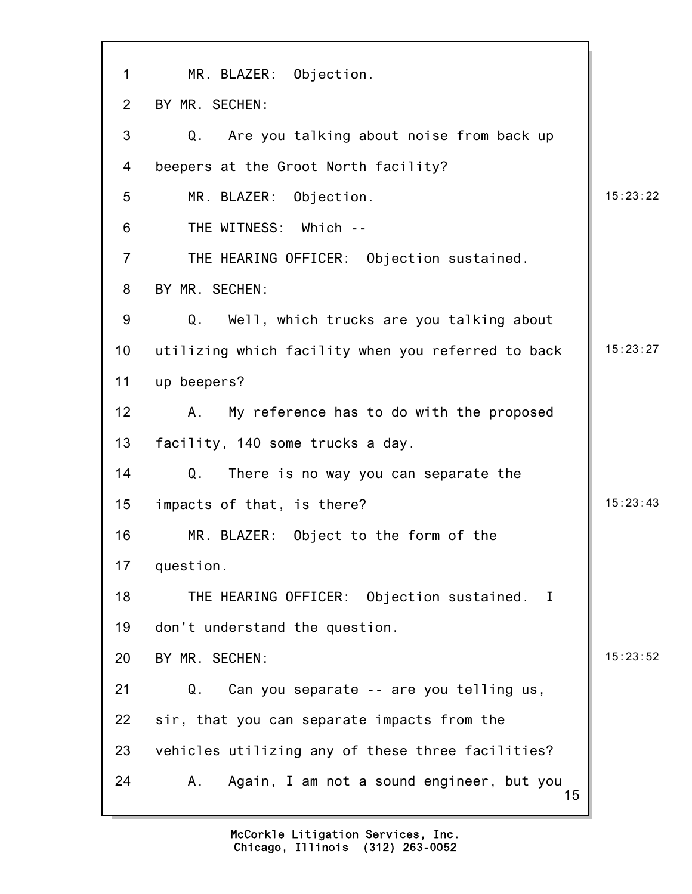MR. BLAZER: Objection.

BY MR. SECHEN:

Q. Are you talking about noise from back up beepers at the Groot North facility?

MR. BLAZER: Objection.

THE WITNESS: Which --

THE HEARING OFFICER: Objection sustained.

BY MR. SECHEN:

Q. Well, which trucks are you talking about utilizing which facility when you referred to back up beepers?

A. My reference has to do with the proposed facility, 140 some trucks a day.

Q. There is no way you can separate the impacts of that, is there?

MR. BLAZER: Object to the form of the question.

THE HEARING OFFICER: Objection sustained. I don't understand the question.

BY MR. SECHEN:

Q. Can you separate -- are you telling us, sir, that you can separate impacts from the vehicles utilizing any of these three facilities?

A. Again, I am not a sound engineer, but you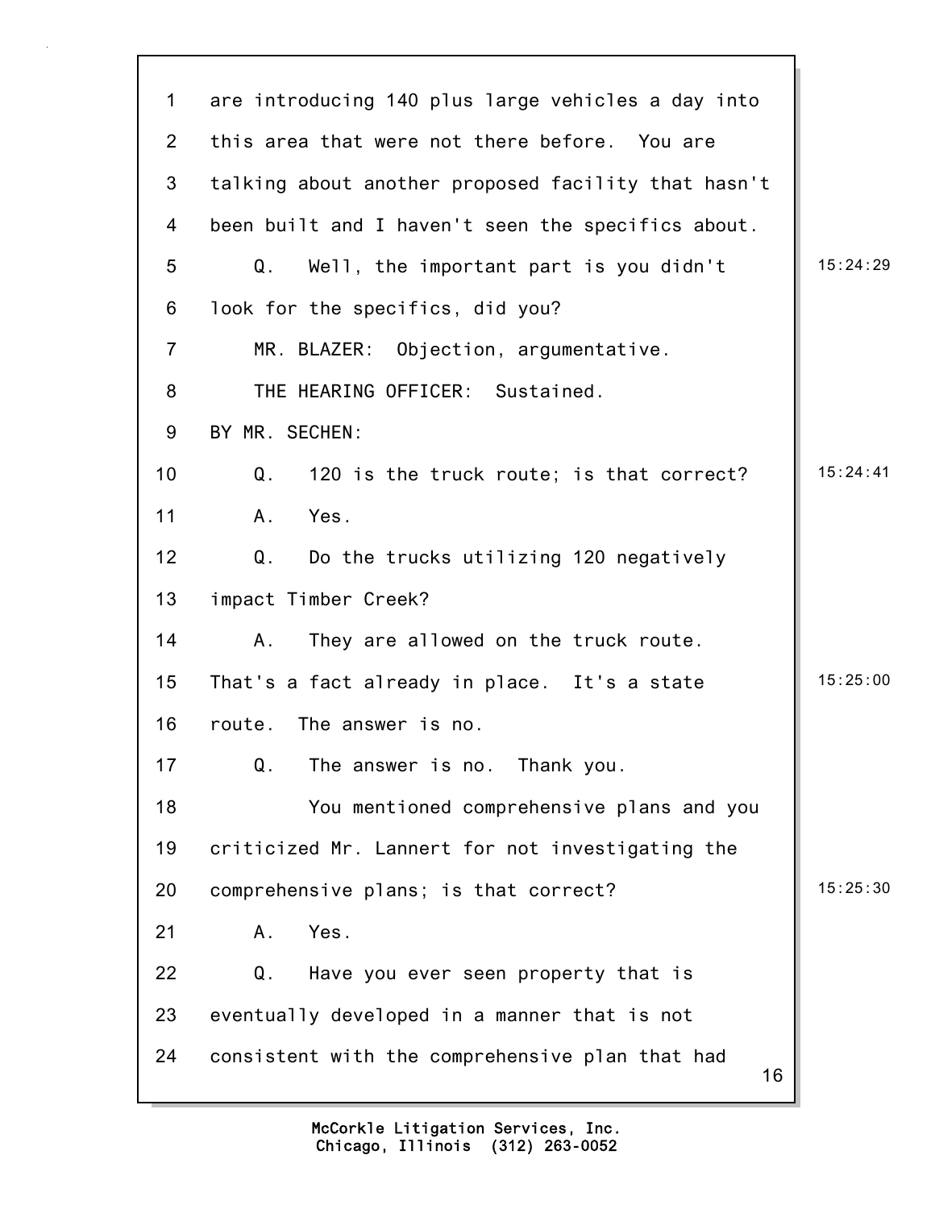are introducing 140 plus large vehicles a day into this area that were not there before. You are talking about another proposed facility that hasn't been built and I haven't seen the specifics about.

Q. Well, the important part is you didn't look for the specifics, did you?

MR. BLAZER: Objection, argumentative.

THE HEARING OFFICER: Sustained.

BY MR. SECHEN:

Q. 120 is the truck route; is that correct?

A. Yes.

Q. Do the trucks utilizing 120 negatively impact Timber Creek?

A. They are allowed on the truck route. That's a fact already in place. It's a state route. The answer is no.

Q. The answer is no. Thank you.

You mentioned comprehensive plans and you criticized Mr. Lannert for not investigating the comprehensive plans; is that correct?

A. Yes.

Q. Have you ever seen property that is eventually developed in a manner that is not consistent with the comprehensive plan that had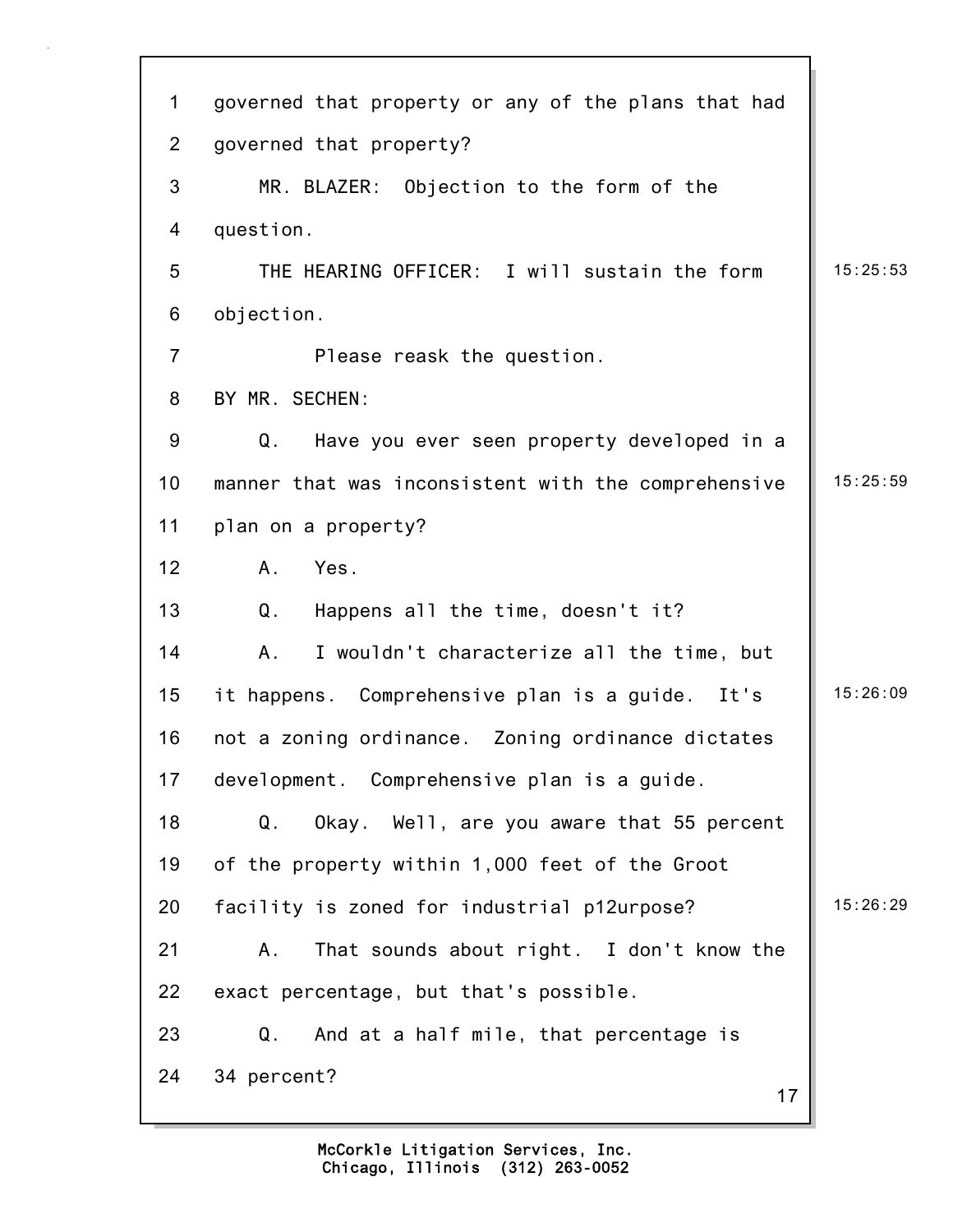governed that property or any of the plans that had governed that property?

MR. BLAZER: Objection to the form of the question.

THE HEARING OFFICER: I will sustain the form objection.

Please reask the question.

BY MR. SECHEN:

Q. Have you ever seen property developed in a manner that was inconsistent with the comprehensive plan on a property?

A. Yes.

Q. Happens all the time, doesn't it?

A. I wouldn't characterize all the time, but it happens. Comprehensive plan is a guide. It's not a zoning ordinance. Zoning ordinance dictates development. Comprehensive plan is a guide.

Q. Okay. Well, are you aware that 55 percent of the property within 1,000 feet of the Groot facility is zoned for industrial p12urpose?

A. That sounds about right. I don't know the exact percentage, but that's possible.

Q. And at a half mile, that percentage is 34 percent?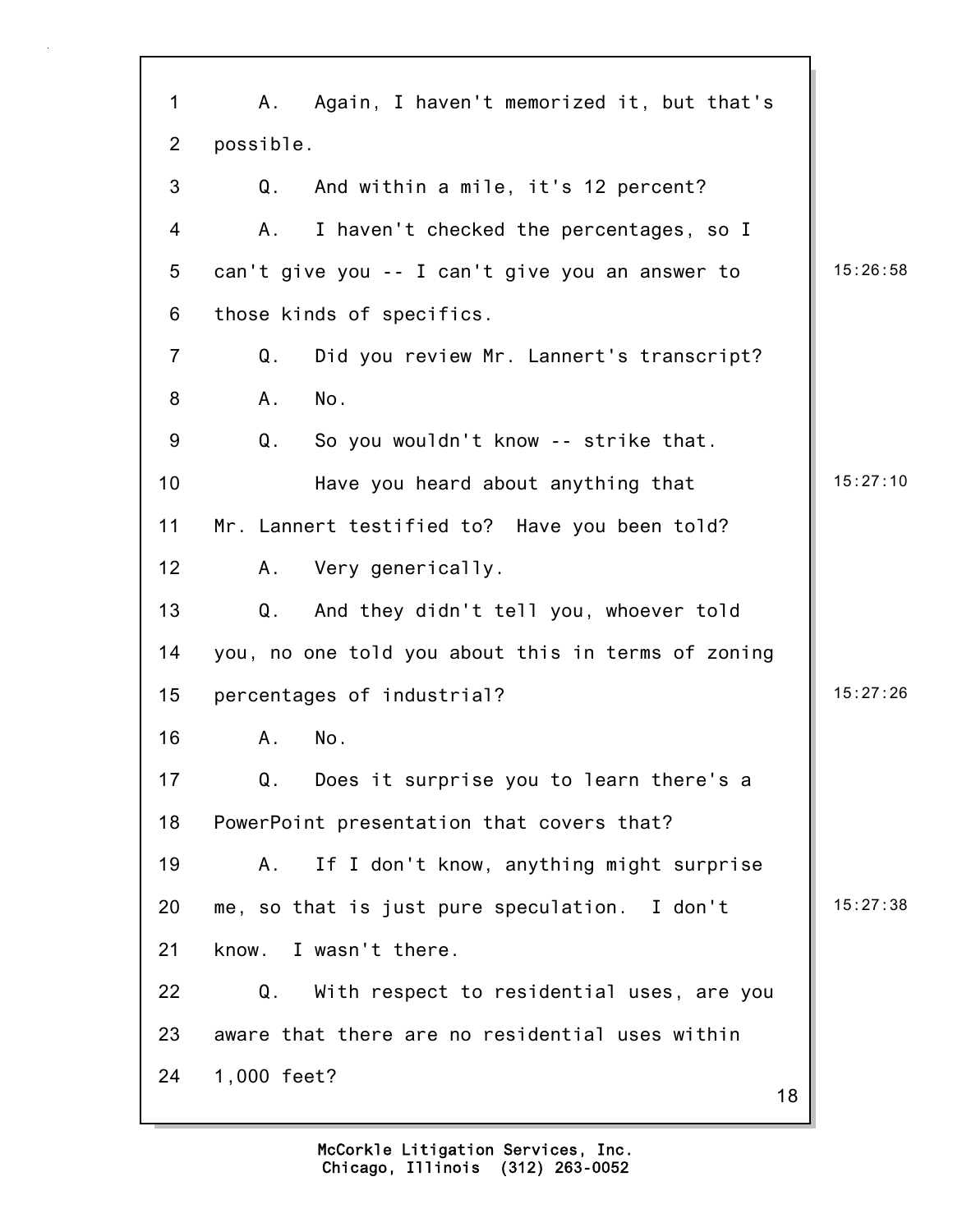1 A. Again, I haven't memorized it, but that's
2 possible.
3 Q. And within a mile, it's 12 percent?
4 A. I haven't checked the percentages, so I
5 can't give you -- I can't give you an answer to 15:26:58
6 those kinds of specifics.
7 Q. Did you review Mr. Lannert's transcript?
8 A. No.
9 Q. So you wouldn't know -- strike that.
10 Have you heard about anything that 15:27:10
11 Mr. Lannert testified to? Have you been told?
12 A. Very generically.
13 Q. And they didn't tell you, whoever told
14 you, no one told you about this in terms of zoning
15 percentages of industrial? 15:27:26
16 A. No.
17 Q. Does it surprise you to learn there's a
18 PowerPoint presentation that covers that?
19 A. If I don't know, anything might surprise
20 me, so that is just pure speculation. I don't 15:27:38
21 know. I wasn't there.
22 Q. With respect to residential uses, are you
23 aware that there are no residential uses within
24 1,000 feet?

McCorkle Litigation Services, Inc.
Chicago, Illinois (312) 263-0052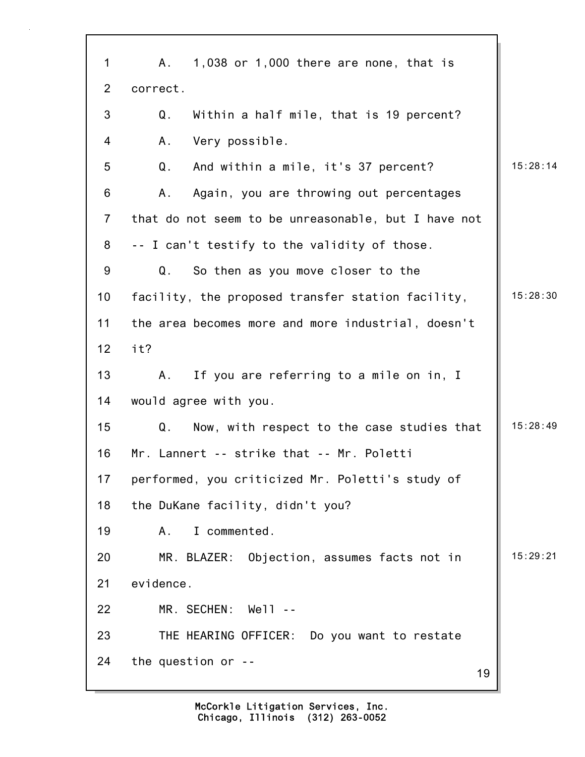A. 1,038 or 1,000 there are none, that is correct.

Q. Within a half mile, that is 19 percent?

A. Very possible.

Q. And within a mile, it's 37 percent?

A. Again, you are throwing out percentages that do not seem to be unreasonable, but I have not -- I can't testify to the validity of those.

Q. So then as you move closer to the facility, the proposed transfer station facility, the area becomes more and more industrial, doesn't it?

A. If you are referring to a mile on in, I would agree with you.

Q. Now, with respect to the case studies that Mr. Lannert -- strike that -- Mr. Poletti performed, you criticized Mr. Poletti's study of the DuKane facility, didn't you?

A. I commented.

MR. BLAZER: Objection, assumes facts not in evidence.

MR. SECHEN: Well --

THE HEARING OFFICER: Do you want to restate the question or --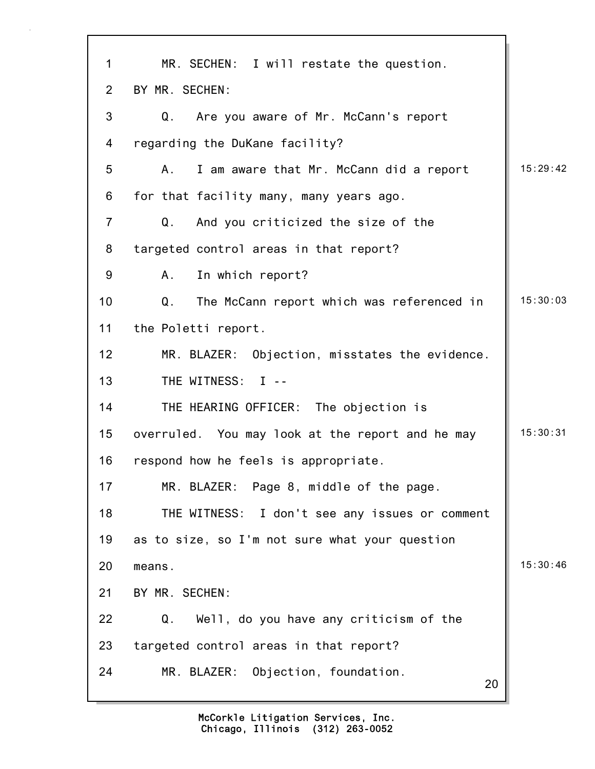MR. SECHEN: I will restate the question.

BY MR. SECHEN:

Q. Are you aware of Mr. McCann's report regarding the DuKane facility?

A. I am aware that Mr. McCann did a report for that facility many, many years ago.

Q. And you criticized the size of the targeted control areas in that report?

A. In which report?

Q. The McCann report which was referenced in the Poletti report.

MR. BLAZER: Objection, misstates the evidence.

THE WITNESS: I --

THE HEARING OFFICER: The objection is overruled. You may look at the report and he may respond how he feels is appropriate.

MR. BLAZER: Page 8, middle of the page.

THE WITNESS: I don't see any issues or comment as to size, so I'm not sure what your question means.

BY MR. SECHEN:

Q. Well, do you have any criticism of the targeted control areas in that report?

MR. BLAZER: Objection, foundation.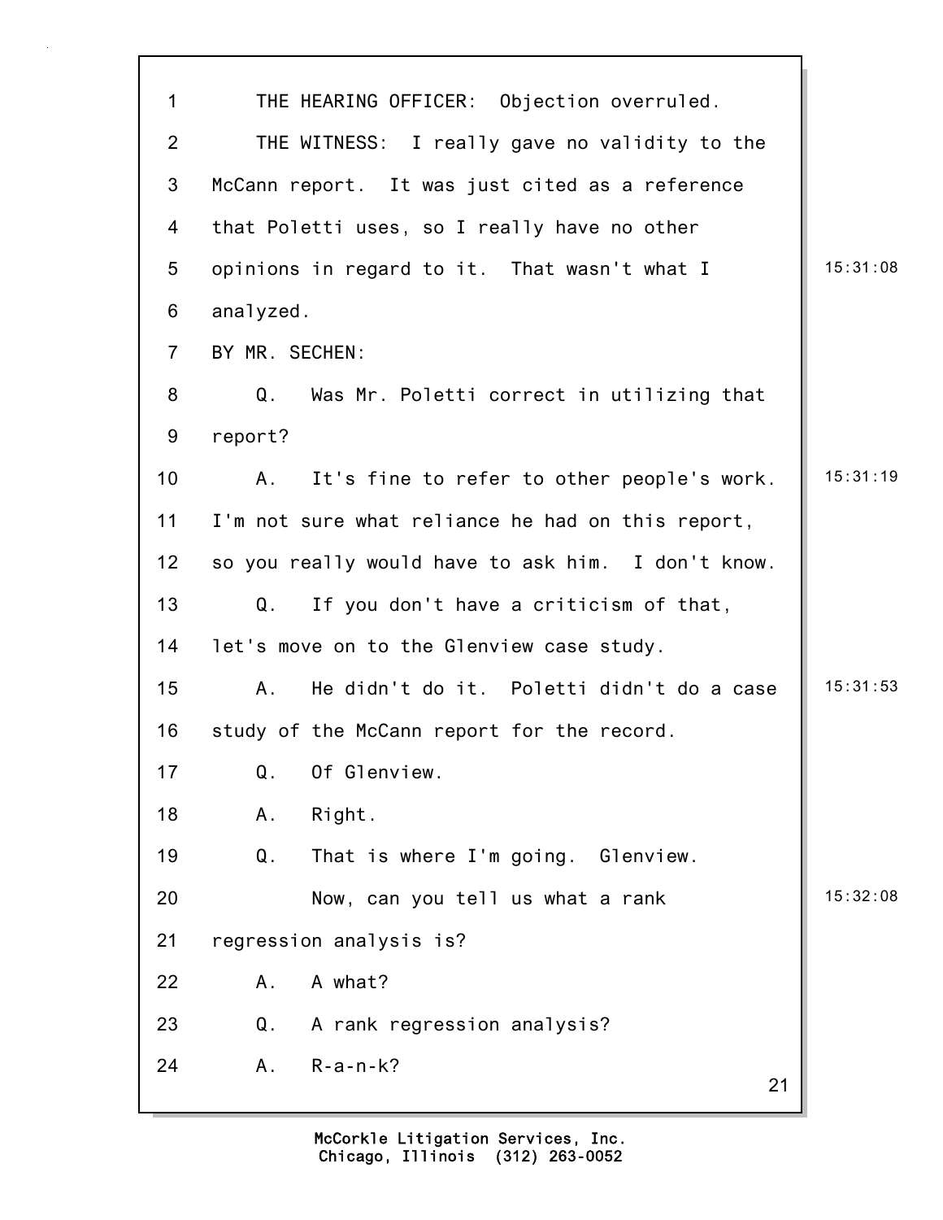THE HEARING OFFICER: Objection overruled.

THE WITNESS: I really gave no validity to the McCann report. It was just cited as a reference that Poletti uses, so I really have no other opinions in regard to it. That wasn't what I analyzed.

BY MR. SECHEN:

Q. Was Mr. Poletti correct in utilizing that report?

A. It's fine to refer to other people's work. I'm not sure what reliance he had on this report, so you really would have to ask him. I don't know.

Q. If you don't have a criticism of that, let's move on to the Glenview case study.

A. He didn't do it. Poletti didn't do a case study of the McCann report for the record.

Q. Of Glenview.

A. Right.

Q. That is where I'm going. Glenview.

Now, can you tell us what a rank regression analysis is?

A. A what?

Q. A rank regression analysis?

A. R-a-n-k?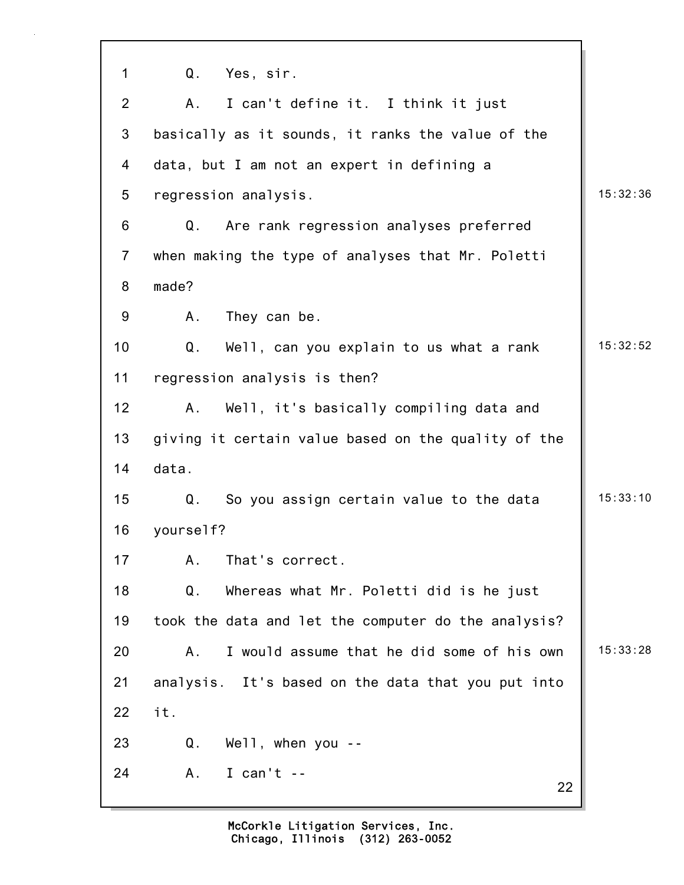1 Q. Yes, sir.

2 A. I can't define it. I think it just

3 basically as it sounds, it ranks the value of the

4 data, but I am not an expert in defining a

5 regression analysis. 15:32:36

6 Q. Are rank regression analyses preferred

7 when making the type of analyses that Mr. Poletti

8 made?

9 A. They can be.

10 Q. Well, can you explain to us what a rank 15:32:52

11 regression analysis is then?

12 A. Well, it's basically compiling data and

13 giving it certain value based on the quality of the

14 data.

15 Q. So you assign certain value to the data 15:33:10

16 yourself?

17 A. That's correct.

18 Q. Whereas what Mr. Poletti did is he just

19 took the data and let the computer do the analysis?

20 A. I would assume that he did some of his own 15:33:28

21 analysis. It's based on the data that you put into

22 it.

23 Q. Well, when you --

24 A. I can't --

McCorkle Litigation Services, Inc.
Chicago, Illinois (312) 263-0052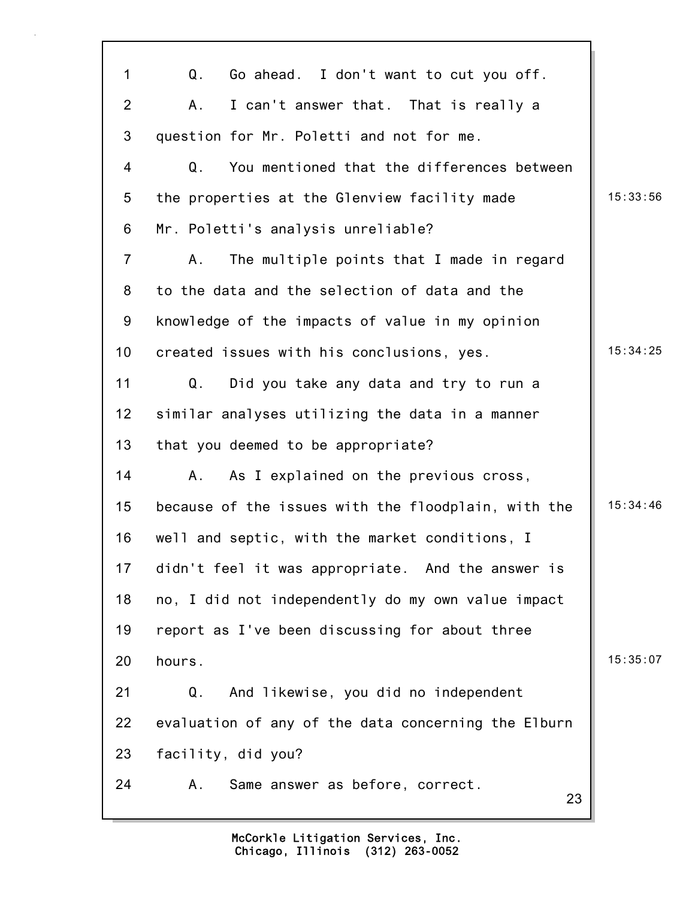Q. Go ahead. I don't want to cut you off.

A. I can't answer that. That is really a question for Mr. Poletti and not for me.

Q. You mentioned that the differences between the properties at the Glenview facility made Mr. Poletti's analysis unreliable?

A. The multiple points that I made in regard to the data and the selection of data and the knowledge of the impacts of value in my opinion created issues with his conclusions, yes.

Q. Did you take any data and try to run a similar analyses utilizing the data in a manner that you deemed to be appropriate?

A. As I explained on the previous cross, because of the issues with the floodplain, with the well and septic, with the market conditions, I didn't feel it was appropriate. And the answer is no, I did not independently do my own value impact report as I've been discussing for about three hours.

Q. And likewise, you did no independent evaluation of any of the data concerning the Elburn facility, did you?

A. Same answer as before, correct.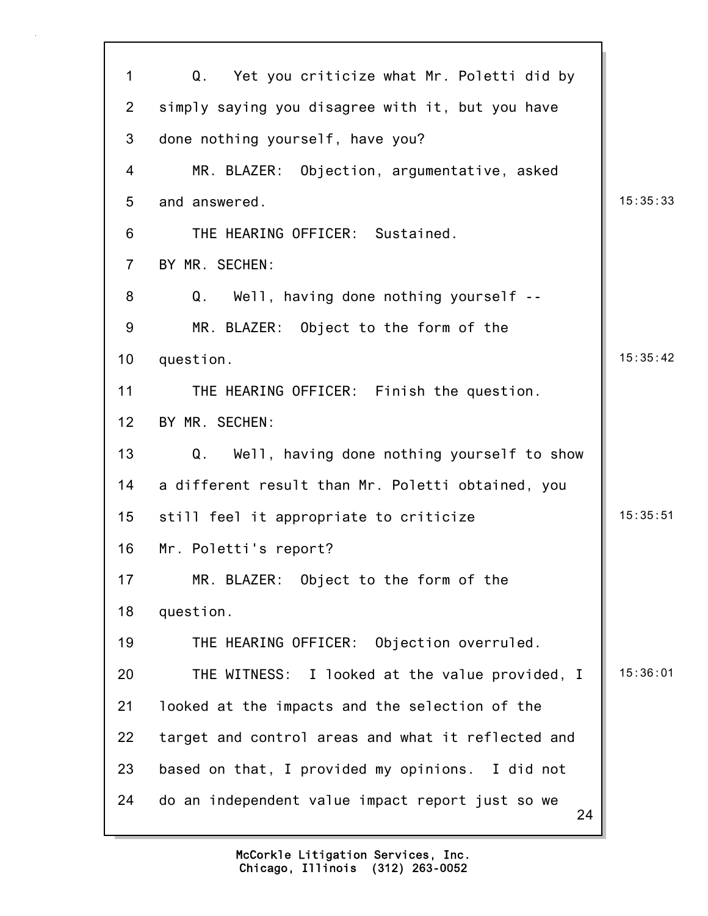Q. Yet you criticize what Mr. Poletti did by simply saying you disagree with it, but you have done nothing yourself, have you?

MR. BLAZER: Objection, argumentative, asked and answered.

THE HEARING OFFICER: Sustained.

BY MR. SECHEN:

Q. Well, having done nothing yourself --

MR. BLAZER: Object to the form of the question.

THE HEARING OFFICER: Finish the question.

BY MR. SECHEN:

Q. Well, having done nothing yourself to show a different result than Mr. Poletti obtained, you still feel it appropriate to criticize Mr. Poletti's report?

MR. BLAZER: Object to the form of the question.

THE HEARING OFFICER: Objection overruled.

THE WITNESS: I looked at the value provided, I looked at the impacts and the selection of the target and control areas and what it reflected and based on that, I provided my opinions. I did not do an independent value impact report just so we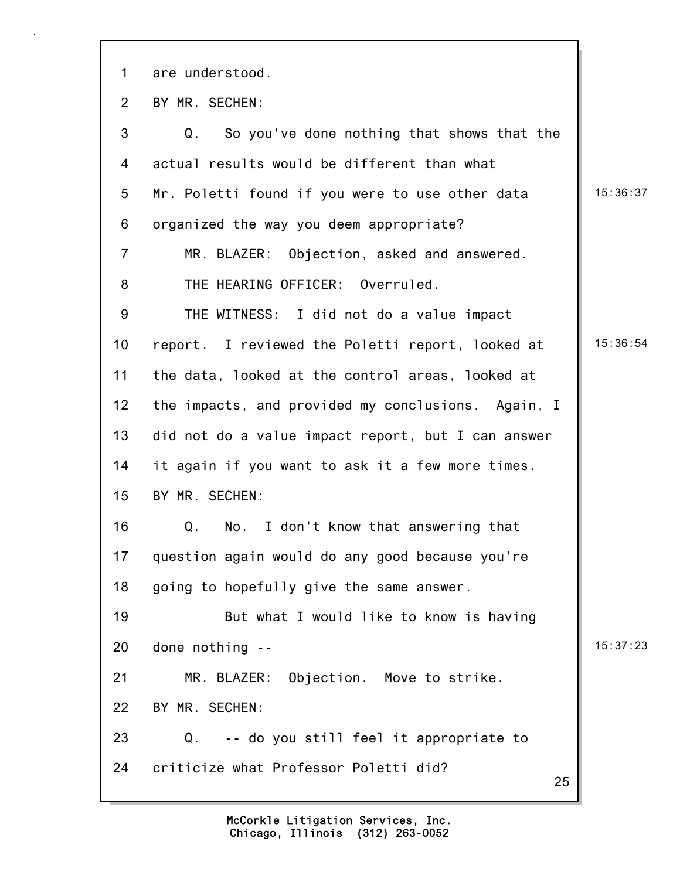1 are understood.

2 BY MR. SECHEN:

3 Q. So you've done nothing that shows that the

4 actual results would be different than what

5 Mr. Poletti found if you were to use other data 15:36:37

6 organized the way you deem appropriate?

7 MR. BLAZER: Objection, asked and answered.

8 THE HEARING OFFICER: Overruled.

9 THE WITNESS: I did not do a value impact

10 report. I reviewed the Poletti report, looked at 15:36:54

11 the data, looked at the control areas, looked at

12 the impacts, and provided my conclusions. Again, I

13 did not do a value impact report, but I can answer

14 it again if you want to ask it a few more times.

15 BY MR. SECHEN:

16 Q. No. I don't know that answering that

17 question again would do any good because you're

18 going to hopefully give the same answer.

19 But what I would like to know is having

20 done nothing -- 15:37:23

21 MR. BLAZER: Objection. Move to strike.

22 BY MR. SECHEN:

23 Q. -- do you still feel it appropriate to

24 criticize what Professor Poletti did?

McCorkle Litigation Services, Inc.
Chicago, Illinois (312) 263-0052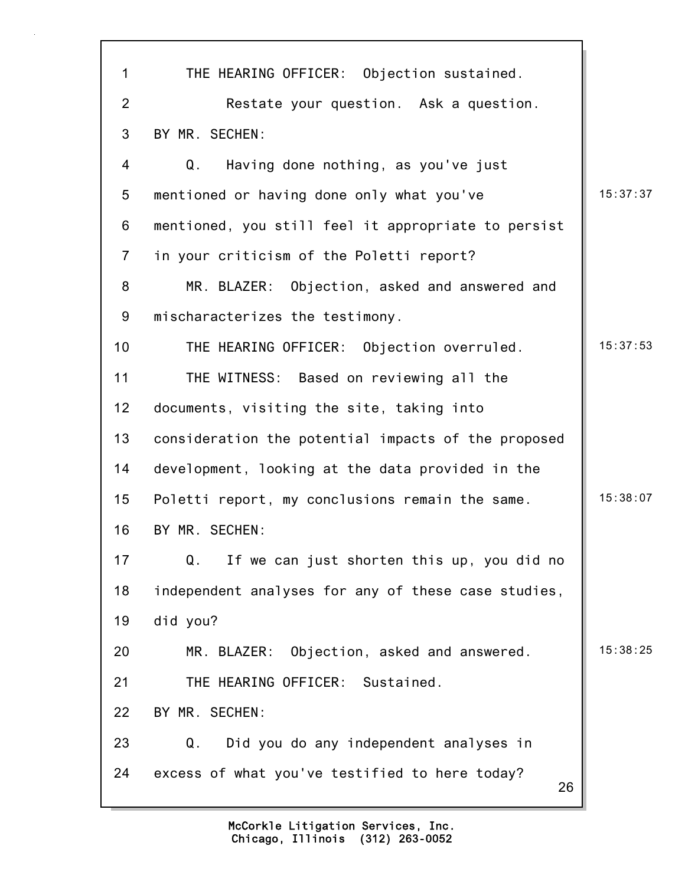THE HEARING OFFICER: Objection sustained.

Restate your question. Ask a question.

BY MR. SECHEN:

Q. Having done nothing, as you've just mentioned or having done only what you've mentioned, you still feel it appropriate to persist in your criticism of the Poletti report?

MR. BLAZER: Objection, asked and answered and mischaracterizes the testimony.

THE HEARING OFFICER: Objection overruled.

THE WITNESS: Based on reviewing all the documents, visiting the site, taking into consideration the potential impacts of the proposed development, looking at the data provided in the Poletti report, my conclusions remain the same.

BY MR. SECHEN:

Q. If we can just shorten this up, you did no independent analyses for any of these case studies, did you?

MR. BLAZER: Objection, asked and answered.

THE HEARING OFFICER: Sustained.

BY MR. SECHEN:

Q. Did you do any independent analyses in excess of what you've testified to here today?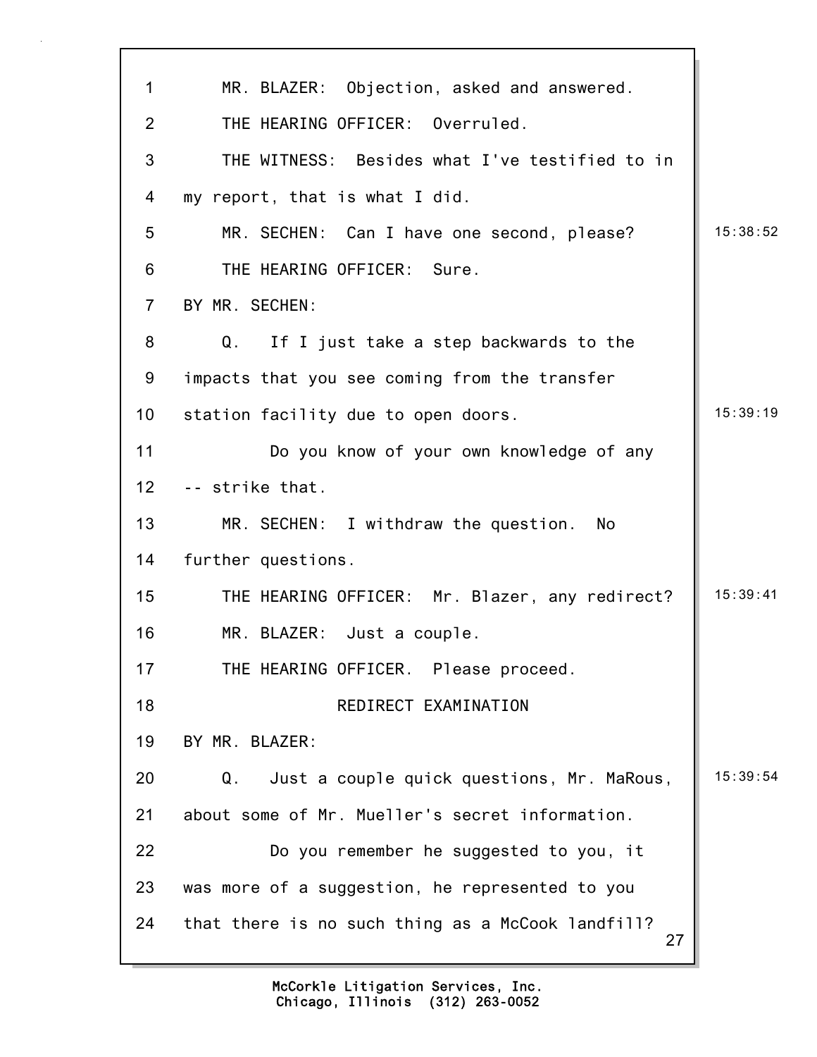MR. BLAZER: Objection, asked and answered.

THE HEARING OFFICER: Overruled.

THE WITNESS: Besides what I've testified to in my report, that is what I did.

MR. SECHEN: Can I have one second, please?

THE HEARING OFFICER: Sure.

BY MR. SECHEN:

Q. If I just take a step backwards to the impacts that you see coming from the transfer station facility due to open doors.

Do you know of your own knowledge of any -- strike that.

MR. SECHEN: I withdraw the question. No further questions.

THE HEARING OFFICER: Mr. Blazer, any redirect?

MR. BLAZER: Just a couple.

THE HEARING OFFICER. Please proceed.

REDIRECT EXAMINATION

BY MR. BLAZER:

Q. Just a couple quick questions, Mr. MaRous, about some of Mr. Mueller's secret information.

Do you remember he suggested to you, it was more of a suggestion, he represented to you that there is no such thing as a McCook landfill?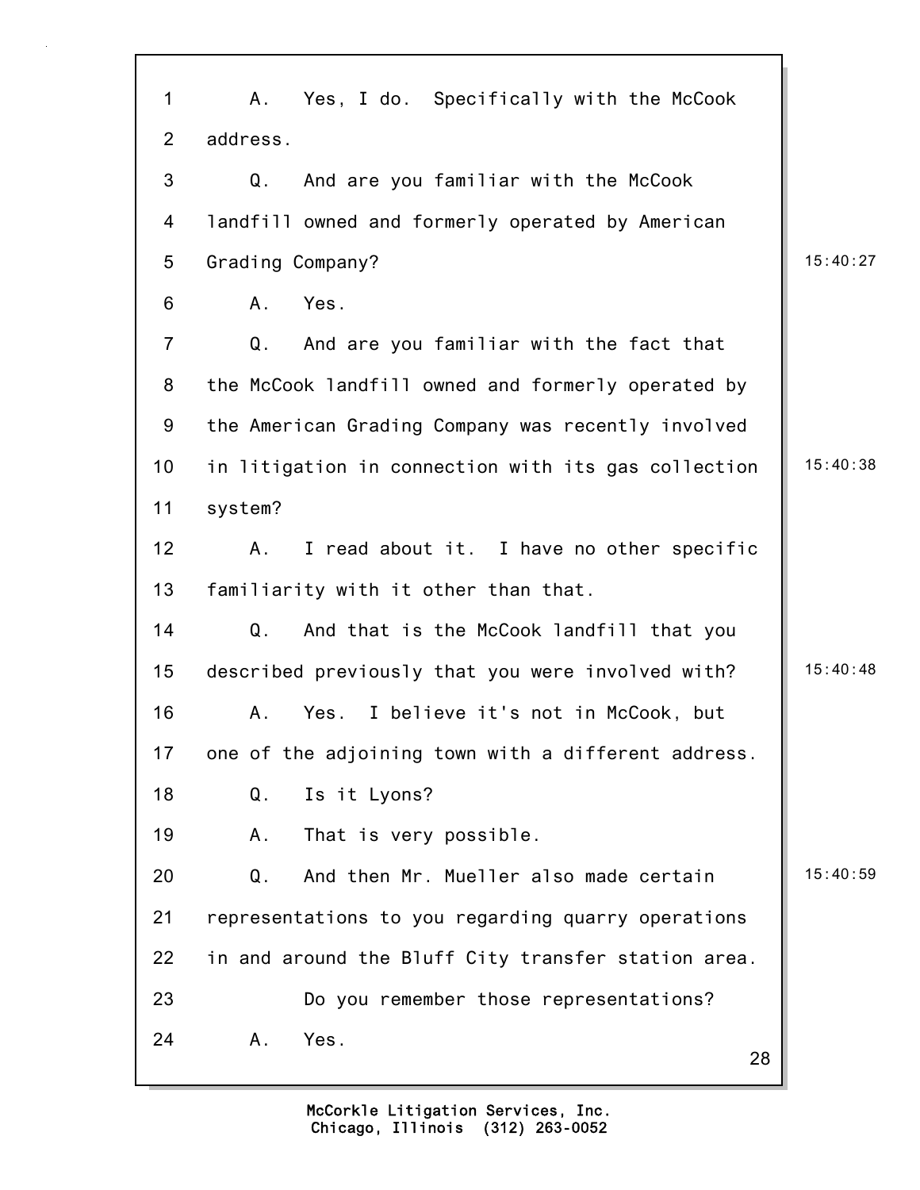1 A. Yes, I do. Specifically with the McCook
2 address.
3 Q. And are you familiar with the McCook
4 landfill owned and formerly operated by American
5 Grading Company? 15:40:27
6 A. Yes.
7 Q. And are you familiar with the fact that
8 the McCook landfill owned and formerly operated by
9 the American Grading Company was recently involved
10 in litigation in connection with its gas collection 15:40:38
11 system?
12 A. I read about it. I have no other specific
13 familiarity with it other than that.
14 Q. And that is the McCook landfill that you
15 described previously that you were involved with? 15:40:48
16 A. Yes. I believe it's not in McCook, but
17 one of the adjoining town with a different address.
18 Q. Is it Lyons?
19 A. That is very possible.
20 Q. And then Mr. Mueller also made certain 15:40:59
21 representations to you regarding quarry operations
22 in and around the Bluff City transfer station area.
23 Do you remember those representations?
24 A. Yes.

McCorkle Litigation Services, Inc.
Chicago, Illinois (312) 263-0052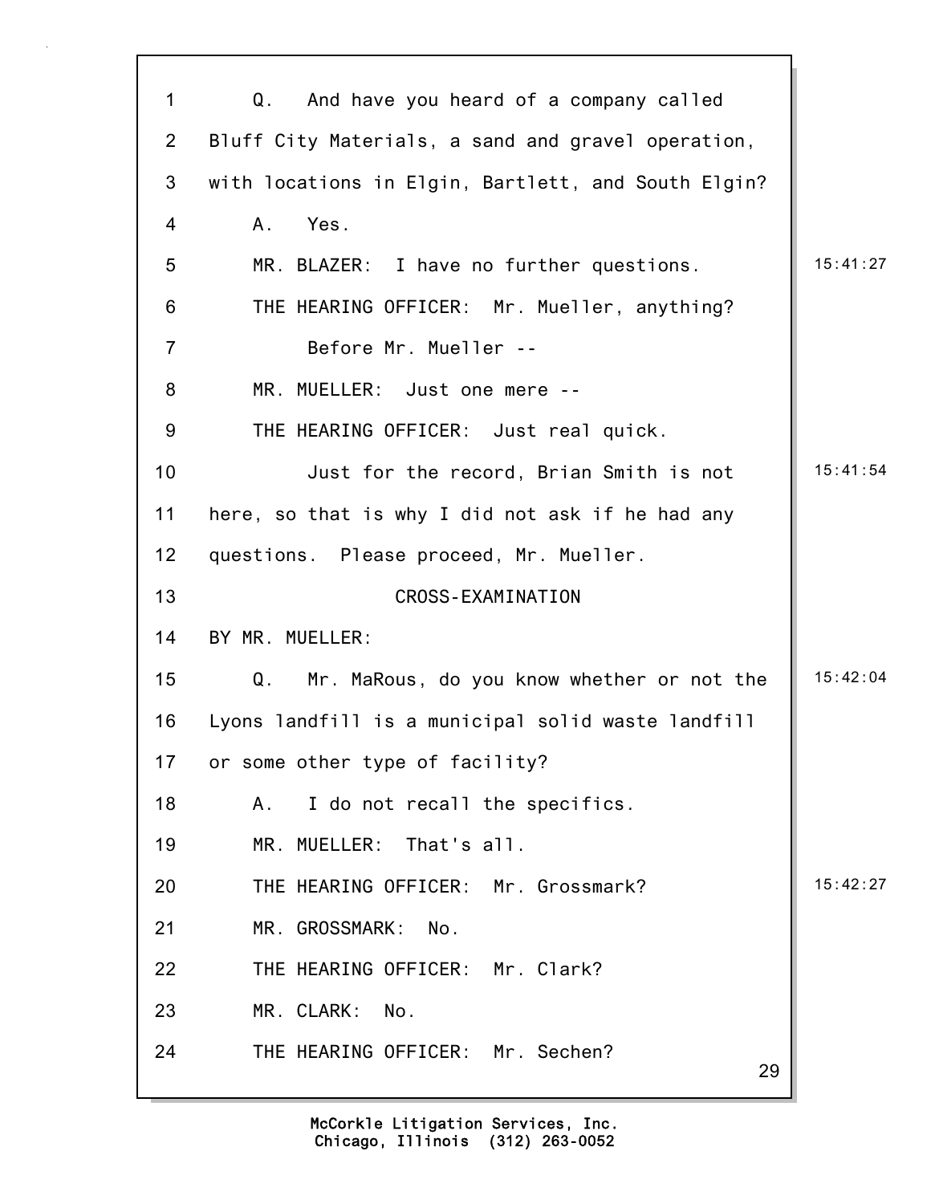1 Q. And have you heard of a company called
2 Bluff City Materials, a sand and gravel operation,
3 with locations in Elgin, Bartlett, and South Elgin?
4 A. Yes.
5 MR. BLAZER: I have no further questions. 15:41:27
6 THE HEARING OFFICER: Mr. Mueller, anything?
7 Before Mr. Mueller --
8 MR. MUELLER: Just one mere --
9 THE HEARING OFFICER: Just real quick.
10 Just for the record, Brian Smith is not 15:41:54
11 here, so that is why I did not ask if he had any
12 questions. Please proceed, Mr. Mueller.
13 CROSS-EXAMINATION
14 BY MR. MUELLER:
15 Q. Mr. MaRous, do you know whether or not the 15:42:04
16 Lyons landfill is a municipal solid waste landfill
17 or some other type of facility?
18 A. I do not recall the specifics.
19 MR. MUELLER: That's all.
20 THE HEARING OFFICER: Mr. Grossmark? 15:42:27
21 MR. GROSSMARK: No.
22 THE HEARING OFFICER: Mr. Clark?
23 MR. CLARK: No.
24 THE HEARING OFFICER: Mr. Sechen?

McCorkle Litigation Services, Inc.
Chicago, Illinois (312) 263-0052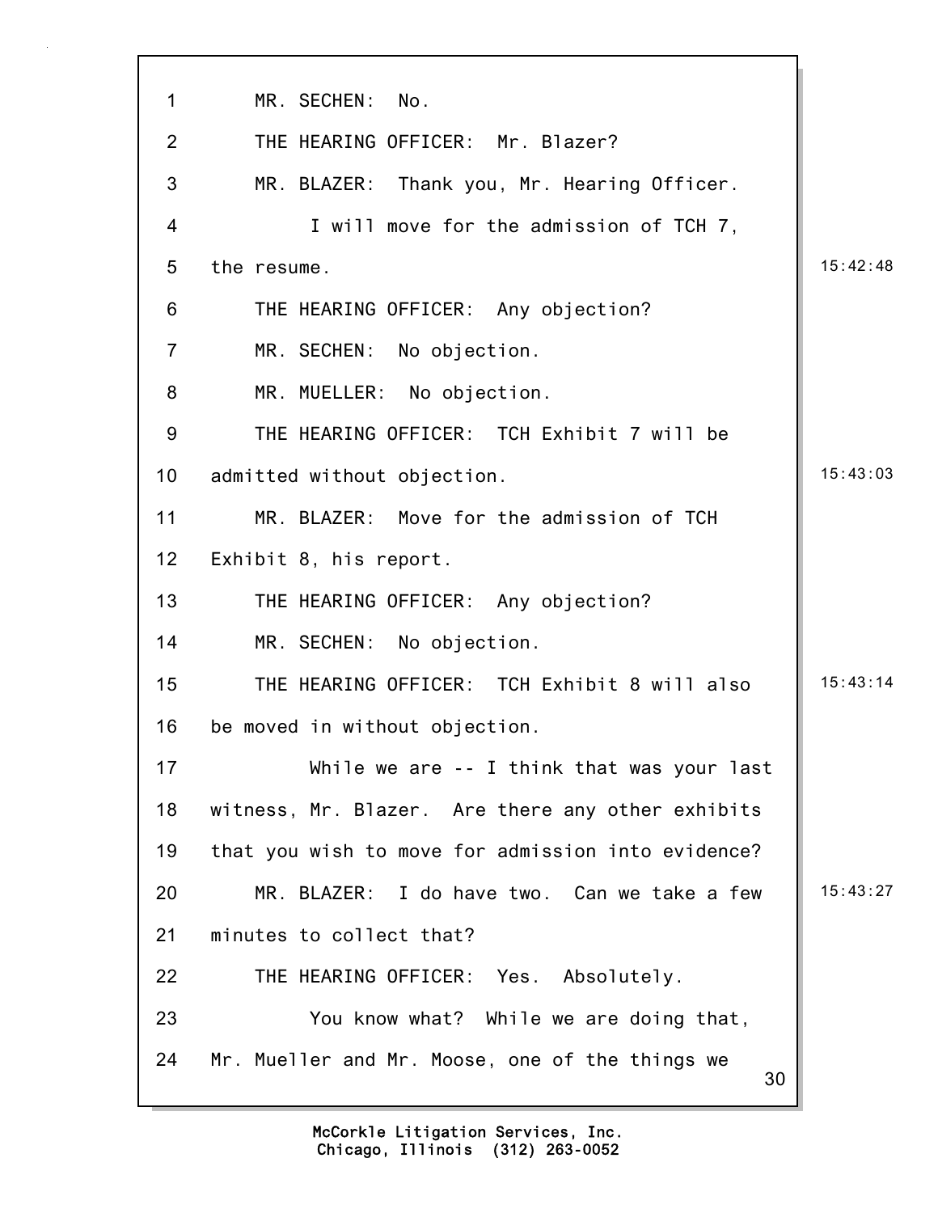1 MR. SECHEN: No.

2 THE HEARING OFFICER: Mr. Blazer?

3 MR. BLAZER: Thank you, Mr. Hearing Officer.

4 I will move for the admission of TCH 7,

5 the resume. 15:42:48

6 THE HEARING OFFICER: Any objection?

7 MR. SECHEN: No objection.

8 MR. MUELLER: No objection.

9 THE HEARING OFFICER: TCH Exhibit 7 will be

10 admitted without objection. 15:43:03

11 MR. BLAZER: Move for the admission of TCH

12 Exhibit 8, his report.

13 THE HEARING OFFICER: Any objection?

14 MR. SECHEN: No objection.

15 THE HEARING OFFICER: TCH Exhibit 8 will also 15:43:14

16 be moved in without objection.

17 While we are -- I think that was your last

18 witness, Mr. Blazer. Are there any other exhibits

19 that you wish to move for admission into evidence?

20 MR. BLAZER: I do have two. Can we take a few 15:43:27

21 minutes to collect that?

22 THE HEARING OFFICER: Yes. Absolutely.

23 You know what? While we are doing that,

24 Mr. Mueller and Mr. Moose, one of the things we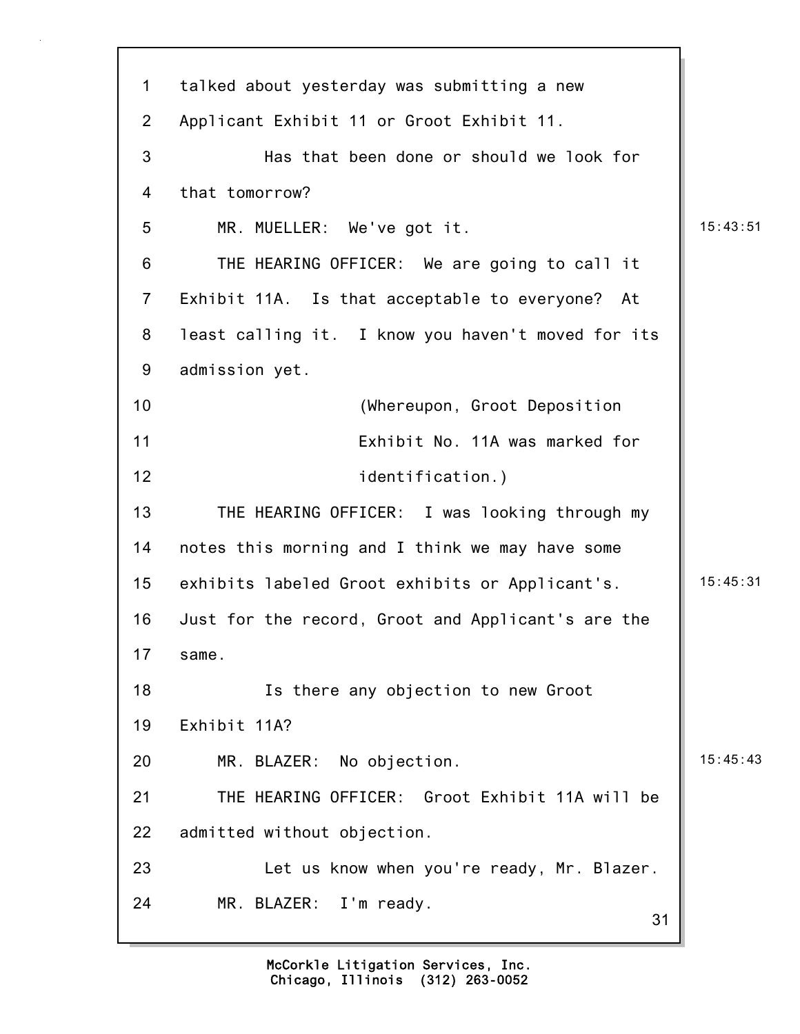1 talked about yesterday was submitting a new
2 Applicant Exhibit 11 or Groot Exhibit 11.
3 Has that been done or should we look for
4 that tomorrow?
5 MR. MUELLER: We've got it. 15:43:51
6 THE HEARING OFFICER: We are going to call it
7 Exhibit 11A. Is that acceptable to everyone? At
8 least calling it. I know you haven't moved for its
9 admission yet.
10 (Whereupon, Groot Deposition
11 Exhibit No. 11A was marked for
12 identification.)
13 THE HEARING OFFICER: I was looking through my
14 notes this morning and I think we may have some
15 exhibits labeled Groot exhibits or Applicant's. 15:45:31
16 Just for the record, Groot and Applicant's are the
17 same.
18 Is there any objection to new Groot
19 Exhibit 11A?
20 MR. BLAZER: No objection. 15:45:43
21 THE HEARING OFFICER: Groot Exhibit 11A will be
22 admitted without objection.
23 Let us know when you're ready, Mr. Blazer.
24 MR. BLAZER: I'm ready.

McCorkle Litigation Services, Inc.
Chicago, Illinois (312) 263-0052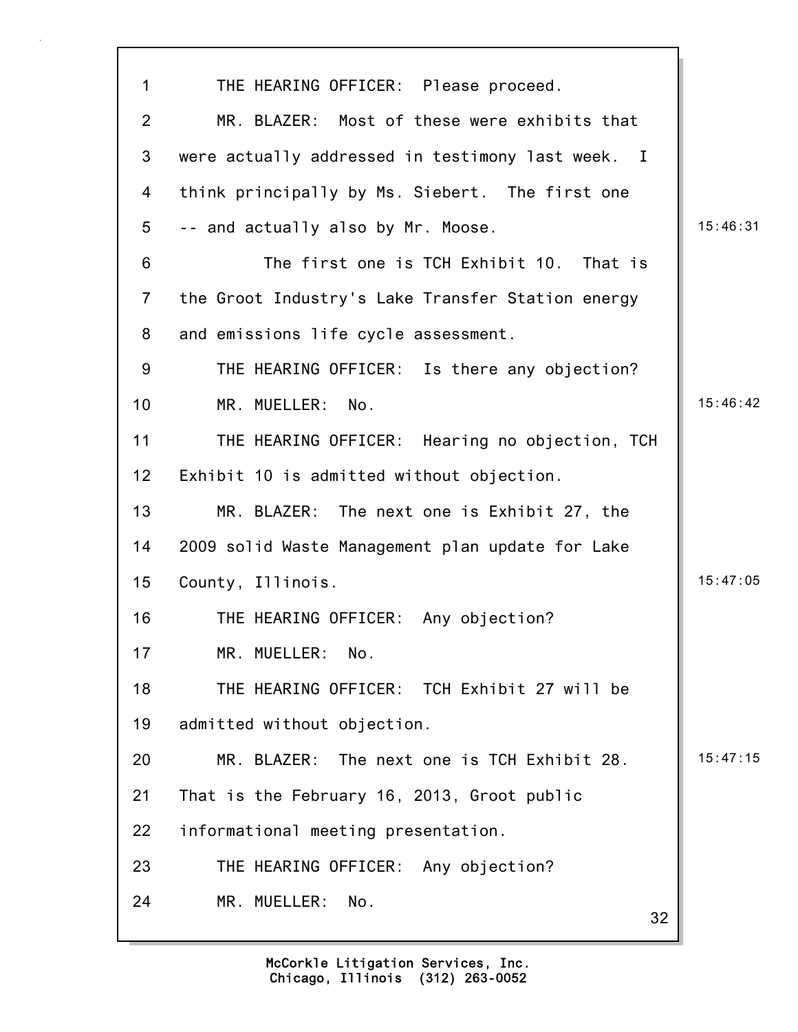THE HEARING OFFICER: Please proceed.

MR. BLAZER: Most of these were exhibits that were actually addressed in testimony last week. I think principally by Ms. Siebert. The first one -- and actually also by Mr. Moose.

The first one is TCH Exhibit 10. That is the Groot Industry's Lake Transfer Station energy and emissions life cycle assessment.

THE HEARING OFFICER: Is there any objection?

MR. MUELLER: No.

THE HEARING OFFICER: Hearing no objection, TCH Exhibit 10 is admitted without objection.

MR. BLAZER: The next one is Exhibit 27, the 2009 solid Waste Management plan update for Lake County, Illinois.

THE HEARING OFFICER: Any objection?

MR. MUELLER: No.

THE HEARING OFFICER: TCH Exhibit 27 will be admitted without objection.

MR. BLAZER: The next one is TCH Exhibit 28. That is the February 16, 2013, Groot public informational meeting presentation.

THE HEARING OFFICER: Any objection?

MR. MUELLER: No.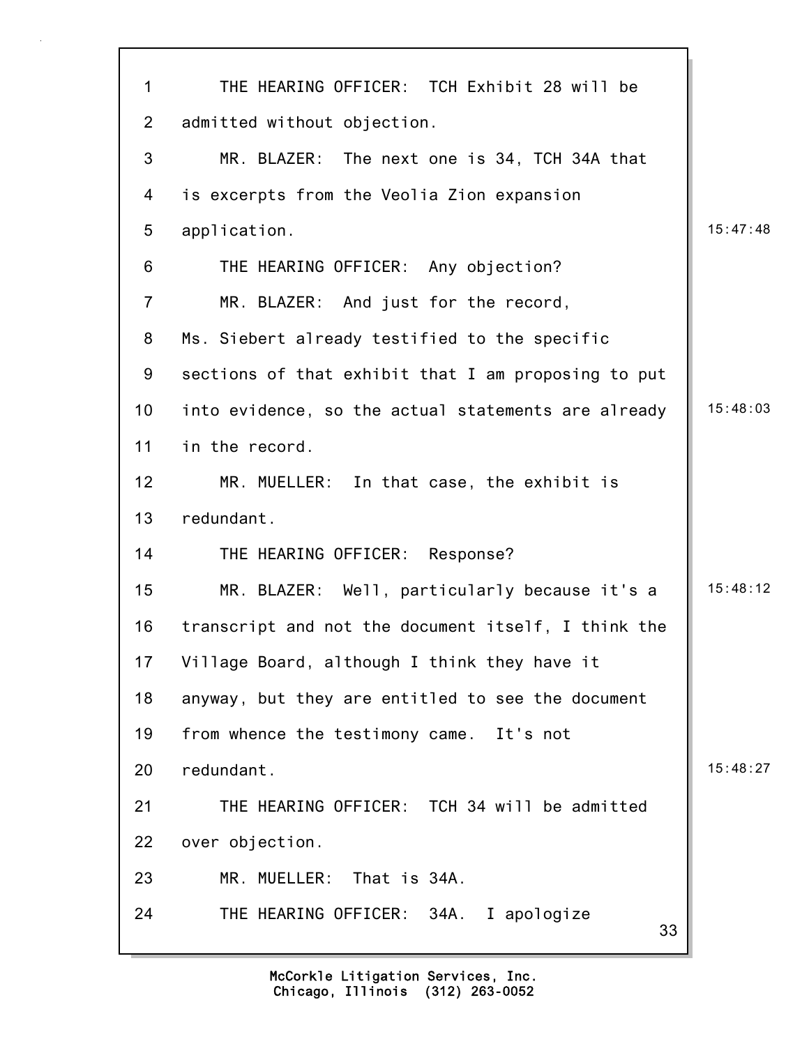THE HEARING OFFICER: TCH Exhibit 28 will be admitted without objection.

MR. BLAZER: The next one is 34, TCH 34A that is excerpts from the Veolia Zion expansion application.

THE HEARING OFFICER: Any objection?

MR. BLAZER: And just for the record, Ms. Siebert already testified to the specific sections of that exhibit that I am proposing to put into evidence, so the actual statements are already in the record.

MR. MUELLER: In that case, the exhibit is redundant.

THE HEARING OFFICER: Response?

MR. BLAZER: Well, particularly because it's a transcript and not the document itself, I think the Village Board, although I think they have it anyway, but they are entitled to see the document from whence the testimony came. It's not redundant.

THE HEARING OFFICER: TCH 34 will be admitted over objection.

MR. MUELLER: That is 34A.

THE HEARING OFFICER: 34A. I apologize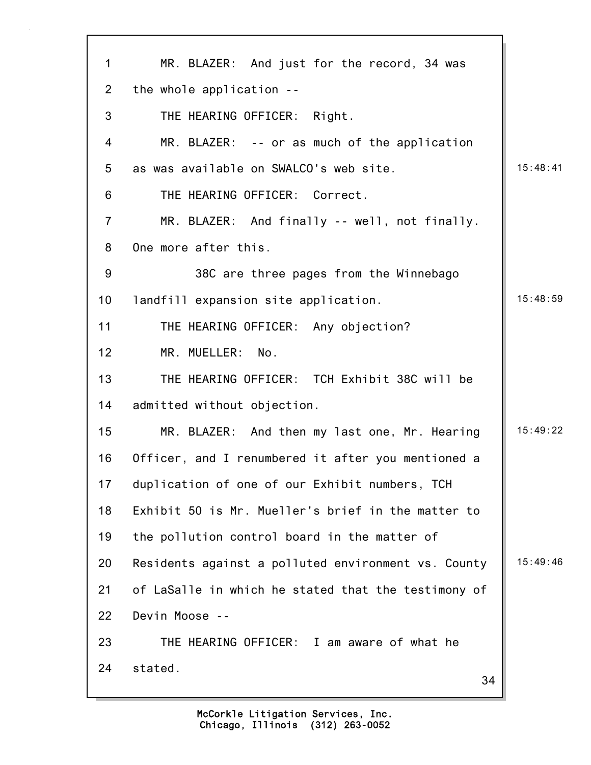MR. BLAZER: And just for the record, 34 was the whole application --

THE HEARING OFFICER: Right.

MR. BLAZER: -- or as much of the application as was available on SWALCO's web site.

THE HEARING OFFICER: Correct.

MR. BLAZER: And finally -- well, not finally. One more after this.

38C are three pages from the Winnebago landfill expansion site application.

THE HEARING OFFICER: Any objection?

MR. MUELLER: No.

THE HEARING OFFICER: TCH Exhibit 38C will be admitted without objection.

MR. BLAZER: And then my last one, Mr. Hearing Officer, and I renumbered it after you mentioned a duplication of one of our Exhibit numbers, TCH Exhibit 50 is Mr. Mueller's brief in the matter to the pollution control board in the matter of Residents against a polluted environment vs. County of LaSalle in which he stated that the testimony of Devin Moose --

THE HEARING OFFICER: I am aware of what he stated.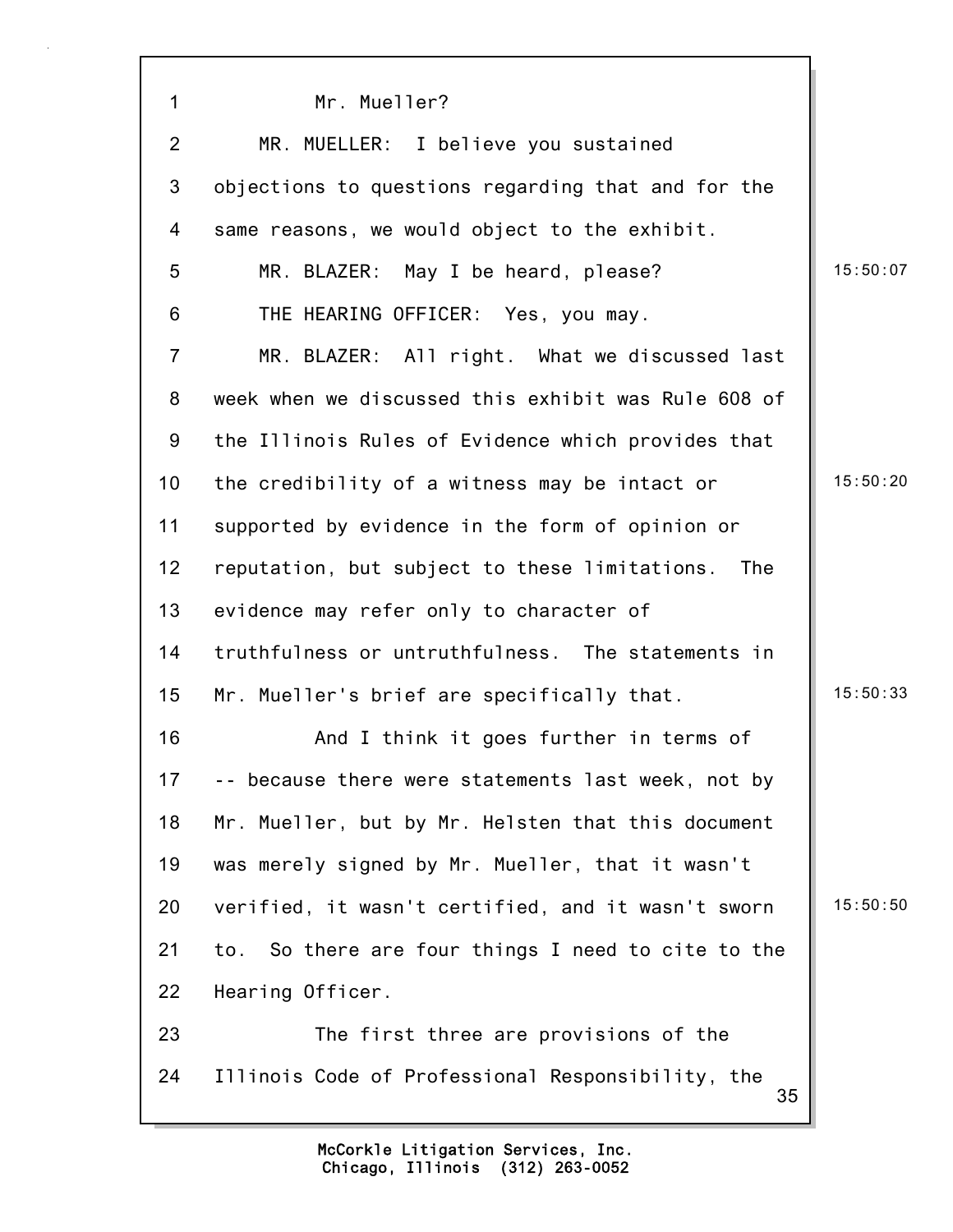Mr. Mueller?

MR. MUELLER: I believe you sustained objections to questions regarding that and for the same reasons, we would object to the exhibit.

MR. BLAZER: May I be heard, please?

THE HEARING OFFICER: Yes, you may.

MR. BLAZER: All right. What we discussed last week when we discussed this exhibit was Rule 608 of the Illinois Rules of Evidence which provides that the credibility of a witness may be intact or supported by evidence in the form of opinion or reputation, but subject to these limitations. The evidence may refer only to character of truthfulness or untruthfulness. The statements in Mr. Mueller's brief are specifically that.

And I think it goes further in terms of -- because there were statements last week, not by Mr. Mueller, but by Mr. Helsten that this document was merely signed by Mr. Mueller, that it wasn't verified, it wasn't certified, and it wasn't sworn to. So there are four things I need to cite to the Hearing Officer.

The first three are provisions of the Illinois Code of Professional Responsibility, the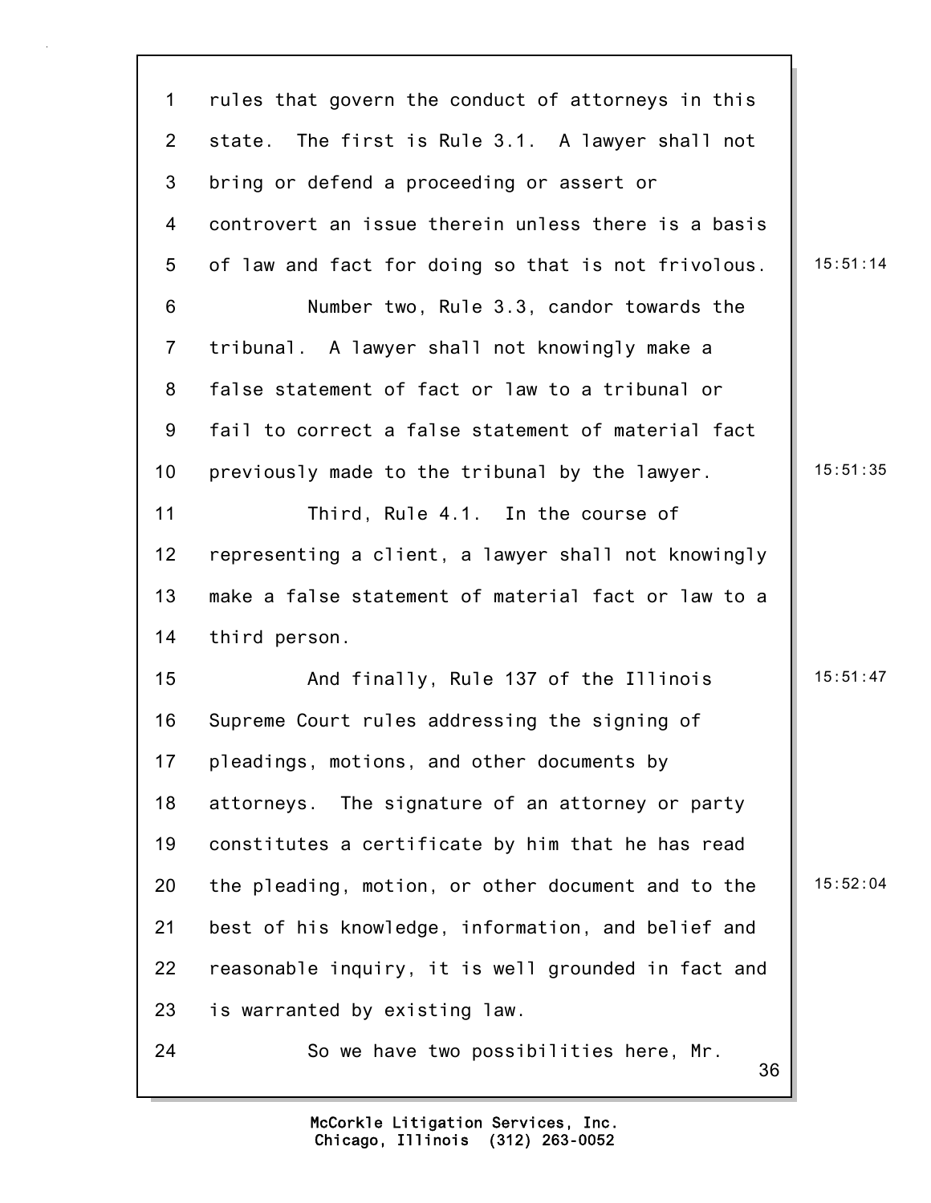rules that govern the conduct of attorneys in this state. The first is Rule 3.1. A lawyer shall not bring or defend a proceeding or assert or controvert an issue therein unless there is a basis of law and fact for doing so that is not frivolous.

Number two, Rule 3.3, candor towards the tribunal. A lawyer shall not knowingly make a false statement of fact or law to a tribunal or fail to correct a false statement of material fact previously made to the tribunal by the lawyer.

Third, Rule 4.1. In the course of representing a client, a lawyer shall not knowingly make a false statement of material fact or law to a third person.

And finally, Rule 137 of the Illinois Supreme Court rules addressing the signing of pleadings, motions, and other documents by attorneys. The signature of an attorney or party constitutes a certificate by him that he has read the pleading, motion, or other document and to the best of his knowledge, information, and belief and reasonable inquiry, it is well grounded in fact and is warranted by existing law.

So we have two possibilities here, Mr.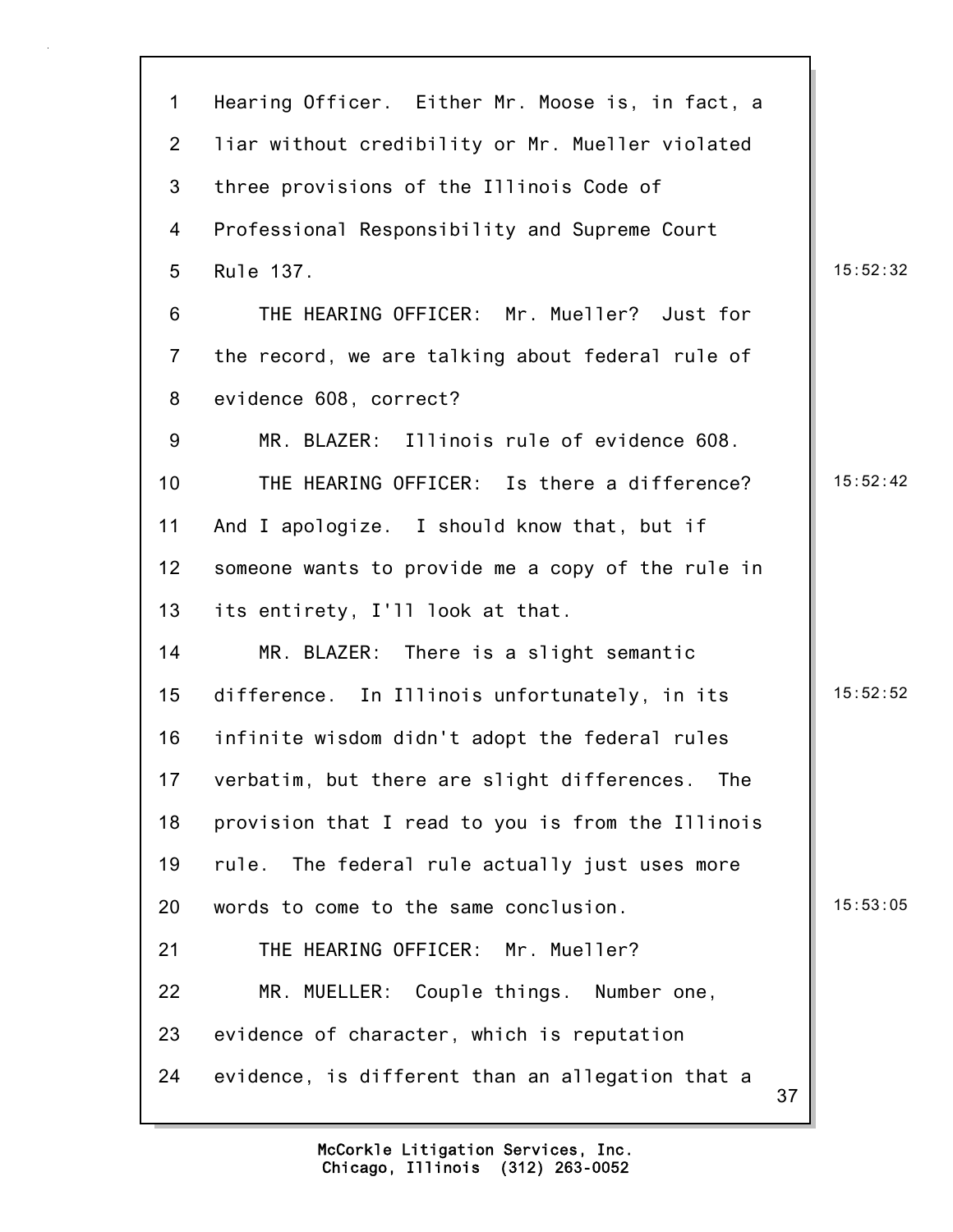Hearing Officer. Either Mr. Moose is, in fact, a liar without credibility or Mr. Mueller violated three provisions of the Illinois Code of Professional Responsibility and Supreme Court Rule 137.

THE HEARING OFFICER: Mr. Mueller? Just for the record, we are talking about federal rule of evidence 608, correct?

MR. BLAZER: Illinois rule of evidence 608.

THE HEARING OFFICER: Is there a difference? And I apologize. I should know that, but if someone wants to provide me a copy of the rule in its entirety, I'll look at that.

MR. BLAZER: There is a slight semantic difference. In Illinois unfortunately, in its infinite wisdom didn't adopt the federal rules verbatim, but there are slight differences. The provision that I read to you is from the Illinois rule. The federal rule actually just uses more words to come to the same conclusion.

THE HEARING OFFICER: Mr. Mueller?

MR. MUELLER: Couple things. Number one, evidence of character, which is reputation evidence, is different than an allegation that a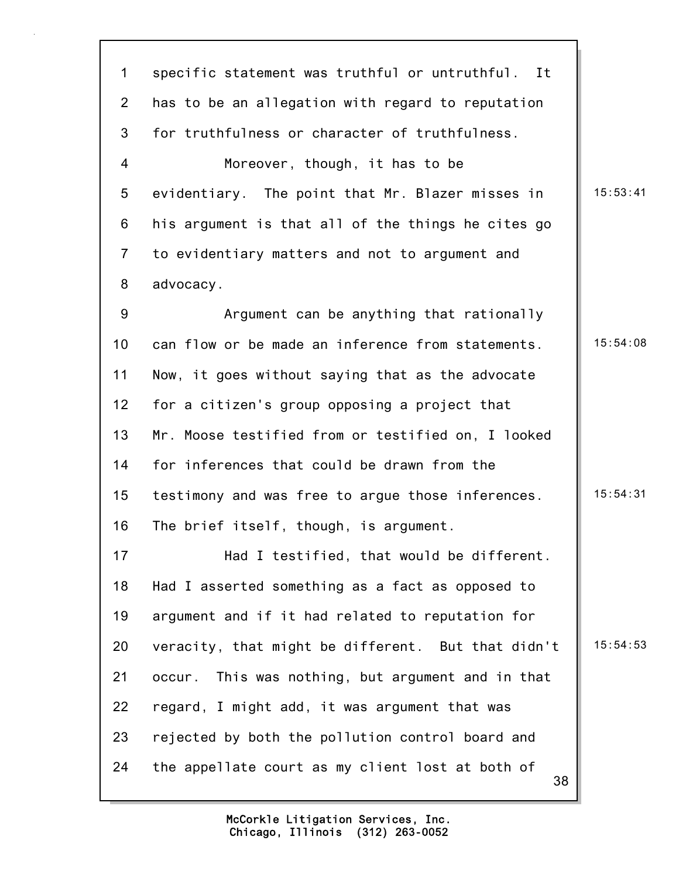specific statement was truthful or untruthful. It has to be an allegation with regard to reputation for truthfulness or character of truthfulness.

Moreover, though, it has to be evidentiary. The point that Mr. Blazer misses in his argument is that all of the things he cites go to evidentiary matters and not to argument and advocacy.

Argument can be anything that rationally can flow or be made an inference from statements. Now, it goes without saying that as the advocate for a citizen's group opposing a project that Mr. Moose testified from or testified on, I looked for inferences that could be drawn from the testimony and was free to argue those inferences. The brief itself, though, is argument.

Had I testified, that would be different. Had I asserted something as a fact as opposed to argument and if it had related to reputation for veracity, that might be different. But that didn't occur. This was nothing, but argument and in that regard, I might add, it was argument that was rejected by both the pollution control board and the appellate court as my client lost at both of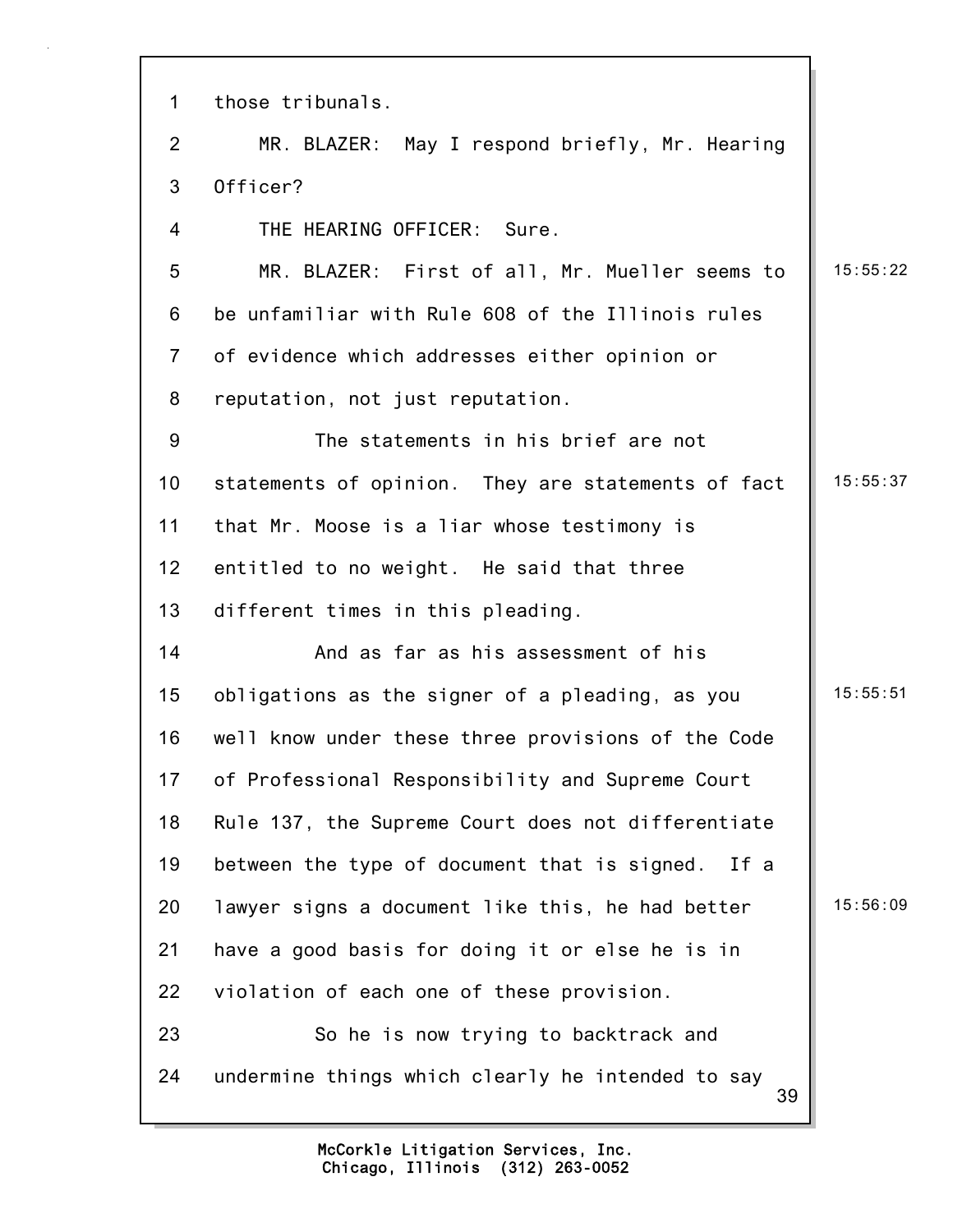those tribunals.

MR. BLAZER: May I respond briefly, Mr. Hearing Officer?

THE HEARING OFFICER: Sure.

MR. BLAZER: First of all, Mr. Mueller seems to be unfamiliar with Rule 608 of the Illinois rules of evidence which addresses either opinion or reputation, not just reputation.

The statements in his brief are not statements of opinion. They are statements of fact that Mr. Moose is a liar whose testimony is entitled to no weight. He said that three different times in this pleading.

And as far as his assessment of his obligations as the signer of a pleading, as you well know under these three provisions of the Code of Professional Responsibility and Supreme Court Rule 137, the Supreme Court does not differentiate between the type of document that is signed. If a lawyer signs a document like this, he had better have a good basis for doing it or else he is in violation of each one of these provision.

So he is now trying to backtrack and undermine things which clearly he intended to say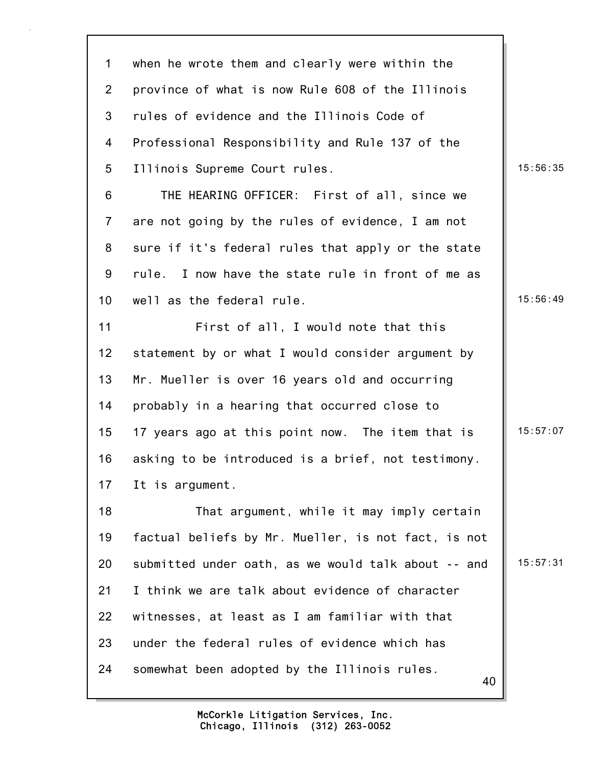when he wrote them and clearly were within the province of what is now Rule 608 of the Illinois rules of evidence and the Illinois Code of Professional Responsibility and Rule 137 of the Illinois Supreme Court rules.

THE HEARING OFFICER: First of all, since we are not going by the rules of evidence, I am not sure if it's federal rules that apply or the state rule. I now have the state rule in front of me as well as the federal rule.

First of all, I would note that this statement by or what I would consider argument by Mr. Mueller is over 16 years old and occurring probably in a hearing that occurred close to 17 years ago at this point now. The item that is asking to be introduced is a brief, not testimony. It is argument.

That argument, while it may imply certain factual beliefs by Mr. Mueller, is not fact, is not submitted under oath, as we would talk about -- and I think we are talk about evidence of character witnesses, at least as I am familiar with that under the federal rules of evidence which has somewhat been adopted by the Illinois rules.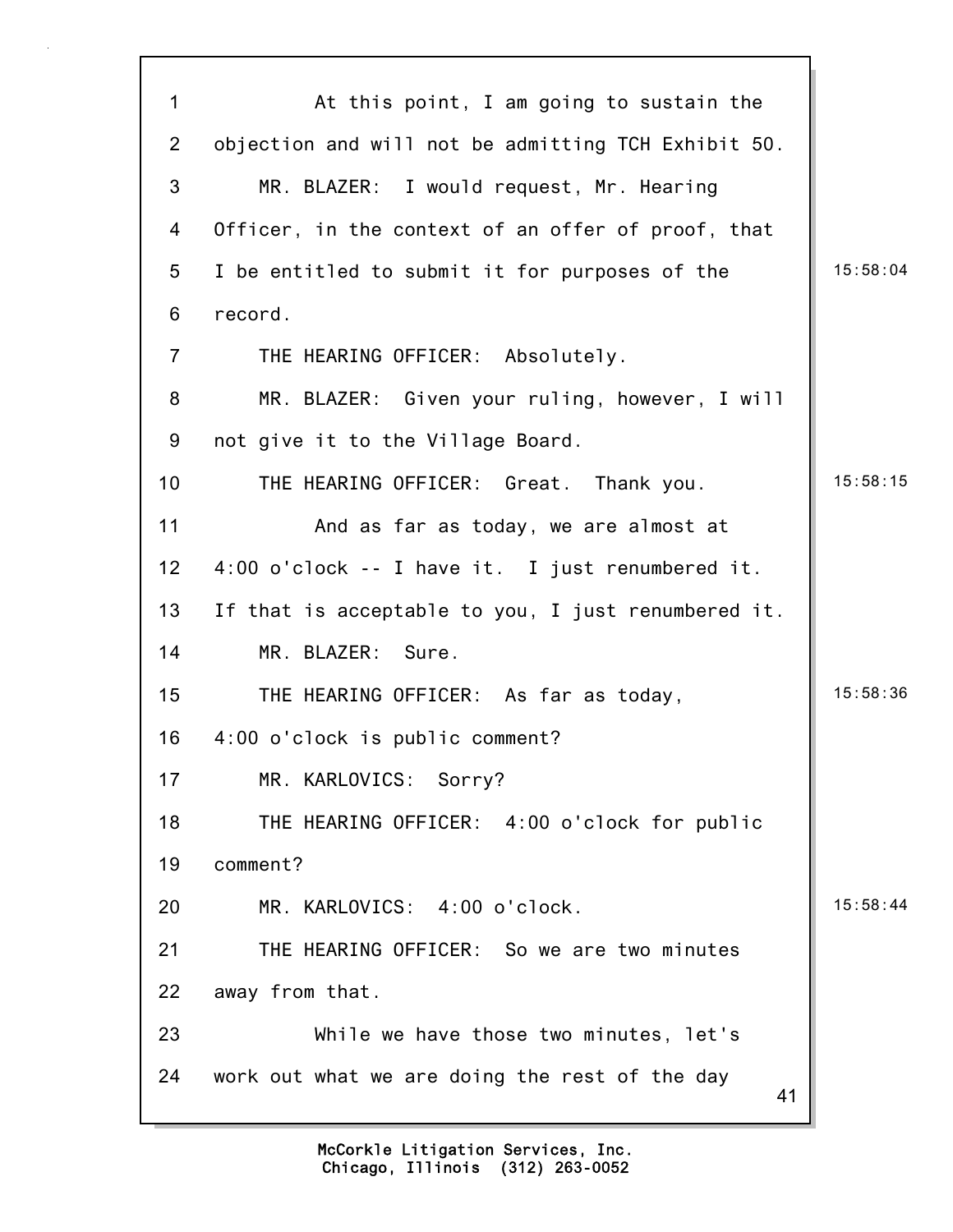At this point, I am going to sustain the objection and will not be admitting TCH Exhibit 50.

MR. BLAZER: I would request, Mr. Hearing Officer, in the context of an offer of proof, that I be entitled to submit it for purposes of the record.

THE HEARING OFFICER: Absolutely.

MR. BLAZER: Given your ruling, however, I will not give it to the Village Board.

THE HEARING OFFICER: Great. Thank you.

And as far as today, we are almost at 4:00 o'clock -- I have it. I just renumbered it. If that is acceptable to you, I just renumbered it.

MR. BLAZER: Sure.

THE HEARING OFFICER: As far as today, 4:00 o'clock is public comment?

MR. KARLOVICS: Sorry?

THE HEARING OFFICER: 4:00 o'clock for public comment?

MR. KARLOVICS: 4:00 o'clock.

THE HEARING OFFICER: So we are two minutes away from that.

While we have those two minutes, let's work out what we are doing the rest of the day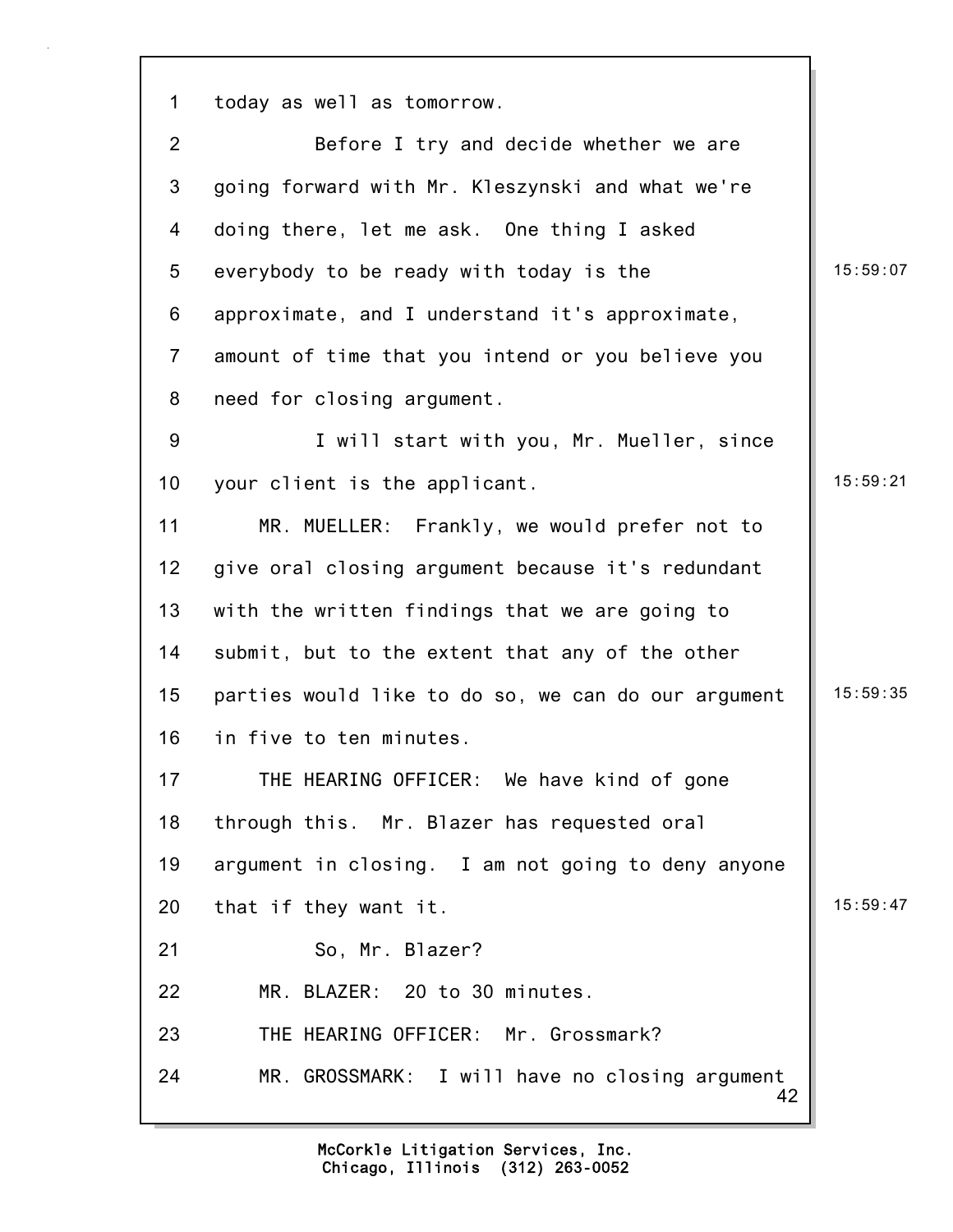today as well as tomorrow.

Before I try and decide whether we are going forward with Mr. Kleszynski and what we're doing there, let me ask. One thing I asked everybody to be ready with today is the approximate, and I understand it's approximate, amount of time that you intend or you believe you need for closing argument.

I will start with you, Mr. Mueller, since your client is the applicant.

MR. MUELLER: Frankly, we would prefer not to give oral closing argument because it's redundant with the written findings that we are going to submit, but to the extent that any of the other parties would like to do so, we can do our argument in five to ten minutes.

THE HEARING OFFICER: We have kind of gone through this. Mr. Blazer has requested oral argument in closing. I am not going to deny anyone that if they want it.

So, Mr. Blazer?

MR. BLAZER: 20 to 30 minutes.

THE HEARING OFFICER: Mr. Grossmark?

MR. GROSSMARK: I will have no closing argument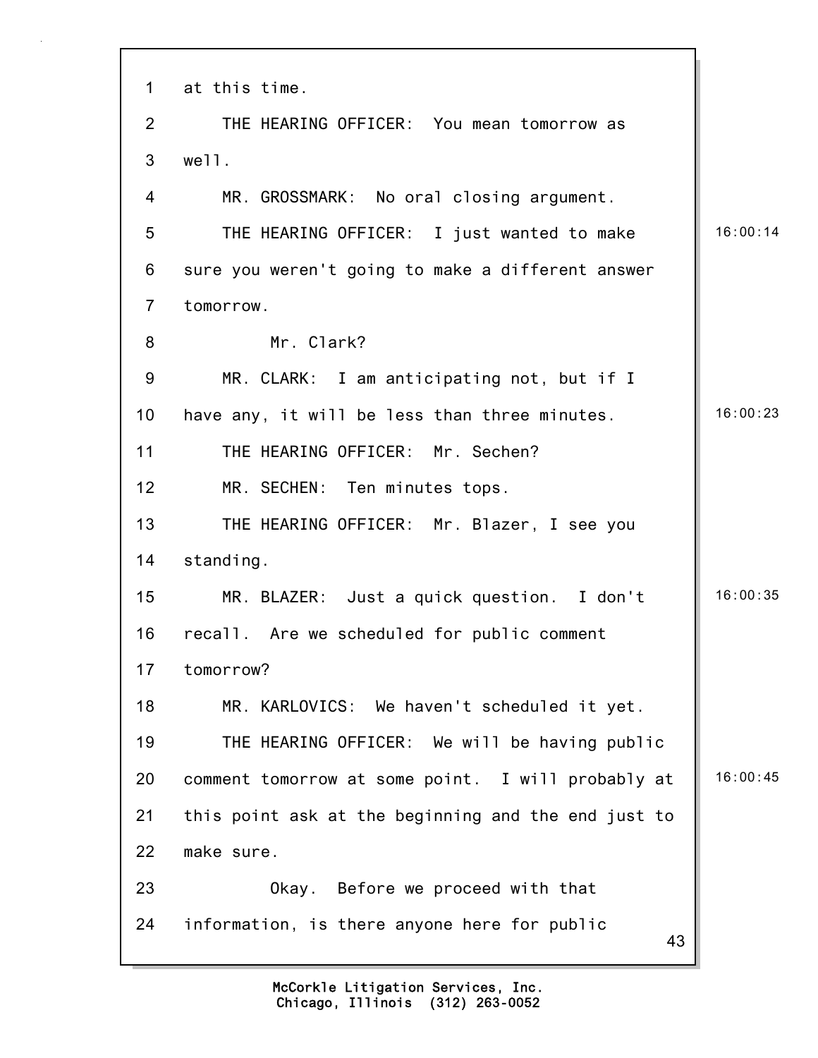1 at this time.

2 THE HEARING OFFICER: You mean tomorrow as

3 well.

4 MR. GROSSMARK: No oral closing argument.

5 THE HEARING OFFICER: I just wanted to make 16:00:14

6 sure you weren't going to make a different answer

7 tomorrow.

8 Mr. Clark?

9 MR. CLARK: I am anticipating not, but if I

10 have any, it will be less than three minutes. 16:00:23

11 THE HEARING OFFICER: Mr. Sechen?

12 MR. SECHEN: Ten minutes tops.

13 THE HEARING OFFICER: Mr. Blazer, I see you

14 standing.

15 MR. BLAZER: Just a quick question. I don't 16:00:35

16 recall. Are we scheduled for public comment

17 tomorrow?

18 MR. KARLOVICS: We haven't scheduled it yet.

19 THE HEARING OFFICER: We will be having public

20 comment tomorrow at some point. I will probably at 16:00:45

21 this point ask at the beginning and the end just to

22 make sure.

23 Okay. Before we proceed with that

24 information, is there anyone here for public

McCorkle Litigation Services, Inc.
Chicago, Illinois (312) 263-0052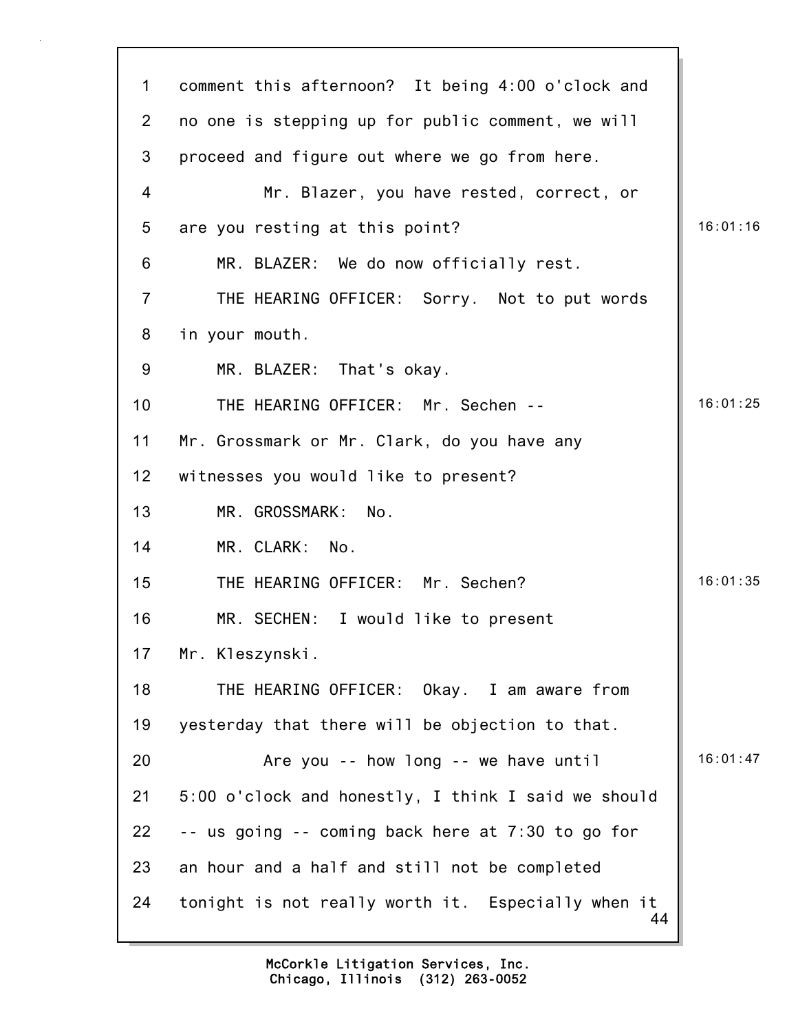1 comment this afternoon? It being 4:00 o'clock and
2 no one is stepping up for public comment, we will
3 proceed and figure out where we go from here.
4 Mr. Blazer, you have rested, correct, or
5 are you resting at this point? 16:01:16
6 MR. BLAZER: We do now officially rest.
7 THE HEARING OFFICER: Sorry. Not to put words
8 in your mouth.
9 MR. BLAZER: That's okay.
10 THE HEARING OFFICER: Mr. Sechen -- 16:01:25
11 Mr. Grossmark or Mr. Clark, do you have any
12 witnesses you would like to present?
13 MR. GROSSMARK: No.
14 MR. CLARK: No.
15 THE HEARING OFFICER: Mr. Sechen? 16:01:35
16 MR. SECHEN: I would like to present
17 Mr. Kleszynski.
18 THE HEARING OFFICER: Okay. I am aware from
19 yesterday that there will be objection to that.
20 Are you -- how long -- we have until 16:01:47
21 5:00 o'clock and honestly, I think I said we should
22 -- us going -- coming back here at 7:30 to go for
23 an hour and a half and still not be completed
24 tonight is not really worth it. Especially when it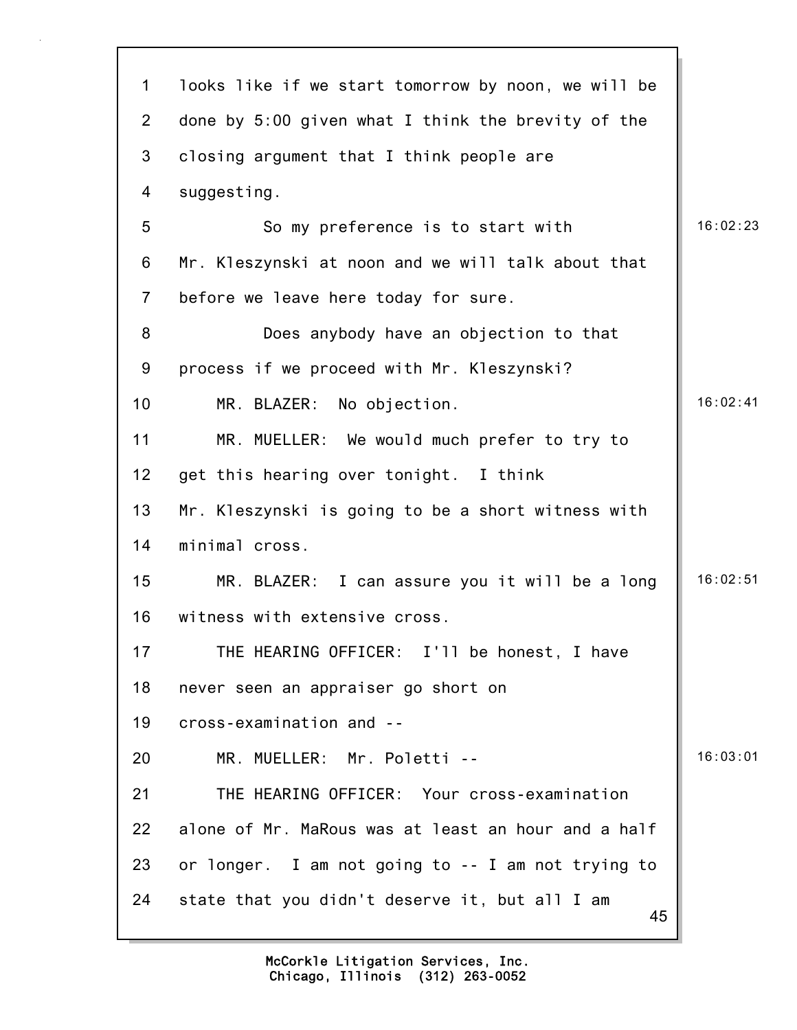1 looks like if we start tomorrow by noon, we will be
2 done by 5:00 given what I think the brevity of the
3 closing argument that I think people are
4 suggesting.
5 So my preference is to start with 16:02:23
6 Mr. Kleszynski at noon and we will talk about that
7 before we leave here today for sure.
8 Does anybody have an objection to that
9 process if we proceed with Mr. Kleszynski?
10 MR. BLAZER: No objection. 16:02:41
11 MR. MUELLER: We would much prefer to try to
12 get this hearing over tonight. I think
13 Mr. Kleszynski is going to be a short witness with
14 minimal cross.
15 MR. BLAZER: I can assure you it will be a long 16:02:51
16 witness with extensive cross.
17 THE HEARING OFFICER: I'll be honest, I have
18 never seen an appraiser go short on
19 cross-examination and --
20 MR. MUELLER: Mr. Poletti -- 16:03:01
21 THE HEARING OFFICER: Your cross-examination
22 alone of Mr. MaRous was at least an hour and a half
23 or longer. I am not going to -- I am not trying to
24 state that you didn't deserve it, but all I am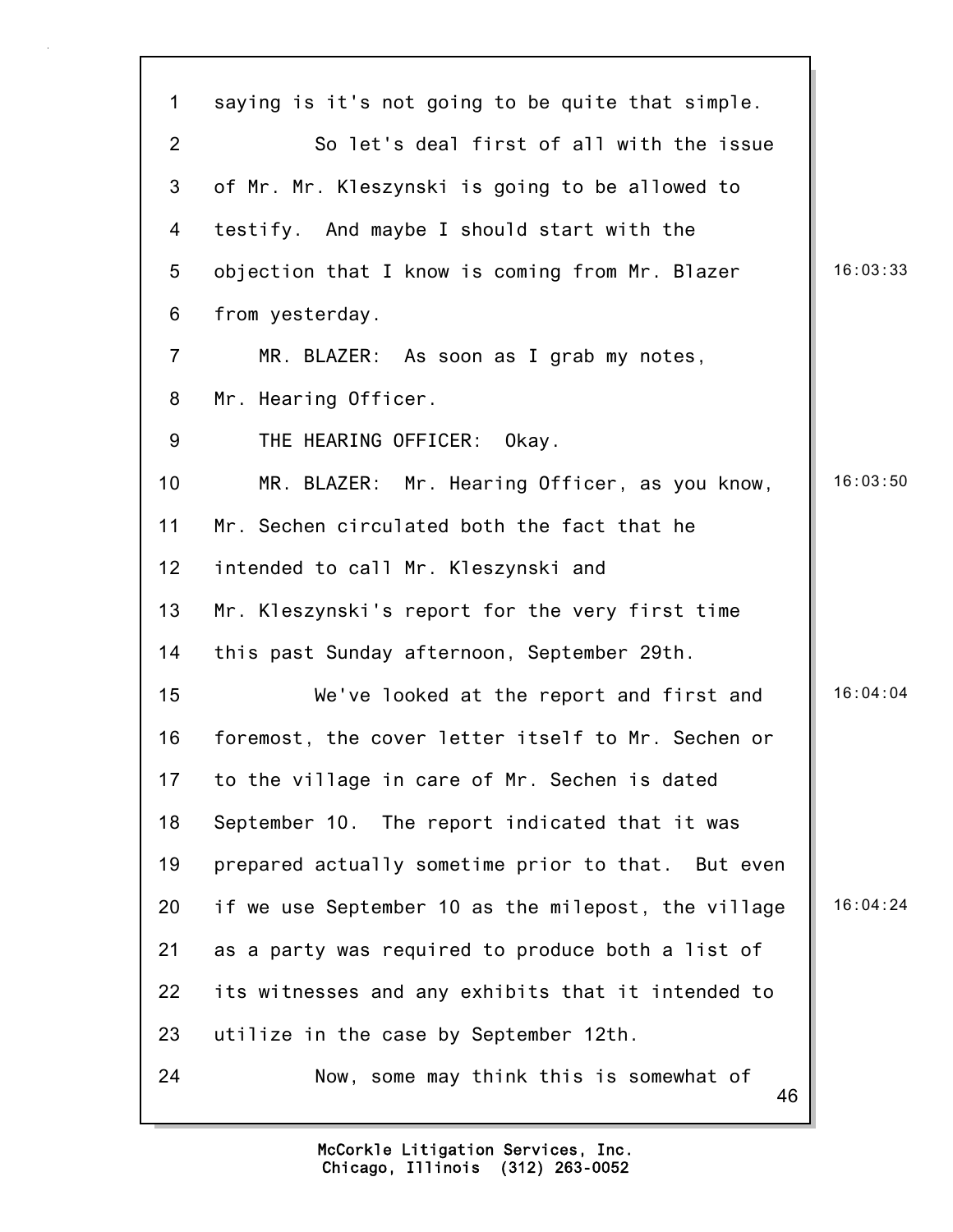saying is it's not going to be quite that simple.

So let's deal first of all with the issue of Mr. Mr. Kleszynski is going to be allowed to testify. And maybe I should start with the objection that I know is coming from Mr. Blazer from yesterday.

MR. BLAZER: As soon as I grab my notes, Mr. Hearing Officer.

THE HEARING OFFICER: Okay.

MR. BLAZER: Mr. Hearing Officer, as you know, Mr. Sechen circulated both the fact that he intended to call Mr. Kleszynski and Mr. Kleszynski's report for the very first time this past Sunday afternoon, September 29th.

We've looked at the report and first and foremost, the cover letter itself to Mr. Sechen or to the village in care of Mr. Sechen is dated September 10. The report indicated that it was prepared actually sometime prior to that. But even if we use September 10 as the milepost, the village as a party was required to produce both a list of its witnesses and any exhibits that it intended to utilize in the case by September 12th.

Now, some may think this is somewhat of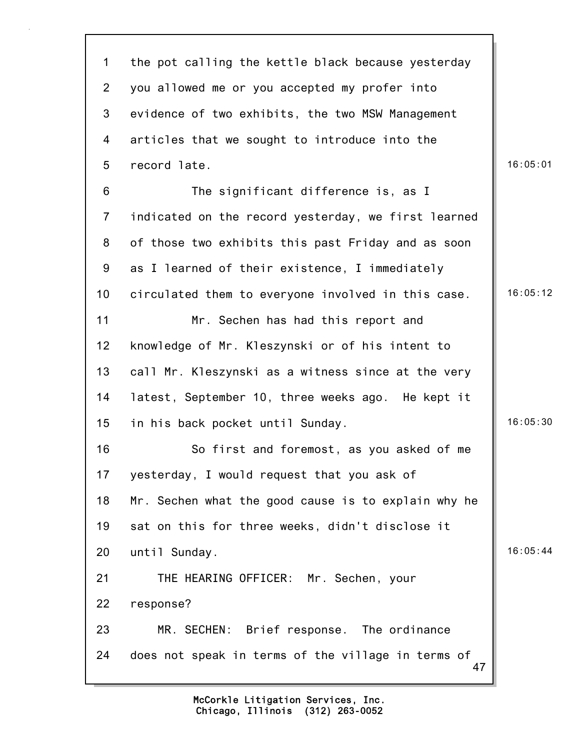the pot calling the kettle black because yesterday you allowed me or you accepted my profer into evidence of two exhibits, the two MSW Management articles that we sought to introduce into the record late.

The significant difference is, as I indicated on the record yesterday, we first learned of those two exhibits this past Friday and as soon as I learned of their existence, I immediately circulated them to everyone involved in this case.

Mr. Sechen has had this report and knowledge of Mr. Kleszynski or of his intent to call Mr. Kleszynski as a witness since at the very latest, September 10, three weeks ago. He kept it in his back pocket until Sunday.

So first and foremost, as you asked of me yesterday, I would request that you ask of Mr. Sechen what the good cause is to explain why he sat on this for three weeks, didn't disclose it until Sunday.

THE HEARING OFFICER: Mr. Sechen, your response?

MR. SECHEN: Brief response. The ordinance does not speak in terms of the village in terms of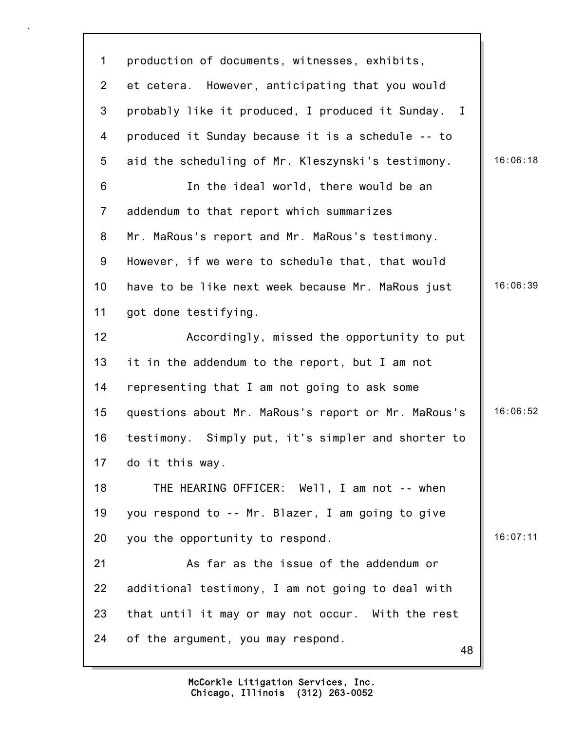production of documents, witnesses, exhibits, et cetera. However, anticipating that you would probably like it produced, I produced it Sunday. I produced it Sunday because it is a schedule -- to aid the scheduling of Mr. Kleszynski's testimony.

In the ideal world, there would be an addendum to that report which summarizes Mr. MaRous's report and Mr. MaRous's testimony. However, if we were to schedule that, that would have to be like next week because Mr. MaRous just got done testifying.

Accordingly, missed the opportunity to put it in the addendum to the report, but I am not representing that I am not going to ask some questions about Mr. MaRous's report or Mr. MaRous's testimony. Simply put, it's simpler and shorter to do it this way.

THE HEARING OFFICER: Well, I am not -- when you respond to -- Mr. Blazer, I am going to give you the opportunity to respond.

As far as the issue of the addendum or additional testimony, I am not going to deal with that until it may or may not occur. With the rest of the argument, you may respond.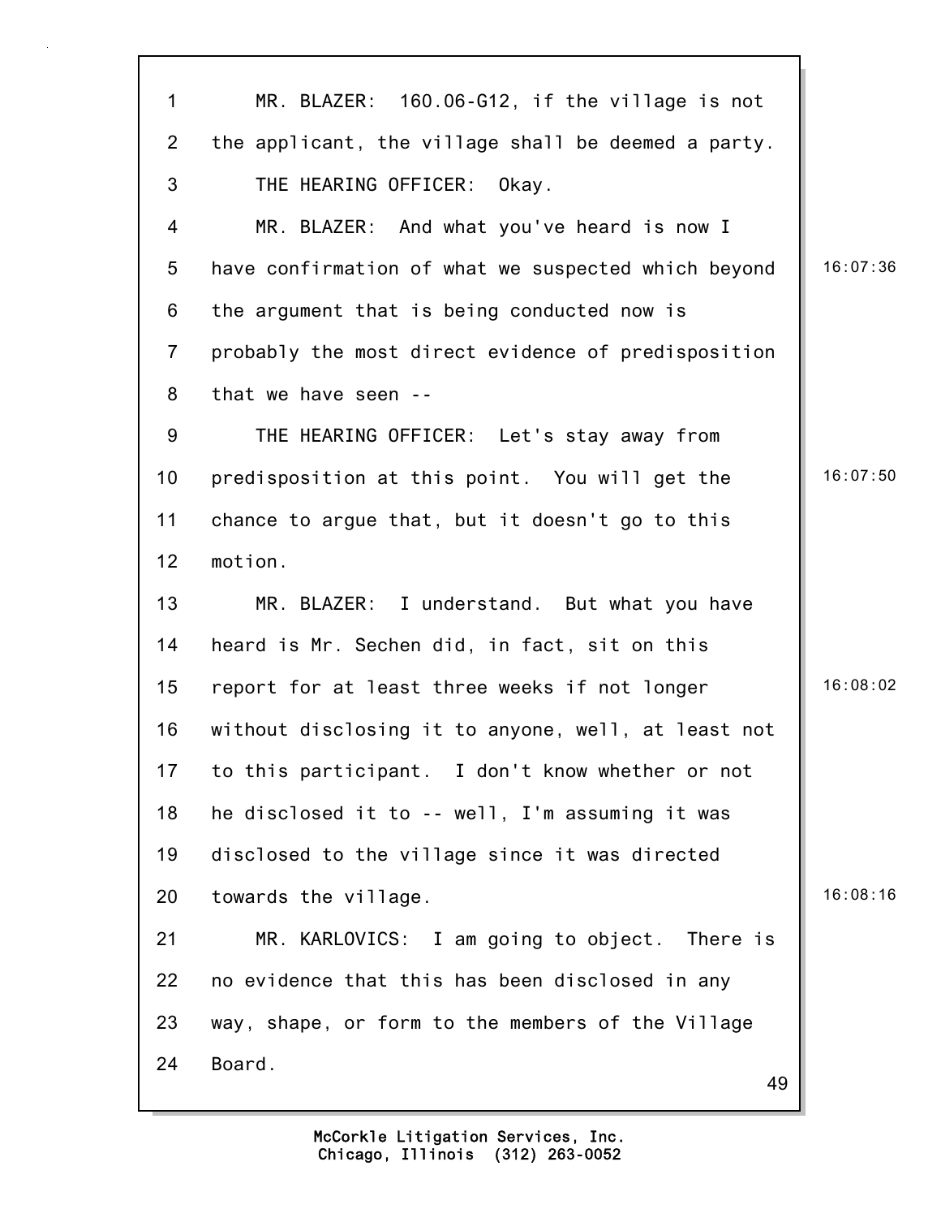MR. BLAZER: 160.06-G12, if the village is not the applicant, the village shall be deemed a party.

THE HEARING OFFICER: Okay.

MR. BLAZER: And what you've heard is now I have confirmation of what we suspected which beyond the argument that is being conducted now is probably the most direct evidence of predisposition that we have seen --

THE HEARING OFFICER: Let's stay away from predisposition at this point. You will get the chance to argue that, but it doesn't go to this motion.

MR. BLAZER: I understand. But what you have heard is Mr. Sechen did, in fact, sit on this report for at least three weeks if not longer without disclosing it to anyone, well, at least not to this participant. I don't know whether or not he disclosed it to -- well, I'm assuming it was disclosed to the village since it was directed towards the village.

MR. KARLOVICS: I am going to object. There is no evidence that this has been disclosed in any way, shape, or form to the members of the Village Board.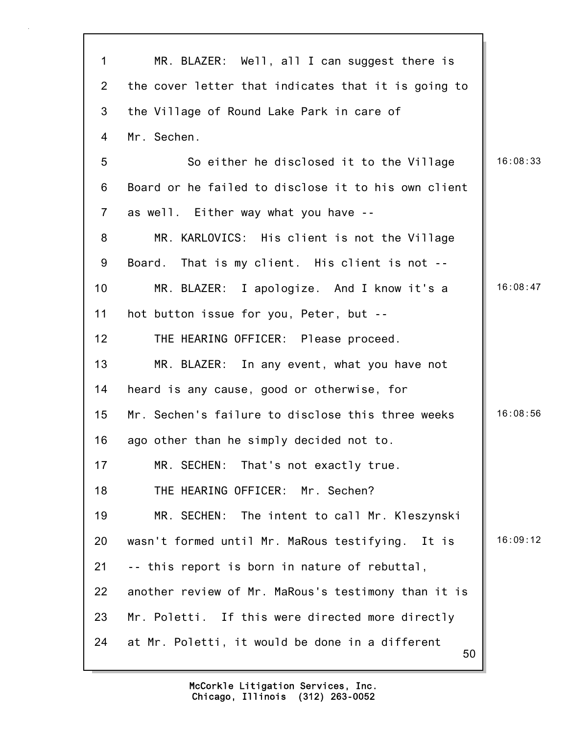MR. BLAZER: Well, all I can suggest there is the cover letter that indicates that it is going to the Village of Round Lake Park in care of Mr. Sechen.

So either he disclosed it to the Village Board or he failed to disclose it to his own client as well. Either way what you have --

MR. KARLOVICS: His client is not the Village Board. That is my client. His client is not --

MR. BLAZER: I apologize. And I know it's a hot button issue for you, Peter, but --

THE HEARING OFFICER: Please proceed.

MR. BLAZER: In any event, what you have not heard is any cause, good or otherwise, for Mr. Sechen's failure to disclose this three weeks ago other than he simply decided not to.

MR. SECHEN: That's not exactly true.

THE HEARING OFFICER: Mr. Sechen?

MR. SECHEN: The intent to call Mr. Kleszynski wasn't formed until Mr. MaRous testifying. It is -- this report is born in nature of rebuttal, another review of Mr. MaRous's testimony than it is Mr. Poletti. If this were directed more directly at Mr. Poletti, it would be done in a different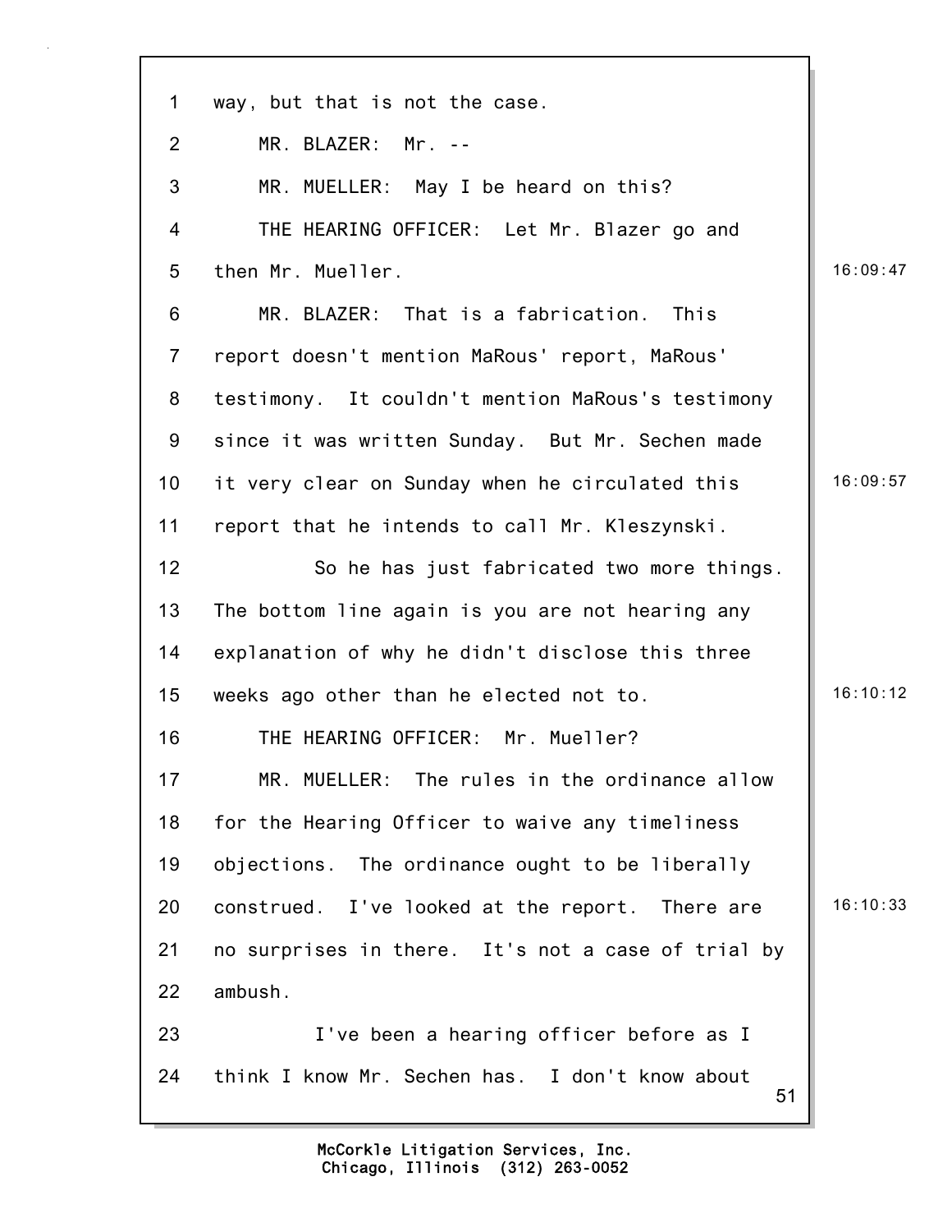way, but that is not the case.

MR. BLAZER: Mr. --

MR. MUELLER: May I be heard on this?

THE HEARING OFFICER: Let Mr. Blazer go and then Mr. Mueller.

MR. BLAZER: That is a fabrication. This report doesn't mention MaRous' report, MaRous' testimony. It couldn't mention MaRous's testimony since it was written Sunday. But Mr. Sechen made it very clear on Sunday when he circulated this report that he intends to call Mr. Kleszynski.

So he has just fabricated two more things. The bottom line again is you are not hearing any explanation of why he didn't disclose this three weeks ago other than he elected not to.

THE HEARING OFFICER: Mr. Mueller?

MR. MUELLER: The rules in the ordinance allow for the Hearing Officer to waive any timeliness objections. The ordinance ought to be liberally construed. I've looked at the report. There are no surprises in there. It's not a case of trial by ambush.

I've been a hearing officer before as I think I know Mr. Sechen has. I don't know about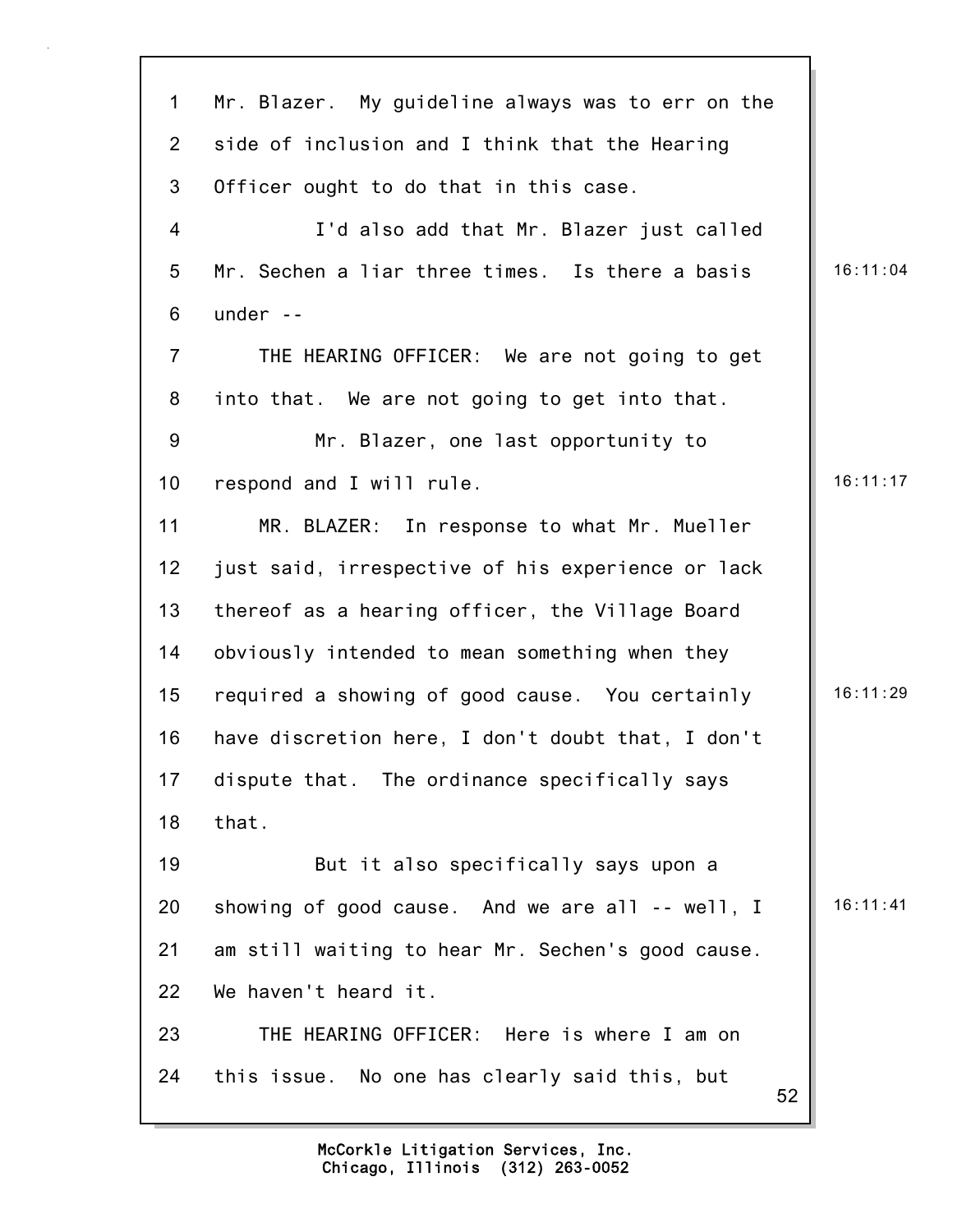Mr. Blazer. My guideline always was to err on the side of inclusion and I think that the Hearing Officer ought to do that in this case.

I'd also add that Mr. Blazer just called Mr. Sechen a liar three times. Is there a basis under --

THE HEARING OFFICER: We are not going to get into that. We are not going to get into that.

Mr. Blazer, one last opportunity to respond and I will rule.

MR. BLAZER: In response to what Mr. Mueller just said, irrespective of his experience or lack thereof as a hearing officer, the Village Board obviously intended to mean something when they required a showing of good cause. You certainly have discretion here, I don't doubt that, I don't dispute that. The ordinance specifically says that.

But it also specifically says upon a showing of good cause. And we are all -- well, I am still waiting to hear Mr. Sechen's good cause. We haven't heard it.

THE HEARING OFFICER: Here is where I am on this issue. No one has clearly said this, but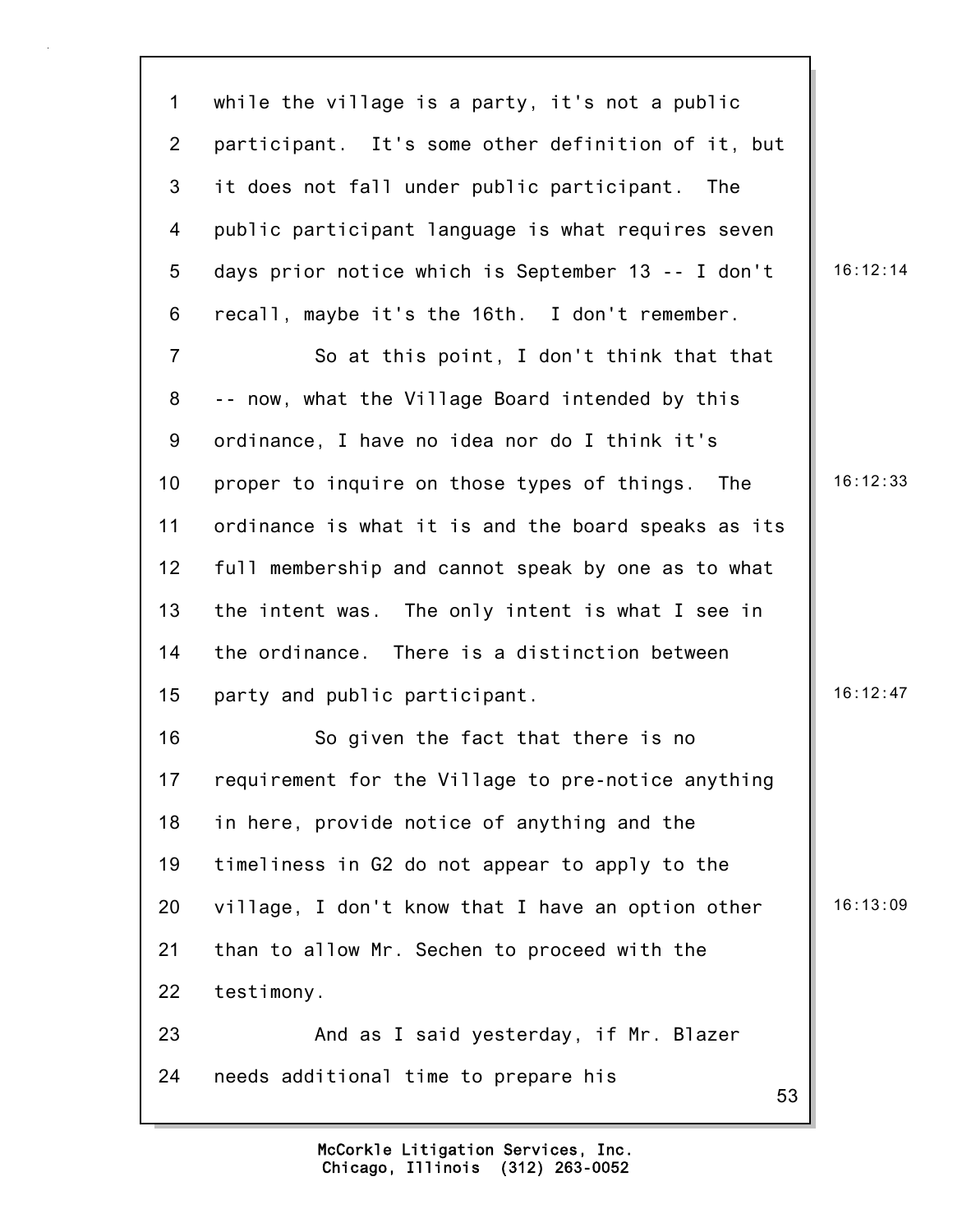while the village is a party, it's not a public participant. It's some other definition of it, but it does not fall under public participant. The public participant language is what requires seven days prior notice which is September 13 -- I don't recall, maybe it's the 16th. I don't remember.

So at this point, I don't think that that -- now, what the Village Board intended by this ordinance, I have no idea nor do I think it's proper to inquire on those types of things. The ordinance is what it is and the board speaks as its full membership and cannot speak by one as to what the intent was. The only intent is what I see in the ordinance. There is a distinction between party and public participant.

So given the fact that there is no requirement for the Village to pre-notice anything in here, provide notice of anything and the timeliness in G2 do not appear to apply to the village, I don't know that I have an option other than to allow Mr. Sechen to proceed with the testimony.

And as I said yesterday, if Mr. Blazer needs additional time to prepare his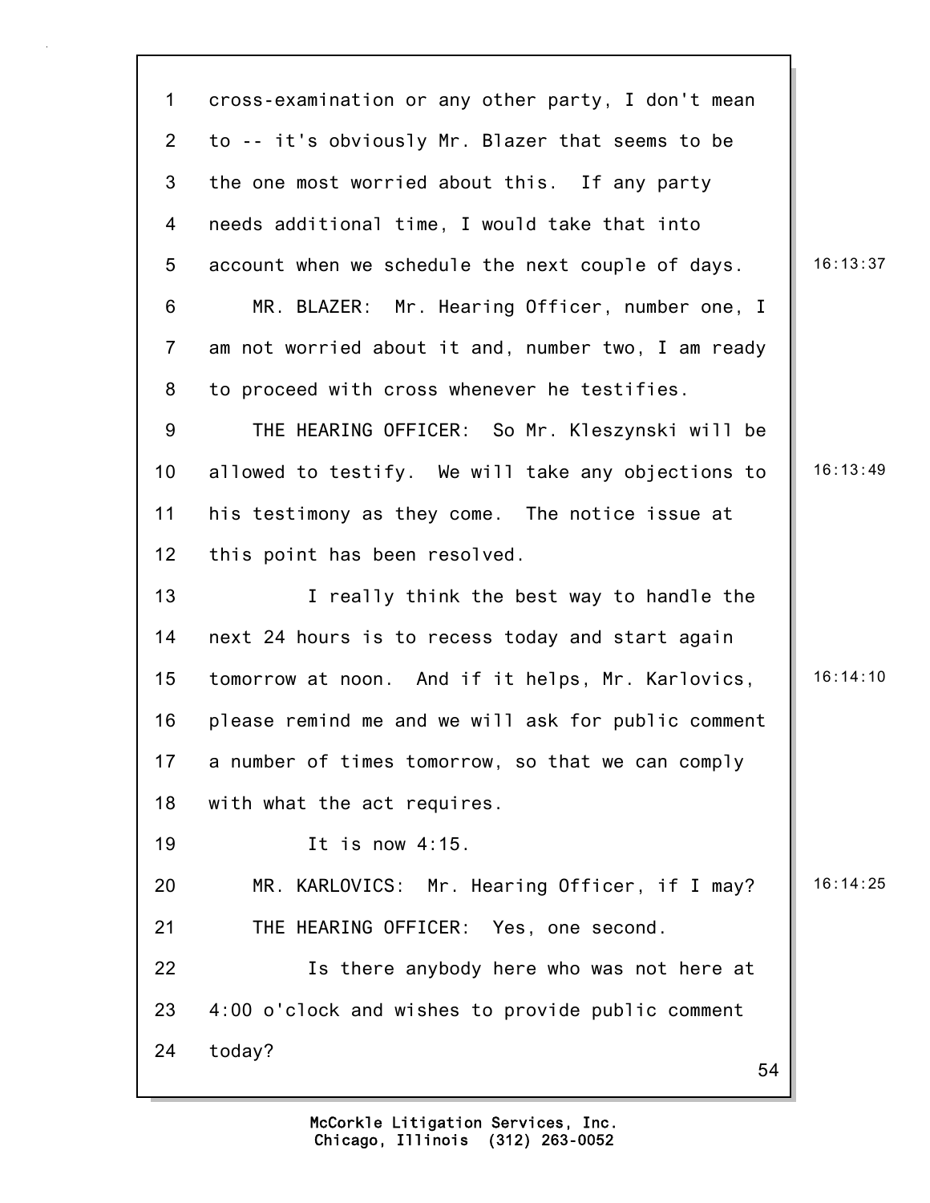cross-examination or any other party, I don't mean to -- it's obviously Mr. Blazer that seems to be the one most worried about this. If any party needs additional time, I would take that into account when we schedule the next couple of days.

MR. BLAZER: Mr. Hearing Officer, number one, I am not worried about it and, number two, I am ready to proceed with cross whenever he testifies.

THE HEARING OFFICER: So Mr. Kleszynski will be allowed to testify. We will take any objections to his testimony as they come. The notice issue at this point has been resolved.

I really think the best way to handle the next 24 hours is to recess today and start again tomorrow at noon. And if it helps, Mr. Karlovics, please remind me and we will ask for public comment a number of times tomorrow, so that we can comply with what the act requires.

It is now 4:15.

MR. KARLOVICS: Mr. Hearing Officer, if I may?

THE HEARING OFFICER: Yes, one second.

Is there anybody here who was not here at 4:00 o'clock and wishes to provide public comment today?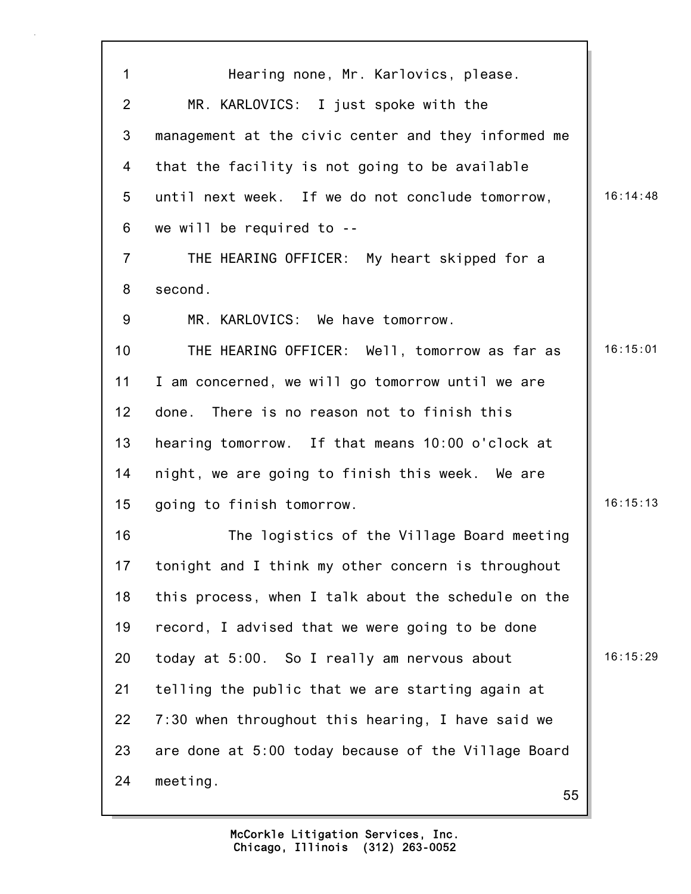Hearing none, Mr. Karlovics, please.

MR. KARLOVICS: I just spoke with the management at the civic center and they informed me that the facility is not going to be available until next week. If we do not conclude tomorrow, we will be required to --

THE HEARING OFFICER: My heart skipped for a second.

MR. KARLOVICS: We have tomorrow.

THE HEARING OFFICER: Well, tomorrow as far as I am concerned, we will go tomorrow until we are done. There is no reason not to finish this hearing tomorrow. If that means 10:00 o'clock at night, we are going to finish this week. We are going to finish tomorrow.

The logistics of the Village Board meeting tonight and I think my other concern is throughout this process, when I talk about the schedule on the record, I advised that we were going to be done today at 5:00. So I really am nervous about telling the public that we are starting again at 7:30 when throughout this hearing, I have said we are done at 5:00 today because of the Village Board meeting.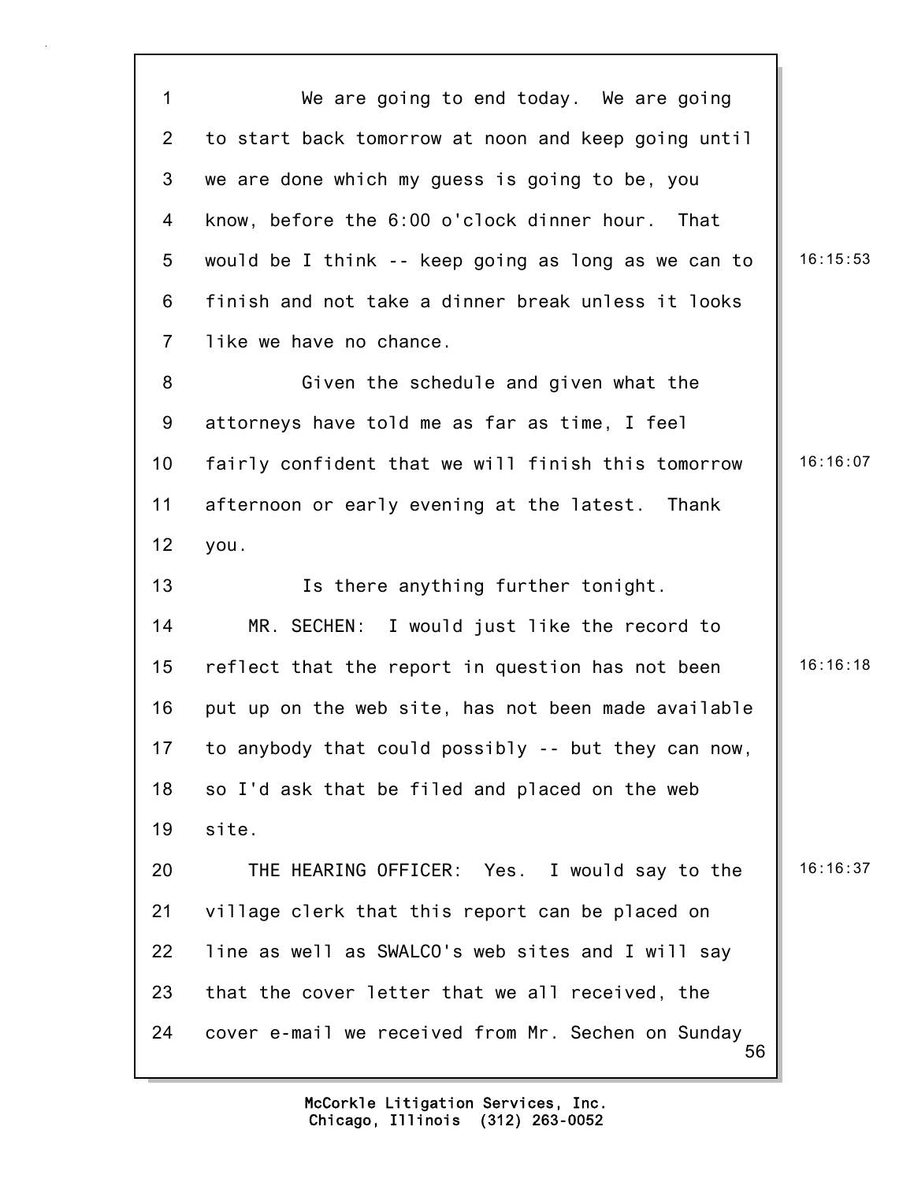1 We are going to end today. We are going
2 to start back tomorrow at noon and keep going until
3 we are done which my guess is going to be, you
4 know, before the 6:00 o'clock dinner hour. That
5 would be I think -- keep going as long as we can to 16:15:53
6 finish and not take a dinner break unless it looks
7 like we have no chance.
8 Given the schedule and given what the
9 attorneys have told me as far as time, I feel
10 fairly confident that we will finish this tomorrow 16:16:07
11 afternoon or early evening at the latest. Thank
12 you.
13 Is there anything further tonight.
14 MR. SECHEN: I would just like the record to
15 reflect that the report in question has not been 16:16:18
16 put up on the web site, has not been made available
17 to anybody that could possibly -- but they can now,
18 so I'd ask that be filed and placed on the web
19 site.
20 THE HEARING OFFICER: Yes. I would say to the 16:16:37
21 village clerk that this report can be placed on
22 line as well as SWALCO's web sites and I will say
23 that the cover letter that we all received, the
24 cover e-mail we received from Mr. Sechen on Sunday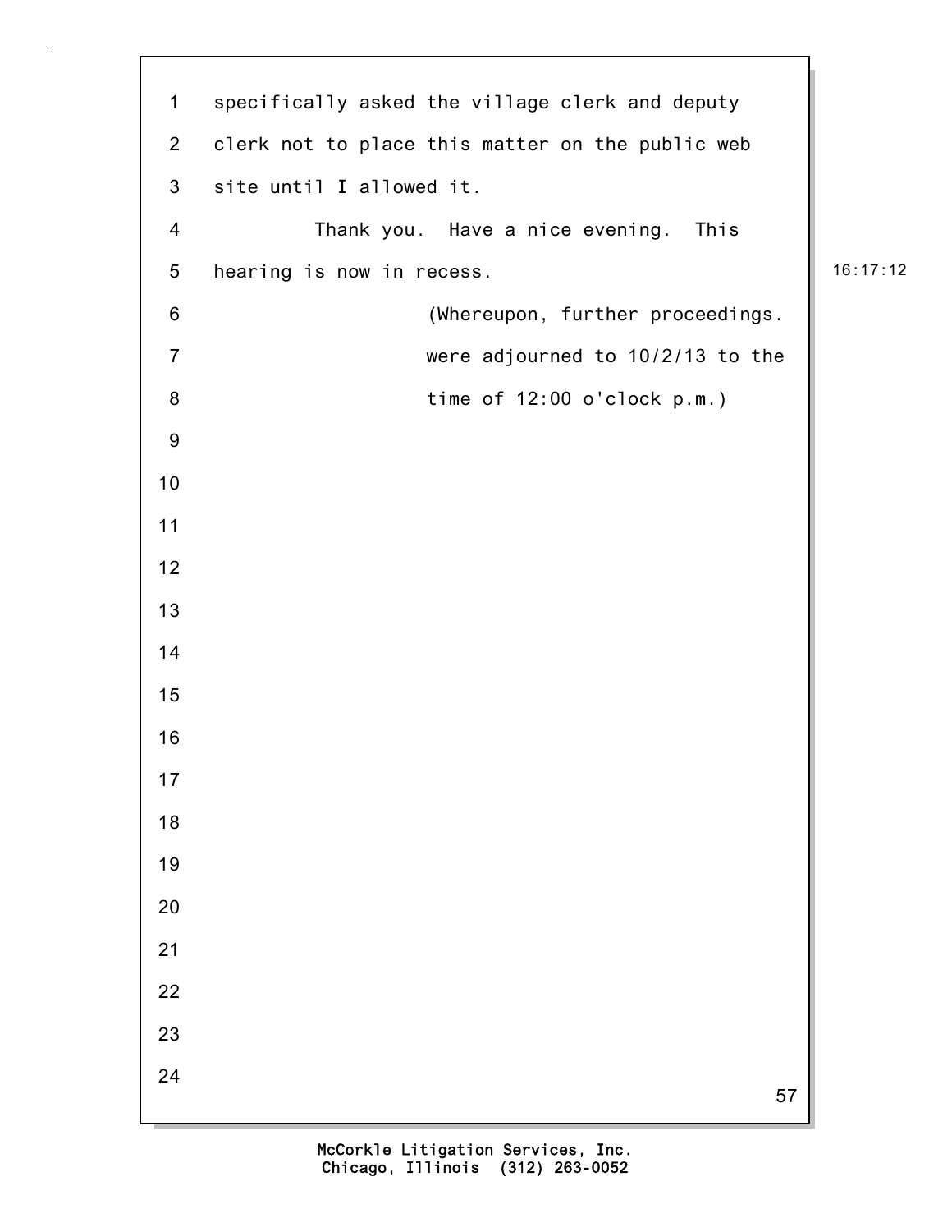specifically asked the village clerk and deputy clerk not to place this matter on the public web site until I allowed it.

Thank you. Have a nice evening. This hearing is now in recess.

(Whereupon, further proceedings. were adjourned to 10/2/13 to the time of 12:00 o'clock p.m.)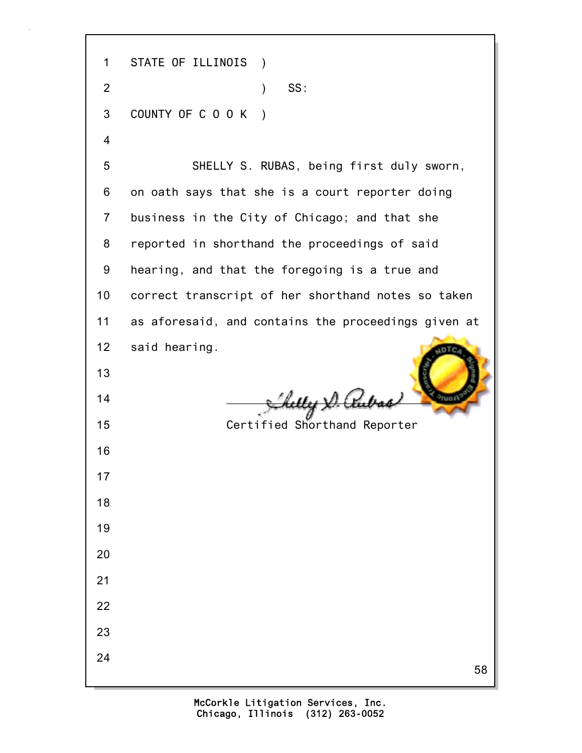STATE OF ILLINOIS )

) SS:

COUNTY OF C O O K )

SHELLY S. RUBAS, being first duly sworn, on oath says that she is a court reporter doing business in the City of Chicago; and that she reported in shorthand the proceedings of said hearing, and that the foregoing is a true and correct transcript of her shorthand notes so taken as aforesaid, and contains the proceedings given at said hearing.

Certified Shorthand Reporter

McCorkle Litigation Services, Inc.
Chicago, Illinois (312) 263-0052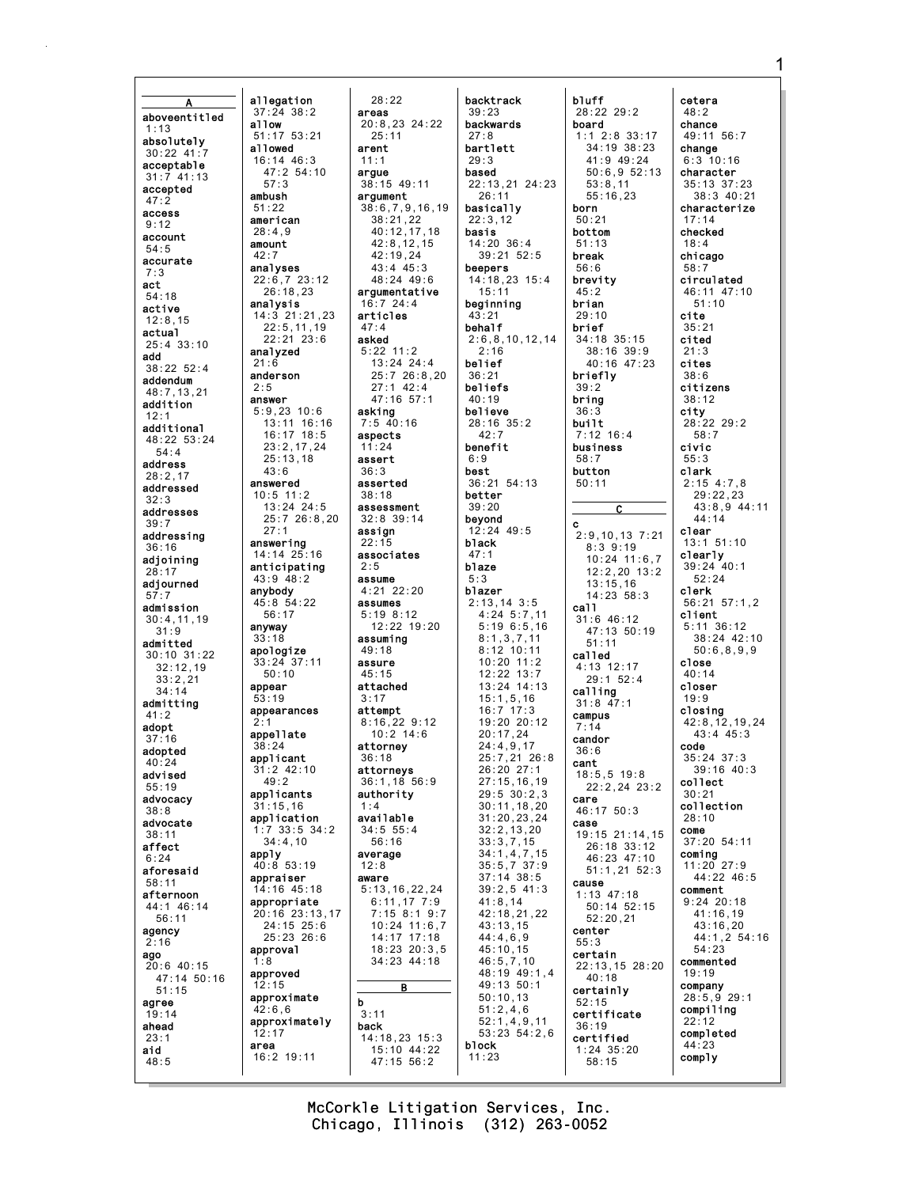**A**

**aboveentitled** 1:13
**absolutely** 30:22 41:7
**acceptable** 31:7 41:13
**accepted** 47:2
**access** 9:12
**account** 54:5
**accurate** 7:3
**act** 54:18
**active** 12:8,15
**actual** 25:4 33:10
**add** 38:22 52:4
**addendum** 48:7,13,21
**addition** 12:1
**additional** 48:22 53:24 54:4
**address** 28:2,17
**addressed** 32:3
**addresses** 39:7
**addressing** 36:16
**adjoining** 28:17
**adjourned** 57:7
**admission** 30:4,11,19 31:9
**admitted** 30:10 31:22 32:12,19 33:2,21 34:14
**admitting** 41:2
**adopt** 37:16
**adopted** 40:24
**advised** 55:19
**advocacy** 38:8
**advocate** 38:11
**affect** 6:24
**aforesaid** 58:11
**afternoon** 44:1 46:14 56:11
**agency** 2:16
**ago** 20:6 40:15 47:14 50:16 51:15
**agree** 19:14
**ahead** 23:1
**aid** 48:5
**allegation** 37:24 38:2
**allow** 51:17 53:21
**allowed** 16:14 46:3 47:2 54:10 57:3
**ambush** 51:22
**american** 28:4,9
**amount** 42:7
**analyses** 22:6,7 23:12 26:18,23
**analysis** 14:3 21:21,23 22:5,11,19 22:21 23:6
**analyzed** 21:6
**anderson** 2:5
**answer** 5:9,23 10:6 13:11 16:16 16:17 18:5 23:2,17,24 25:13,18 43:6
**answered** 10:5 11:2 13:24 24:5 25:7 26:8,20 27:1
**answering** 14:14 25:16
**anticipating** 43:9 48:2
**anybody** 45:8 54:22 56:17
**anyway** 33:18
**apologize** 33:24 37:11 50:10
**appear** 53:19
**appearances** 2:1
**appellate** 38:24
**applicant** 31:2 42:10 49:2
**applicants** 31:15,16
**application** 1:7 33:5 34:2 34:4,10
**apply** 40:8 53:19
**appraiser** 14:16 45:18
**appropriate** 20:16 23:13,17 24:15 25:6 25:23 26:6
**approval** 1:8
**approved** 12:15
**approximate** 42:6,6
**approximately** 12:17
**area** 16:2 19:11
28:22
**areas** 20:8,23 24:22 25:11
**arent** 11:1
**argue** 38:15 49:11
**argument** 38:6,7,9,16,19 38:21,22 40:12,17,18 42:8,12,15 42:19,24 43:4 45:3 48:24 49:6
**argumentative** 16:7 24:4
**articles** 47:4
**asked** 5:22 11:2 13:24 24:4 25:7 26:8,20 27:1 42:4 47:16 57:1
**asking** 7:5 40:16
**aspects** 11:24
**assert** 36:3
**asserted** 38:18
**assessment** 32:8 39:14
**assign** 22:15
**associates** 2:5
**assume** 4:21 22:20
**assumes** 5:19 8:12 12:22 19:20
**assuming** 49:18
**assure** 45:15
**attached** 3:17
**attempt** 8:16,22 9:12 10:2 14:6
**attorney** 36:18
**attorneys** 36:1,18 56:9
**authority** 1:4
**available** 34:5 55:4 56:16
**average** 12:8
**aware** 5:13,16,22,24 6:11,17 7:9 7:15 8:1 9:7 10:24 11:6,7 14:17 17:18 18:23 20:3,5 34:23 44:18

**B**

**b** 3:11
**back** 14:18,23 15:3 15:10 44:22 47:15 56:2
**backtrack** 39:23
**backwards** 27:8
**bartlett** 29:3
**based** 22:13,21 24:23 26:11
**basically** 22:3,12
**basis** 14:20 36:4 39:21 52:5
**beepers** 14:18,23 15:4 15:11
**beginning** 43:21
**behalf** 2:6,8,10,12,14 2:16
**belief** 36:21
**beliefs** 40:19
**believe** 28:16 35:2 42:7
**benefit** 6:9
**best** 36:21 54:13
**better** 39:20
**beyond** 12:24 49:5
**black** 47:1
**blaze** 5:3
**blazer** 2:13,14 3:5 4:24 5:7,11 5:19 6:5,16 8:1,3,7,11 8:12 10:11 10:20 11:2 12:22 13:7 13:24 14:13 15:1,5,16 16:7 17:3 19:20 20:12 20:17,24 24:4,9,17 25:7,21 26:8 26:20 27:1 27:15,16,19 29:5 30:2,3 30:11,18,20 31:20,23,24 32:2,13,20 33:3,7,15 34:1,4,7,15 35:5,7 37:9 37:14 38:5 39:2,5 41:3 41:8,14 42:18,21,22 43:13,15 44:4,6,9 45:10,15 46:5,7,10 48:19 49:1,4 49:13 50:1 50:10,13 51:2,4,6 52:1,4,9,11 53:23 54:2,6
**block** 11:23
**bluff** 28:22 29:2
**board** 1:1 2:8 33:17 34:19 38:23 41:9 49:24 50:6,9 52:13 53:8,11 55:16,23
**born** 50:21
**bottom** 51:13
**break** 56:6
**brevity** 45:2
**brian** 29:10
**brief** 34:18 35:15 38:16 39:9 40:16 47:23
**briefly** 39:2
**bring** 36:3
**built** 7:12 16:4
**business** 58:7
**button** 50:11

**C**

**c** 2:9,10,13 7:21 8:3 9:19 10:24 11:6,7 12:2,20 13:2 13:15,16 14:23 58:3
**call** 31:6 46:12 47:13 50:19 51:11
**called** 4:13 12:17 29:1 52:4
**calling** 31:8 47:1
**campus** 7:14
**candor** 36:6
**cant** 18:5,5 19:8 22:2,24 23:2
**care** 46:17 50:3
**case** 19:15 21:14,15 26:18 33:12 46:23 47:10 51:1,21 52:3
**cause** 1:13 47:18 50:14 52:15 52:20,21
**center** 55:3
**certain** 22:13,15 28:20 40:18
**certainly** 52:15
**certificate** 36:19
**certified** 1:24 35:20 58:15
**cetera** 48:2
**chance** 49:11 56:7
**change** 6:3 10:16
**character** 35:13 37:23 38:3 40:21
**characterize** 17:14
**checked** 18:4
**chicago** 58:7
**circulated** 46:11 47:10 51:10
**cite** 35:21
**cited** 21:3
**cites** 38:6
**citizens** 38:12
**city** 28:22 29:2 58:7
**civic** 55:3
**clark** 2:15 4:7,8 29:22,23 43:8,9 44:11 44:14
**clear** 13:1 51:10
**clearly** 39:24 40:1 52:24
**clerk** 56:21 57:1,2
**client** 5:11 36:12 38:24 42:10 50:6,8,9,9
**close** 40:14
**closer** 19:9
**closing** 42:8,12,19,24 43:4 45:3
**code** 35:24 37:3 39:16 40:3
**collect** 30:21
**collection** 28:10
**come** 37:20 54:11
**coming** 11:20 27:9 44:22 46:5
**comment** 9:24 20:18 41:16,19 43:16,20 44:1,2 54:16 54:23
**commented** 19:19
**company** 28:5,9 29:1
**compiling** 22:12
**completed** 44:23
**comply**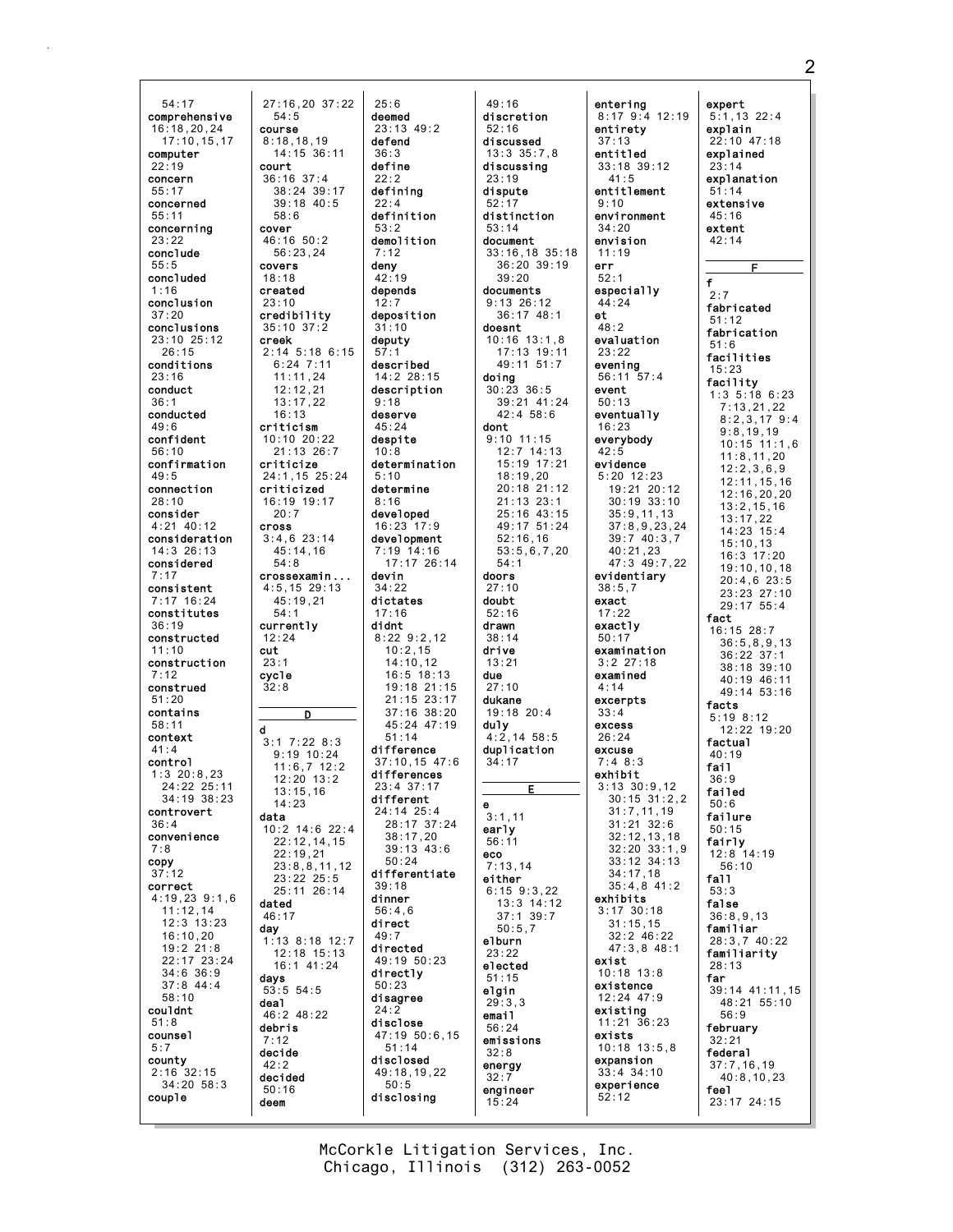54:17
comprehensive
16:18,20,24
17:10,15,17
computer
22:19
concern
55:17
concerned
55:11
concerning
23:22
conclude
55:5
concluded
1:16
conclusion
37:20
conclusions
23:10 25:12
26:15
conditions
23:16
conduct
36:1
conducted
49:6
confident
56:10
confirmation
49:5
connection
28:10
consider
4:21 40:12
consideration
14:3 26:13
considered
7:17
consistent
7:17 16:24
constitutes
36:19
constructed
11:10
construction
7:12
construed
51:20
contains
58:11
context
41:4
control
1:3 20:8,23
24:22 25:11
34:19 38:23
controvert
36:4
convenience
7:8
copy
37:12
correct
4:19,23 9:1,6
11:12,14
12:3 13:23
16:10,20
19:2 21:8
22:17 23:24
34:6 36:9
37:8 44:4
58:10
couldnt
51:8
counsel
5:7
county
2:16 32:15
34:20 58:3
couple
27:16,20 37:22
54:5
course
8:18,18,19
14:15 36:11
court
36:16 37:4
38:24 39:17
39:18 40:5
58:6
cover
46:16 50:2
56:23,24
covers
18:18
created
23:10
credibility
35:10 37:2
creek
2:14 5:18 6:15
6:24 7:11
11:11,24
12:12,21
13:17,22
16:13
criticism
10:10 20:22
21:13 26:7
criticize
24:1,15 25:24
criticized
16:19 19:17
20:7
cross
3:4,6 23:14
45:14,16
54:8
crossexamin...
4:5,15 29:13
45:19,21
54:1
currently
12:24
cut
23:1
cycle
32:8

## D

d
3:1 7:22 8:3
9:19 10:24
11:6,7 12:2
12:20 13:2
13:15,16
14:23
data
10:2 14:6 22:4
22:12,14,15
22:19,21
23:8,8,11,12
23:22 25:5
25:11 26:14
dated
46:17
day
1:13 8:18 12:7
12:18 15:13
16:1 41:24
days
53:5 54:5
deal
46:2 48:22
debris
7:12
decide
42:2
decided
50:16
deem
25:6
deemed
23:13 49:2
defend
36:3
define
22:2
defining
22:4
definition
53:2
demolition
7:12
deny
42:19
depends
12:7
deposition
31:10
deputy
57:1
described
14:2 28:15
description
9:18
deserve
45:24
despite
10:8
determination
5:10
determine
8:16
developed
16:23 17:9
development
7:19 14:16
17:17 26:14
devin
34:22
dictates
17:16
didnt
8:22 9:2,12
10:2,15
14:10,12
16:5 18:13
19:18 21:15
21:15 23:17
37:16 38:20
45:24 47:19
51:14
difference
37:10,15 47:6
differences
23:4 37:17
different
24:14 25:4
28:17 37:24
38:17,20
39:13 43:6
50:24
differentiate
39:18
dinner
56:4,6
direct
49:7
directed
49:19 50:23
directly
50:23
disagree
24:2
disclose
47:19 50:6,15
51:14
disclosed
49:18,19,22
50:5
disclosing
49:16
discretion
52:16
discussed
13:3 35:7,8
discussing
23:19
dispute
52:17
distinction
53:14
document
33:16,18 35:18
36:20 39:19
39:20
documents
9:13 26:12
36:17 48:1
doesnt
10:16 13:1,8
17:13 19:11
49:11 51:7
doing
30:23 36:5
39:21 41:24
42:4 58:6
dont
9:10 11:15
12:7 14:13
15:19 17:21
18:19,20
20:18 21:12
21:13 23:1
25:16 43:15
49:17 51:24
52:16,16
53:5,6,7,20
54:1
doors
27:10
doubt
52:16
drawn
38:14
drive
13:21
due
27:10
dukane
19:18 20:4
duly
4:2,14 58:5
duplication
34:17

## E

e
3:1,11
early
56:11
eco
7:13,14
either
6:15 9:3,22
13:3 14:12
37:1 39:7
50:5,7
elburn
23:22
elected
51:15
elgin
29:3,3
email
56:24
emissions
32:8
energy
32:7
engineer
15:24
entering
8:17 9:4 12:19
entirety
37:13
entitled
33:18 39:12
41:5
entitlement
9:10
environment
34:20
envision
11:19
err
52:1
especially
44:24
et
48:2
evaluation
23:22
evening
56:11 57:4
event
50:13
eventually
16:23
everybody
42:5
evidence
5:20 12:23
19:21 20:12
30:19 33:10
35:9,11,13
37:8,9,23,24
39:7 40:3,7
40:21,23
47:3 49:7,22
evidentiary
38:5,7
exact
17:22
exactly
50:17
examination
3:2 27:18
examined
4:14
excerpts
33:4
excess
26:24
excuse
7:4 8:3
exhibit
3:13 30:9,12
30:15 31:2,2
31:7,11,19
31:21 32:6
32:12,13,18
32:20 33:1,9
33:12 34:13
34:17,18
35:4,8 41:2
exhibits
3:17 30:18
31:15,15
32:2 46:22
47:3,8 48:1
exist
10:18 13:8
existence
12:24 47:9
existing
11:21 36:23
exists
10:18 13:5,8
expansion
33:4 34:10
experience
52:12
expert
5:1,13 22:4
explain
22:10 47:18
explained
23:14
explanation
51:14
extensive
45:16
extent
42:14

## F

f
2:7
fabricated
51:12
fabrication
51:6
facilities
15:23
facility
1:3 5:18 6:23
7:13,21,22
8:2,3,17 9:4
9:8,19,19
10:15 11:1,6
11:8,11,20
12:2,3,6,9
12:11,15,16
12:16,20,20
13:2,15,16
13:17,22
14:23 15:4
15:10,13
16:3 17:20
19:10,10,18
20:4,6 23:5
23:23 27:10
29:17 55:4
fact
16:15 28:7
36:5,8,9,13
36:22 37:1
38:18 39:10
40:19 46:11
49:14 53:16
facts
5:19 8:12
12:22 19:20
factual
40:19
fail
36:9
failed
50:6
failure
50:15
fairly
12:8 14:19
56:10
fall
53:3
false
36:8,9,13
familiar
28:3,7 40:22
familiarity
28:13
far
39:14 41:11,15
48:21 55:10
56:9
february
32:21
federal
37:7,16,19
40:8,10,23
feel
23:17 24:15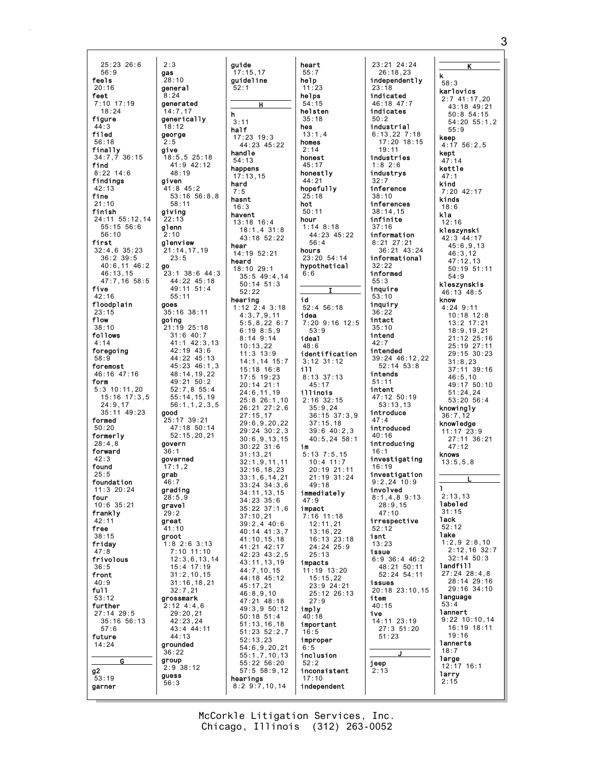25:23 26:6
56:9
**feels**
20:16
**feet**
7:10 17:19
18:24
**figure**
44:3
**filed**
56:18
**finally**
34:7,7 36:15
**find**
8:22 14:6
**findings**
42:13
**fine**
21:10
**finish**
24:11 55:12,14
55:15 56:6
56:10
**first**
32:4,6 35:23
36:2 39:5
40:6,11 46:2
46:13,15
47:7,16 58:5
**five**
42:16
**floodplain**
23:15
**flow**
38:10
**follows**
4:14
**foregoing**
58:9
**foremost**
46:16 47:16
**form**
5:3 10:11,20
15:16 17:3,5
24:9,17
35:11 49:23
**formed**
50:20
**formerly**
28:4,8
**forward**
42:3
**found**
25:5
**foundation**
11:3 20:24
**four**
10:6 35:21
**frankly**
42:11
**free**
38:15
**friday**
47:8
**frivolous**
36:5
**front**
40:9
**full**
53:12
**further**
27:14 29:5
35:16 56:13
57:6
**future**
14:24

**G**

**g2**
53:19
**garner**
2:3
**gas**
28:10
**general**
8:24
**generated**
14:7,17
**generically**
18:12
**george**
2:5
**give**
18:5,5 25:18
41:9 42:12
48:19
**given**
41:8 45:2
53:16 56:8,8
58:11
**giving**
22:13
**glenn**
2:10
**glenview**
21:14,17,19
23:5
**go**
23:1 38:6 44:3
44:22 45:18
49:11 51:4
55:11
**goes**
35:16 38:11
**going**
21:19 25:18
31:6 40:7
41:1 42:3,13
42:19 43:6
44:22 45:13
45:23 46:1,3
48:14,19,22
49:21 50:2
52:7,8 55:4
55:14,15,19
56:1,1,2,3,5
**good**
25:17 39:21
47:18 50:14
52:15,20,21
**govern**
36:1
**governed**
17:1,2
**grab**
46:7
**grading**
28:5,9
**gravel**
29:2
**great**
41:10
**groot**
1:8 2:6 3:13
7:10 11:10
12:3,6,13,14
15:4 17:19
31:2,10,15
31:16,18,21
32:7,21
**grossmark**
2:12 4:4,6
29:20,21
42:23,24
43:4 44:11
44:13
**grounded**
36:22
**group**
2:9 38:12
**guess**
56:3
**guide**
17:15,17
**guideline**
52:1

**H**

**h**
3:11
**half**
17:23 19:3
44:23 45:22
**handle**
54:13
**happens**
17:13,15
**hard**
7:5
**hasnt**
16:3
**havent**
13:18 16:4
18:1,4 31:8
43:18 52:22
**hear**
14:19 52:21
**heard**
18:10 29:1
35:5 49:4,14
50:14 51:3
52:22
**hearing**
1:12 2:4 3:18
4:3,7,9,11
5:5,8,22 6:7
6:19 8:5,9
8:14 9:14
10:13,22
11:3 13:9
14:1,14 15:7
15:18 16:8
17:5 19:23
20:14 21:1
24:6,11,19
25:8 26:1,10
26:21 27:2,6
27:15,17
29:6,9,20,22
29:24 30:2,3
30:6,9,13,15
30:22 31:6
31:13,21
32:1,9,11,11
32:16,18,23
33:1,6,14,21
33:24 34:3,6
34:11,13,15
34:23 35:6
35:22 37:1,6
37:10,21
39:2,4 40:6
40:14 41:3,7
41:10,15,18
41:21 42:17
42:23 43:2,5
43:11,13,19
44:7,10,15
44:18 45:12
45:17,21
46:8,9,10
47:21 48:18
49:3,9 50:12
50:18 51:4
51:13,16,18
51:23 52:2,7
52:13,23
54:6,9,20,21
55:1,7,10,13
55:22 56:20
57:5 58:9,12
**hearings**
8:2 9:7,10,14
**heart**
55:7
**help**
11:23
**helps**
54:15
**helsten**
35:18
**hes**
13:1,4
**homes**
2:14
**honest**
45:17
**honestly**
44:21
**hopefully**
25:18
**hot**
50:11
**hour**
1:14 8:18
44:23 45:22
56:4
**hours**
23:20 54:14
**hypothetical**
6:6

**I**

**id**
52:4 56:18
**idea**
7:20 9:16 12:5
53:9
**ideal**
48:6
**identification**
3:12 31:12
**ill**
8:13 37:13
45:17
**illinois**
2:16 32:15
35:9,24
36:15 37:3,9
37:15,18
39:6 40:2,3
40:5,24 58:1
**im**
5:13 7:5,15
10:4 11:7
20:19 21:11
21:19 31:24
49:18
**immediately**
47:9
**impact**
7:16 11:18
12:11,21
13:16,22
16:13 23:18
24:24 25:9
25:13
**impacts**
11:19 13:20
15:15,22
23:9 24:21
25:12 26:13
27:9
**imply**
40:18
**important**
16:5
**improper**
6:5
**inclusion**
52:2
**inconsistent**
17:10
**independent**
23:21 24:24
26:18,23
**independently**
23:18
**indicated**
46:18 47:7
**indicates**
50:2
**industrial**
6:13,22 7:18
17:20 18:15
19:11
**industries**
1:8 2:6
**industrys**
32:7
**inference**
38:10
**inferences**
38:14,15
**infinite**
37:16
**information**
8:21 27:21
36:21 43:24
**informational**
32:22
**informed**
55:3
**inquire**
53:10
**inquiry**
36:22
**intact**
35:10
**intend**
42:7
**intended**
39:24 46:12,22
52:14 53:8
**intends**
51:11
**intent**
47:12 50:19
53:13,13
**introduce**
47:4
**introduced**
40:16
**introducing**
16:1
**investigating**
16:19
**investigation**
9:2,24 10:9
**involved**
8:1,4,8 9:13
28:9,15
47:10
**irrespective**
52:12
**isnt**
13:23
**issue**
6:9 36:4 46:2
48:21 50:11
52:24 54:11
**issues**
20:18 23:10,15
**item**
40:15
**ive**
14:11 23:19
27:3 51:20
51:23

**J**

**jeep**
2:13

**K**

**k**
58:3
**karlovics**
2:7 41:17,20
43:18 49:21
50:8 54:15
54:20 55:1,2
55:9
**keep**
4:17 56:2,5
**kept**
47:14
**kettle**
47:1
**kind**
7:20 42:17
**kinds**
18:6
**kla**
12:16
**kleszynski**
42:3 44:17
45:6,9,13
46:3,12
47:12,13
50:19 51:11
54:9
**kleszynskis**
46:13 48:5
**know**
4:24 9:11
10:18 12:8
13:2 17:21
18:9,19,21
21:12 25:16
25:19 27:11
29:15 30:23
31:8,23
37:11 39:16
46:5,10
49:17 50:10
51:24,24
53:20 56:4
**knowingly**
36:7,12
**knowledge**
11:17 23:9
27:11 36:21
47:12
**knows**
13:5,5,8

**L**

**l**
2:13,13
**labeled**
31:15
**lack**
52:12
**lake**
1:2,9 2:8,10
2:12,16 32:7
32:14 50:3
**landfill**
27:24 28:4,8
28:14 29:16
29:16 34:10
**language**
53:4
**lannert**
9:22 10:10,14
16:19 18:11
19:16
**lannerts**
18:7
**large**
12:17 16:1
**larry**
2:15

McCorkle Litigation Services, Inc.
Chicago, Illinois (312) 263-0052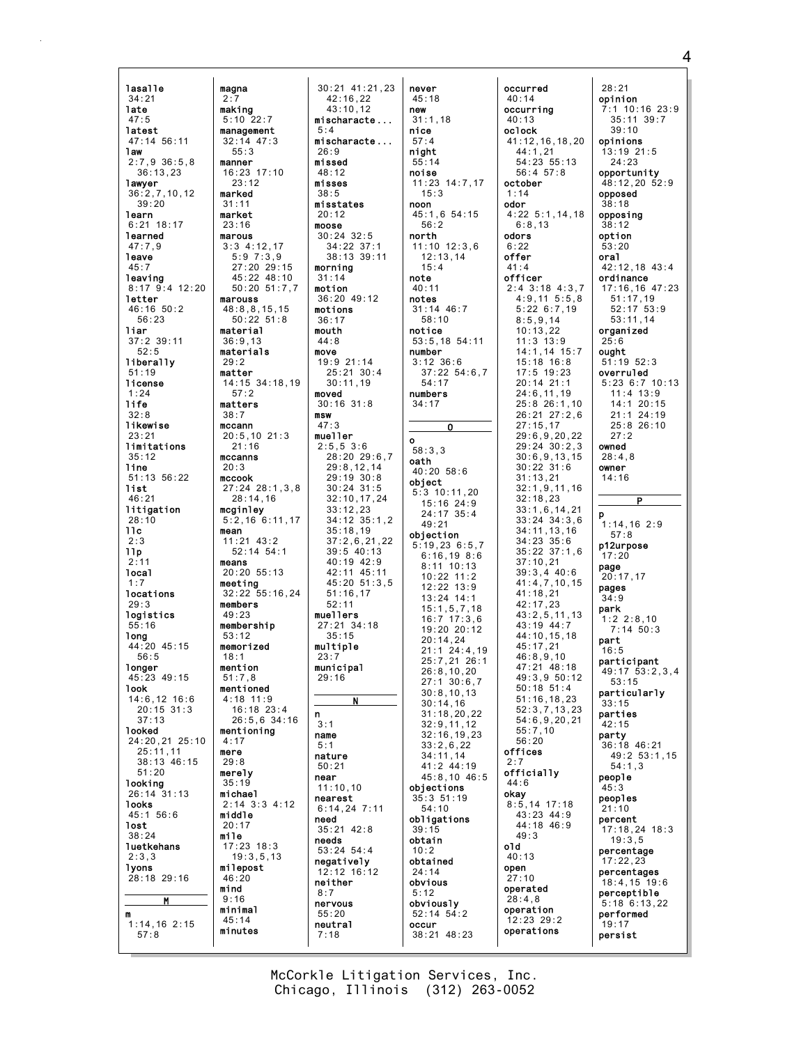lasalle
34:21
late
47:5
latest
47:14 56:11
law
2:7,9 36:5,8
36:13,23
lawyer
36:2,7,10,12
39:20
learn
6:21 18:17
learned
47:7,9
leave
45:7
leaving
8:17 9:4 12:20
letter
46:16 50:2
56:23
liar
37:2 39:11
52:5
liberally
51:19
license
1:24
life
32:8
likewise
23:21
limitations
35:12
line
51:13 56:22
list
46:21
litigation
28:10
llc
2:3
llp
2:11
local
1:7
locations
29:3
logistics
55:16
long
44:20 45:15
56:5
longer
45:23 49:15
look
14:6,12 16:6
20:15 31:3
37:13
looked
24:20,21 25:10
25:11,11
38:13 46:15
51:20
looking
26:14 31:13
looks
45:1 56:6
lost
38:24
luetkehans
2:3,3
lyons
28:18 29:16

**M**

m
1:14,16 2:15
57:8
magna
2:7
making
5:10 22:7
management
32:14 47:3
55:3
manner
16:23 17:10
23:12
marked
31:11
market
23:16
marous
3:3 4:12,17
5:9 7:3,9
27:20 29:15
45:22 48:10
50:20 51:7,7
marouss
48:8,8,15,15
50:22 51:8
material
36:9,13
materials
29:2
matter
14:15 34:18,19
57:2
matters
38:7
mccann
20:5,10 21:3
21:16
mccanns
20:3
mccook
27:24 28:1,3,8
28:14,16
mcginley
5:2,16 6:11,17
mean
11:21 43:2
52:14 54:1
means
20:20 55:13
meeting
32:22 55:16,24
members
49:23
membership
53:12
memorized
18:1
mention
51:7,8
mentioned
4:18 11:9
16:18 23:4
26:5,6 34:16
mentioning
4:17
mere
29:8
merely
35:19
michael
2:14 3:3 4:12
middle
20:17
mile
17:23 18:3
19:3,5,13
milepost
46:20
mind
9:16
minimal
45:14
minutes
30:21 41:21,23
42:16,22
43:10,12
mischaracte...
5:4
mischaracte...
26:9
missed
48:12
misses
38:5
misstates
20:12
moose
30:24 32:5
34:22 37:1
38:13 39:11
morning
31:14
motion
36:20 49:12
motions
36:17
mouth
44:8
move
19:9 21:14
25:21 30:4
30:11,19
moved
30:16 31:8
msw
47:3
mueller
2:5,5 3:6
28:20 29:6,7
29:8,12,14
29:19 30:8
30:24 31:5
32:10,17,24
33:12,23
34:12 35:1,2
35:18,19
37:2,6,21,22
39:5 40:13
40:19 42:9
42:11 45:11
45:20 51:3,5
51:16,17
52:11
muellers
27:21 34:18
35:15
multiple
23:7
municipal
29:16

**N**

n
3:1
name
5:1
nature
50:21
near
11:10,10
nearest
6:14,24 7:11
need
35:21 42:8
needs
53:24 54:4
negatively
12:12 16:12
neither
8:7
nervous
55:20
neutral
7:18
never
45:18
new
31:1,18
nice
57:4
night
55:14
noise
11:23 14:7,17
15:3
noon
45:1,6 54:15
56:2
north
11:10 12:3,6
12:13,14
15:4
note
40:11
notes
31:14 46:7
58:10
notice
53:5,18 54:11
number
3:12 36:6
37:22 54:6,7
54:17
numbers
34:17

**O**

o
58:3,3
oath
40:20 58:6
object
5:3 10:11,20
15:16 24:9
24:17 35:4
49:21
objection
5:19,23 6:5,7
6:16,19 8:6
8:11 10:13
10:22 11:2
12:22 13:9
13:24 14:1
15:1,5,7,18
16:7 17:3,6
19:20 20:12
20:14,24
21:1 24:4,19
25:7,21 26:1
26:8,10,20
27:1 30:6,7
30:8,10,13
30:14,16
31:18,20,22
32:9,11,12
32:16,19,23
33:2,6,22
34:11,14
41:2 44:19
45:8,10 46:5
objections
35:3 51:19
54:10
obligations
39:15
obtain
10:2
obtained
24:14
obvious
5:12
obviously
52:14 54:2
occur
38:21 48:23
occurred
40:14
occurring
40:13
oclock
41:12,16,18,20
44:1,21
54:23 55:13
56:4 57:8
october
1:14
odor
4:22 5:1,14,18
6:8,13
odors
6:22
offer
41:4
officer
2:4 3:18 4:3,7
4:9,11 5:5,8
5:22 6:7,19
8:5,9,14
10:13,22
11:3 13:9
14:1,14 15:7
15:18 16:8
17:5 19:23
20:14 21:1
24:6,11,19
25:8 26:1,10
26:21 27:2,6
27:15,17
29:6,9,20,22
29:24 30:2,3
30:6,9,13,15
30:22 31:6
31:13,21
32:1,9,11,16
32:18,23
33:1,6,14,21
33:24 34:3,6
34:11,13,16
34:23 35:6
35:22 37:1,6
37:10,21
39:3,4 40:6
41:4,7,10,15
41:18,21
42:17,23
43:2,5,11,13
43:19 44:7
44:10,15,18
45:17,21
46:8,9,10
47:21 48:18
49:3,9 50:12
50:18 51:4
51:16,18,23
52:3,7,13,23
54:6,9,20,21
55:7,10
56:20
offices
2:7
officially
44:6
okay
8:5,14 17:18
43:23 44:9
44:18 46:9
49:3
old
40:13
open
27:10
operated
28:4,8
operation
12:23 29:2
operations
28:21
opinion
7:1 10:16 23:9
35:11 39:7
39:10
opinions
13:19 21:5
24:23
opportunity
48:12,20 52:9
opposed
38:18
opposing
38:12
option
53:20
oral
42:12,18 43:4
ordinance
17:16,16 47:23
51:17,19
52:17 53:9
53:11,14
organized
25:6
ought
51:19 52:3
overruled
5:23 6:7 10:13
11:4 13:9
14:1 20:15
21:1 24:19
25:8 26:10
27:2
owned
28:4,8
owner
14:16

**P**

p
1:14,16 2:9
57:8
p12urpose
17:20
page
20:17,17
pages
34:9
park
1:2 2:8,10
7:14 50:3
part
16:5
participant
49:17 53:2,3,4
53:15
particularly
33:15
parties
42:15
party
36:18 46:21
49:2 53:1,15
54:1,3
people
45:3
peoples
21:10
percent
17:18,24 18:3
19:3,5
percentage
17:22,23
percentages
18:4,15 19:6
perceptible
5:18 6:13,22
performed
19:17
persist

McCorkle Litigation Services, Inc.
Chicago, Illinois (312) 263-0052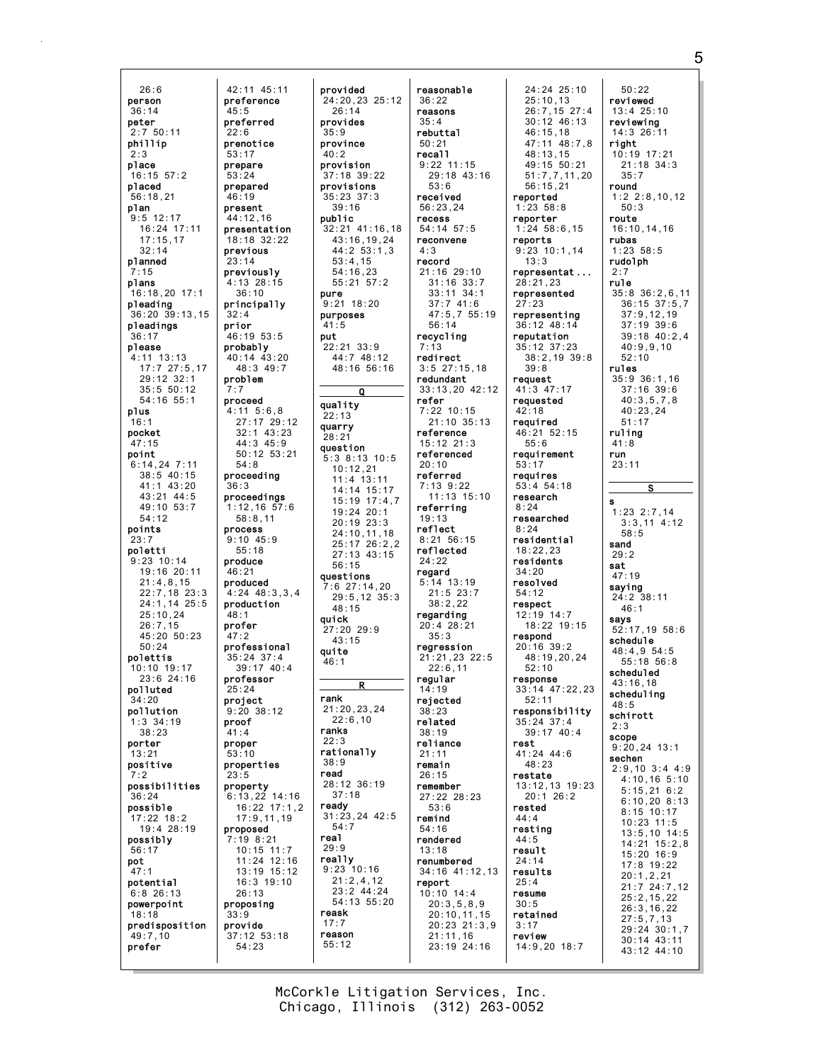26:6
**person**
36:14
**peter**
2:7 50:11
**phillip**
2:3
**place**
16:15 57:2
**placed**
56:18,21
**plan**
9:5 12:17
16:24 17:11
17:15,17
32:14
**planned**
7:15
**plans**
16:18,20 17:1
**pleading**
36:20 39:13,15
**pleadings**
36:17
**please**
4:11 13:13
17:7 27:5,17
29:12 32:1
35:5 50:12
54:16 55:1
**plus**
16:1
**pocket**
47:15
**point**
6:14,24 7:11
38:5 40:15
41:1 43:20
43:21 44:5
49:10 53:7
54:12
**points**
23:7
**poletti**
9:23 10:14
19:16 20:11
21:4,8,15
22:7,18 23:3
24:1,14 25:5
25:10,24
26:7,15
45:20 50:23
50:24
**polettis**
10:10 19:17
23:6 24:16
**polluted**
34:20
**pollution**
1:3 34:19
38:23
**porter**
13:21
**positive**
7:2
**possibilities**
36:24
**possible**
17:22 18:2
19:4 28:19
**possibly**
56:17
**pot**
47:1
**potential**
6:8 26:13
**powerpoint**
18:18
**predisposition**
49:7,10
**prefer**
42:11 45:11
**preference**
45:5
**preferred**
22:6
**prenotice**
53:17
**prepare**
53:24
**prepared**
46:19
**present**
44:12,16
**presentation**
18:18 32:22
**previous**
23:14
**previously**
4:13 28:15
36:10
**principally**
32:4
**prior**
46:19 53:5
**probably**
40:14 43:20
48:3 49:7
**problem**
7:7
**proceed**
4:11 5:6,8
27:17 29:12
32:1 43:23
44:3 45:9
50:12 53:21
54:8
**proceeding**
36:3
**proceedings**
1:12,16 57:6
58:8,11
**process**
9:10 45:9
55:18
**produce**
46:21
**produced**
4:24 48:3,3,4
**production**
48:1
**profer**
47:2
**professional**
35:24 37:4
39:17 40:4
**professor**
25:24
**project**
9:20 38:12
**proof**
41:4
**proper**
53:10
**properties**
23:5
**property**
6:13,22 14:16
16:22 17:1,2
17:9,11,19
**proposed**
7:19 8:21
10:15 11:7
11:24 12:16
13:19 15:12
16:3 19:10
26:13
**proposing**
33:9
**provide**
37:12 53:18
54:23
**provided**
24:20,23 25:12
26:14
**provides**
35:9
**province**
40:2
**provision**
37:18 39:22
**provisions**
35:23 37:3
39:16
**public**
32:21 41:16,18
43:16,19,24
44:2 53:1,3
53:4,15
54:16,23
55:21 57:2
**pure**
9:21 18:20
**purposes**
41:5
**put**
22:21 33:9
44:7 48:12
48:16 56:16

**Q**

**quality**
22:13
**quarry**
28:21
**question**
5:3 8:13 10:5
10:12,21
11:4 13:11
14:14 15:17
15:19 17:4,7
19:24 20:1
20:19 23:3
24:10,11,18
25:17 26:2,2
27:13 43:15
56:15
**questions**
7:6 27:14,20
29:5,12 35:3
48:15
**quick**
27:20 29:9
43:15
**quite**
46:1

**R**

**rank**
21:20,23,24
22:6,10
**ranks**
22:3
**rationally**
38:9
**read**
28:12 36:19
37:18
**ready**
31:23,24 42:5
54:7
**real**
29:9
**really**
9:23 10:16
21:2,4,12
23:2 44:24
54:13 55:20
**reask**
17:7
**reason**
55:12
**reasonable**
36:22
**reasons**
35:4
**rebuttal**
50:21
**recall**
9:22 11:15
29:18 43:16
53:6
**received**
56:23,24
**recess**
54:14 57:5
**reconvene**
4:3
**record**
21:16 29:10
31:16 33:7
33:11 34:1
37:7 41:6
47:5,7 55:19
56:14
**recycling**
7:13
**redirect**
3:5 27:15,18
**redundant**
33:13,20 42:12
**refer**
7:22 10:15
21:10 35:13
**reference**
15:12 21:3
**referenced**
20:10
**referred**
7:13 9:22
11:13 15:10
**referring**
19:13
**reflect**
8:21 56:15
**reflected**
24:22
**regard**
5:14 13:19
21:5 23:7
38:2,22
**regarding**
20:4 28:21
35:3
**regression**
21:21,23 22:5
22:6,11
**regular**
14:19
**rejected**
38:23
**related**
38:19
**reliance**
21:11
**remain**
26:15
**remember**
27:22 28:23
53:6
**remind**
54:16
**rendered**
13:18
**renumbered**
34:16 41:12,13
**report**
10:10 14:4
20:3,5,8,9
20:10,11,15
20:23 21:3,9
21:11,16
23:19 24:16
24:24 25:10
25:10,13
26:7,15 27:4
30:12 46:13
46:15,18
47:11 48:7,8
48:13,15
49:15 50:21
51:7,7,11,20
56:15,21
**reported**
1:23 58:8
**reporter**
1:24 58:6,15
**reports**
9:23 10:1,14
13:3
**representat...**
28:21,23
**represented**
27:23
**representing**
36:12 48:14
**reputation**
35:12 37:23
38:2,19 39:8
39:8
**request**
41:3 47:17
**requested**
42:18
**required**
46:21 52:15
55:6
**requirement**
53:17
**requires**
53:4 54:18
**research**
8:24
**researched**
8:24
**residential**
18:22,23
**residents**
34:20
**resolved**
54:12
**respect**
12:19 14:7
18:22 19:15
**respond**
20:16 39:2
48:19,20,24
52:10
**response**
33:14 47:22,23
52:11
**responsibility**
35:24 37:4
39:17 40:4
**rest**
41:24 44:6
48:23
**restate**
13:12,13 19:23
20:1 26:2
**rested**
44:4
**resting**
44:5
**result**
24:14
**results**
25:4
**resume**
30:5
**retained**
3:17
**review**
14:9,20 18:7
50:22
**reviewed**
13:4 25:10
**reviewing**
14:3 26:11
**right**
10:19 17:21
21:18 34:3
35:7
**round**
1:2 2:8,10,12
50:3
**route**
16:10,14,16
**rubas**
1:23 58:5
**rudolph**
2:7
**rule**
35:8 36:2,6,11
36:15 37:5,7
37:9,12,19
37:19 39:6
39:18 40:2,4
40:9,9,10
52:10
**rules**
35:9 36:1,16
37:16 39:6
40:3,5,7,8
40:23,24
51:17
**ruling**
41:8
**run**
23:11

**S**

**s**
1:23 2:7,14
3:3,11 4:12
58:5
**sand**
29:2
**sat**
47:19
**saying**
24:2 38:11
46:1
**says**
52:17,19 58:6
**schedule**
48:4,9 54:5
55:18 56:8
**scheduled**
43:16,18
**scheduling**
48:5
**schirott**
2:3
**scope**
9:20,24 13:1
**sechen**
2:9,10 3:4 4:9
4:10,16 5:10
5:15,21 6:2
6:10,20 8:13
8:15 10:17
10:23 11:5
13:5,10 14:5
14:21 15:2,8
15:20 16:9
17:8 19:22
20:1,2,21
21:7 24:7,12
25:2,15,22
26:3,16,22
27:5,7,13
29:24 30:1,7
30:14 43:11
43:12 44:10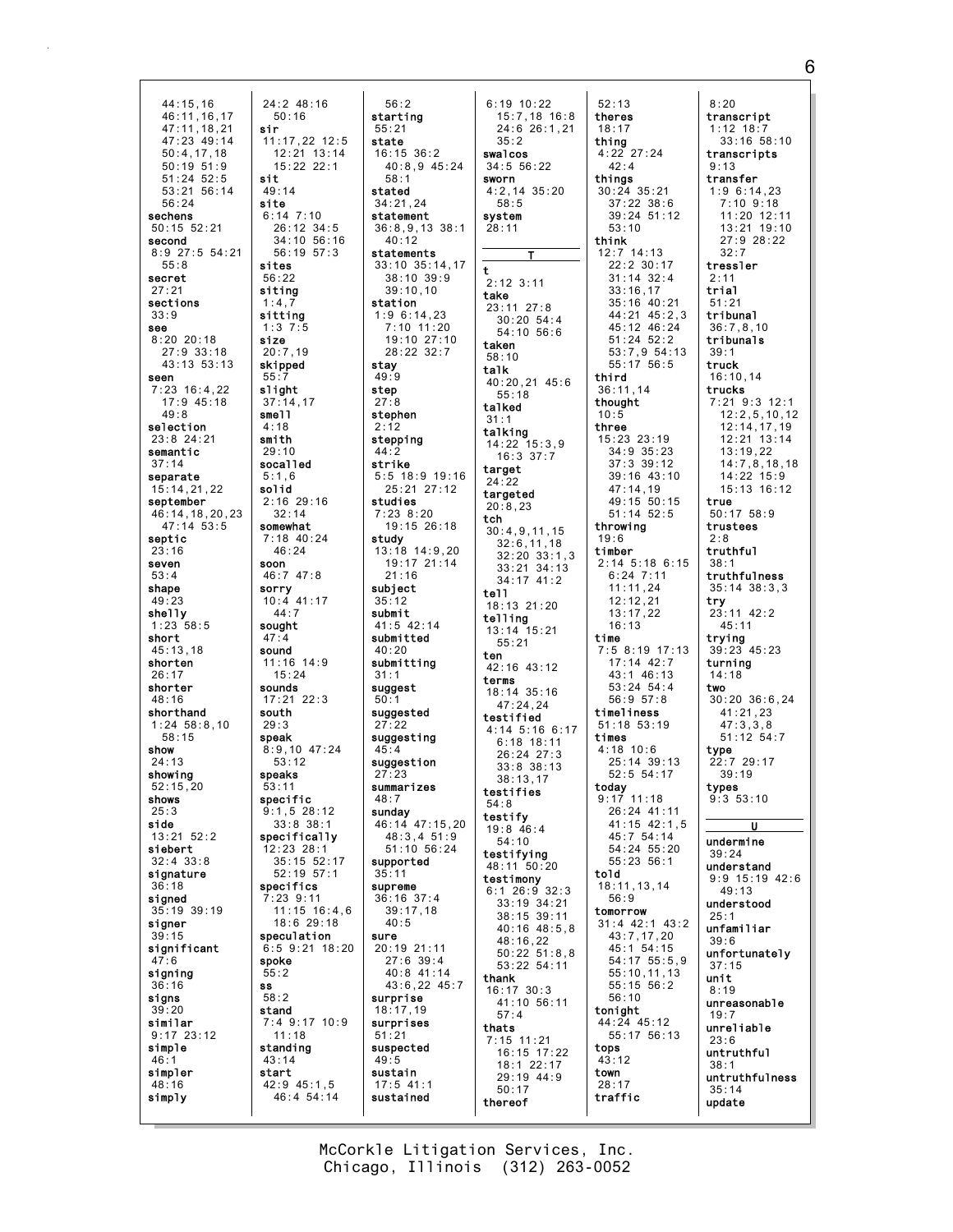44:15,16
46:11,16,17
47:11,18,21
47:23 49:14
50:4,17,18
50:19 51:9
51:24 52:5
53:21 56:14
56:24
**sechens**
50:15 52:21
**second**
8:9 27:5 54:21
55:8
**secret**
27:21
**sections**
33:9
**see**
8:20 20:18
27:9 33:18
43:13 53:13
**seen**
7:23 16:4,22
17:9 45:18
49:8
**selection**
23:8 24:21
**semantic**
37:14
**separate**
15:14,21,22
**september**
46:14,18,20,23
47:14 53:5
**septic**
23:16
**seven**
53:4
**shape**
49:23
**shelly**
1:23 58:5
**short**
45:13,18
**shorten**
26:17
**shorter**
48:16
**shorthand**
1:24 58:8,10
58:15
**show**
24:13
**showing**
52:15,20
**shows**
25:3
**side**
13:21 52:2
**siebert**
32:4 33:8
**signature**
36:18
**signed**
35:19 39:19
**signer**
39:15
**significant**
47:6
**signing**
36:16
**signs**
39:20
**similar**
9:17 23:12
**simple**
46:1
**simpler**
48:16
**simply**
24:2 48:16
50:16
**sir**
11:17,22 12:5
12:21 13:14
15:22 22:1
**sit**
49:14
**site**
6:14 7:10
26:12 34:5
34:10 56:16
56:19 57:3
**sites**
56:22
**siting**
1:4,7
**sitting**
1:3 7:5
**size**
20:7,19
**skipped**
55:7
**slight**
37:14,17
**smell**
4:18
**smith**
29:10
**socalled**
5:1,6
**solid**
2:16 29:16
32:14
**somewhat**
7:18 40:24
46:24
**soon**
46:7 47:8
**sorry**
10:4 41:17
44:7
**sought**
47:4
**sound**
11:16 14:9
15:24
**sounds**
17:21 22:3
**south**
29:3
**speak**
8:9,10 47:24
53:12
**speaks**
53:11
**specific**
9:1,5 28:12
33:8 38:1
**specifically**
12:23 28:1
35:15 52:17
52:19 57:1
**specifics**
7:23 9:11
11:15 16:4,6
18:6 29:18
**speculation**
6:5 9:21 18:20
**spoke**
55:2
**ss**
58:2
**stand**
7:4 9:17 10:9
11:18
**standing**
43:14
**start**
42:9 45:1,5
46:4 54:14
56:2
**starting**
55:21
**state**
16:15 36:2
40:8,9 45:24
58:1
**stated**
34:21,24
**statement**
36:8,9,13 38:1
40:12
**statements**
33:10 35:14,17
38:10 39:9
39:10,10
**station**
1:9 6:14,23
7:10 11:20
19:10 27:10
28:22 32:7
**stay**
49:9
**step**
27:8
**stephen**
2:12
**stepping**
44:2
**strike**
5:5 18:9 19:16
25:21 27:12
**studies**
7:23 8:20
19:15 26:18
**study**
13:18 14:9,20
19:17 21:14
21:16
**subject**
35:12
**submit**
41:5 42:14
**submitted**
40:20
**submitting**
31:1
**suggest**
50:1
**suggested**
27:22
**suggesting**
45:4
**suggestion**
27:23
**summarizes**
48:7
**sunday**
46:14 47:15,20
48:3,4 51:9
51:10 56:24
**supported**
35:11
**supreme**
36:16 37:4
39:17,18
40:5
**sure**
20:19 21:11
27:6 39:4
40:8 41:14
43:6,22 45:7
**surprise**
18:17,19
**surprises**
51:21
**suspected**
49:5
**sustain**
17:5 41:1
**sustained**
6:19 10:22
15:7,18 16:8
24:6 26:1,21
35:2
**swalcos**
34:5 56:22
**sworn**
4:2,14 35:20
58:5
**system**
28:11

## T

**t**
2:12 3:11
**take**
23:11 27:8
30:20 54:4
54:10 56:6
**taken**
58:10
**talk**
40:20,21 45:6
55:18
**talked**
31:1
**talking**
14:22 15:3,9
16:3 37:7
**target**
24:22
**targeted**
20:8,23
**tch**
30:4,9,11,15
32:6,11,18
32:20 33:1,3
33:21 34:13
34:17 41:2
**tell**
18:13 21:20
**telling**
13:14 15:21
55:21
**ten**
42:16 43:12
**terms**
18:14 35:16
47:24,24
**testified**
4:14 5:16 6:17
6:18 18:11
26:24 27:3
33:8 38:13
38:13,17
**testifies**
54:8
**testify**
19:8 46:4
54:10
**testifying**
48:11 50:20
**testimony**
6:1 26:9 32:3
33:19 34:21
38:15 39:11
40:16 48:5,8
48:16,22
50:22 51:8,8
53:22 54:11
**thank**
16:17 30:3
41:10 56:11
57:4
**thats**
7:15 11:21
16:15 17:22
18:1 22:17
29:19 44:9
50:17
**thereof**
52:13
**theres**
18:17
**thing**
4:22 27:24
42:4
**things**
30:24 35:21
37:22 38:6
39:24 51:12
53:10
**think**
12:7 14:13
22:2 30:17
31:14 32:4
33:16,17
35:16 40:21
44:21 45:2,3
45:12 46:24
51:24 52:2
53:7,9 54:13
55:17 56:5
**third**
36:11,14
**thought**
10:5
**three**
15:23 23:19
34:9 35:23
37:3 39:12
39:16 43:10
47:14,19
49:15 50:15
51:14 52:5
**throwing**
19:6
**timber**
2:14 5:18 6:15
6:24 7:11
11:11,24
12:12,21
13:17,22
16:13
**time**
7:5 8:19 17:13
17:14 42:7
43:1 46:13
53:24 54:4
56:9 57:8
**timeliness**
51:18 53:19
**times**
4:18 10:6
25:14 39:13
52:5 54:17
**today**
9:17 11:18
26:24 41:11
41:15 42:1,5
45:7 54:14
54:24 55:20
55:23 56:1
**told**
18:11,13,14
56:9
**tomorrow**
31:4 42:1 43:2
43:7,17,20
45:1 54:15
54:17 55:5,9
55:10,11,13
55:15 56:2
56:10
**tonight**
44:24 45:12
55:17 56:13
**tops**
43:12
**town**
28:17
**traffic**
8:20
**transcript**
1:12 18:7
33:16 58:10
**transcripts**
9:13
**transfer**
1:9 6:14,23
7:10 9:18
11:20 12:11
13:21 19:10
27:9 28:22
32:7
**tressler**
2:11
**trial**
51:21
**tribunal**
36:7,8,10
**tribunals**
39:1
**truck**
16:10,14
**trucks**
7:21 9:3 12:1
12:2,5,10,12
12:14,17,19
12:21 13:14
13:19,22
14:7,8,18,18
14:22 15:9
15:13 16:12
**true**
50:17 58:9
**trustees**
2:8
**truthful**
38:1
**truthfulness**
35:14 38:3,3
**try**
23:11 42:2
45:11
**trying**
39:23 45:23
**turning**
14:18
**two**
30:20 36:6,24
41:21,23
47:3,3,8
51:12 54:7
**type**
22:7 29:17
39:19
**types**
9:3 53:10

## U

**undermine**
39:24
**understand**
9:9 15:19 42:6
49:13
**understood**
25:1
**unfamiliar**
39:6
**unfortunately**
37:15
**unit**
8:19
**unreasonable**
19:7
**unreliable**
23:6
**untruthful**
38:1
**untruthfulness**
35:14
**update**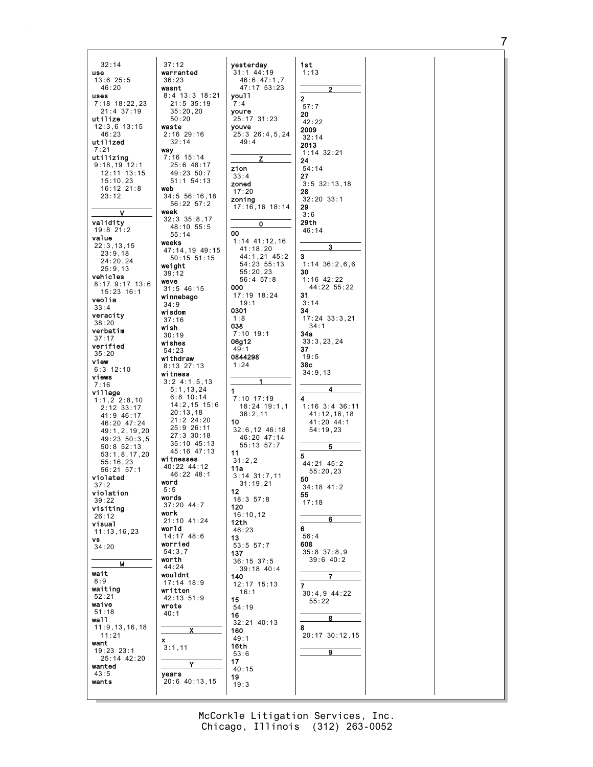32:14
**use**
13:6 25:5
46:20
**uses**
7:18 18:22,23
21:4 37:19
**utilize**
12:3,6 13:15
46:23
**utilized**
7:21
**utilizing**
9:18,19 12:1
12:11 13:15
15:10,23
16:12 21:8
23:12

**V**

**validity**
19:8 21:2
**value**
22:3,13,15
23:9,18
24:20,24
25:9,13
**vehicles**
8:17 9:17 13:6
15:23 16:1
**veolia**
33:4
**veracity**
38:20
**verbatim**
37:17
**verified**
35:20
**view**
6:3 12:10
**views**
7:16
**village**
1:1,2 2:8,10
2:12 33:17
41:9 46:17
46:20 47:24
49:1,2,19,20
49:23 50:3,5
50:8 52:13
53:1,8,17,20
55:16,23
56:21 57:1
**violated**
37:2
**violation**
39:22
**visiting**
26:12
**visual**
11:13,16,23
**vs**
34:20

**W**

**wait**
8:9
**waiting**
52:21
**waive**
51:18
**wall**
11:9,13,16,18
11:21
**want**
19:23 23:1
25:14 42:20
**wanted**
43:5
**wants**
37:12
**warranted**
36:23
**wasnt**
8:4 13:3 18:21
21:5 35:19
35:20,20
50:20
**waste**
2:16 29:16
32:14
**way**
7:16 15:14
25:6 48:17
49:23 50:7
51:1 54:13
**web**
34:5 56:16,18
56:22 57:2
**week**
32:3 35:8,17
48:10 55:5
55:14
**weeks**
47:14,19 49:15
50:15 51:15
**weight**
39:12
**weve**
31:5 46:15
**winnebago**
34:9
**wisdom**
37:16
**wish**
30:19
**wishes**
54:23
**withdraw**
8:13 27:13
**witness**
3:2 4:1,5,13
5:1,13,24
6:8 10:14
14:2,15 15:6
20:13,18
21:2 24:20
25:9 26:11
27:3 30:18
35:10 45:13
45:16 47:13
**witnesses**
40:22 44:12
46:22 48:1
**word**
5:5
**words**
37:20 44:7
**work**
21:10 41:24
**world**
14:17 48:6
**worried**
54:3,7
**worth**
44:24
**wouldnt**
17:14 18:9
**written**
42:13 51:9
**wrote**
40:1

**X**

**x**
3:1,11

**Y**

**years**
20:6 40:13,15
**yesterday**
31:1 44:19
46:6 47:1,7
47:17 53:23
**youll**
7:4
**youre**
25:17 31:23
**youve**
25:3 26:4,5,24
49:4

**Z**

**zion**
33:4
**zoned**
17:20
**zoning**
17:16,16 18:14

**0**

**00**
1:14 41:12,16
41:18,20
44:1,21 45:2
54:23 55:13
55:20,23
56:4 57:8
**000**
17:19 18:24
19:1
**0301**
1:8
**038**
7:10 19:1
**06g12**
49:1
**0844298**
1:24

**1**

**1**
7:10 17:19
18:24 19:1,1
36:2,11
**10**
32:6,12 46:18
46:20 47:14
55:13 57:7
**11**
31:2,2
**11a**
3:14 31:7,11
31:19,21
**12**
18:3 57:8
**120**
16:10,12
**12th**
46:23
**13**
53:5 57:7
**137**
36:15 37:5
39:18 40:4
**140**
12:17 15:13
16:1
**15**
54:19
**16**
32:21 40:13
**160**
49:1
**16th**
53:6
**17**
40:15
**19**
19:3
**1st**
1:13

**2**

**2**
57:7
**20**
42:22
**2009**
32:14
**2013**
1:14 32:21
**24**
54:14
**27**
3:5 32:13,18
**28**
32:20 33:1
**29**
3:6
**29th**
46:14

**3**

**3**
1:14 36:2,6,6
**30**
1:16 42:22
44:22 55:22
**31**
3:14
**34**
17:24 33:3,21
34:1
**34a**
33:3,23,24
**37**
19:5
**38c**
34:9,13

**4**

**4**
1:16 3:4 36:11
41:12,16,18
41:20 44:1
54:19,23

**5**

**5**
44:21 45:2
55:20,23
**50**
34:18 41:2
**55**
17:18

**6**

**6**
56:4
**608**
35:8 37:8,9
39:6 40:2

**7**

**7**
30:4,9 44:22
55:22

**8**

**8**
20:17 30:12,15

**9**